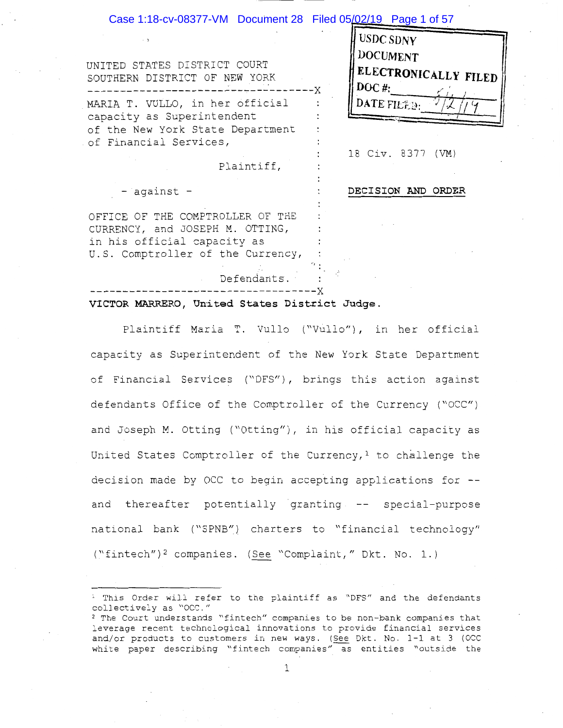UNITED STATES DISTRICT COURT
SOUTHERN DISTRICT OF NEW YORK

| | |
|---|---|
| MARIA T. VULLO, in her official capacity as Superintendent of the New York State Department of Financial Services, Plaintiff, - against - OFFICE OF THE COMPTROLLER OF THE CURRENCY, and JOSEPH M. OTTING, in his official capacity as U.S. Comptroller of the Currency, Defendants. | 18 Civ. 8377 (VM) **DECISION AND ORDER** |

USDC SDNY
DOCUMENT
ELECTRONICALLY FILED
DOC #:
DATE FILED: 5/2/19

**VICTOR MARRERO, United States District Judge.**

Plaintiff Maria T. Vullo ("Vullo"), in her official capacity as Superintendent of the New York State Department of Financial Services ("DFS"), brings this action against defendants Office of the Comptroller of the Currency ("OCC") and Joseph M. Otting ("Otting"), in his official capacity as United States Comptroller of the Currency,[1] to challenge the decision made by OCC to begin accepting applications for -- and thereafter potentially granting -- special-purpose national bank ("SPNB") charters to "financial technology" ("fintech")[2] companies. (See "Complaint," Dkt. No. 1.)

---

[1] This Order will refer to the plaintiff as "DFS" and the defendants collectively as "OCC."

[2] The Court understands "fintech" companies to be non-bank companies that leverage recent technological innovations to provide financial services and/or products to customers in new ways. (See Dkt. No. 1-1 at 3 (OCC white paper describing "fintech companies" as entities "outside the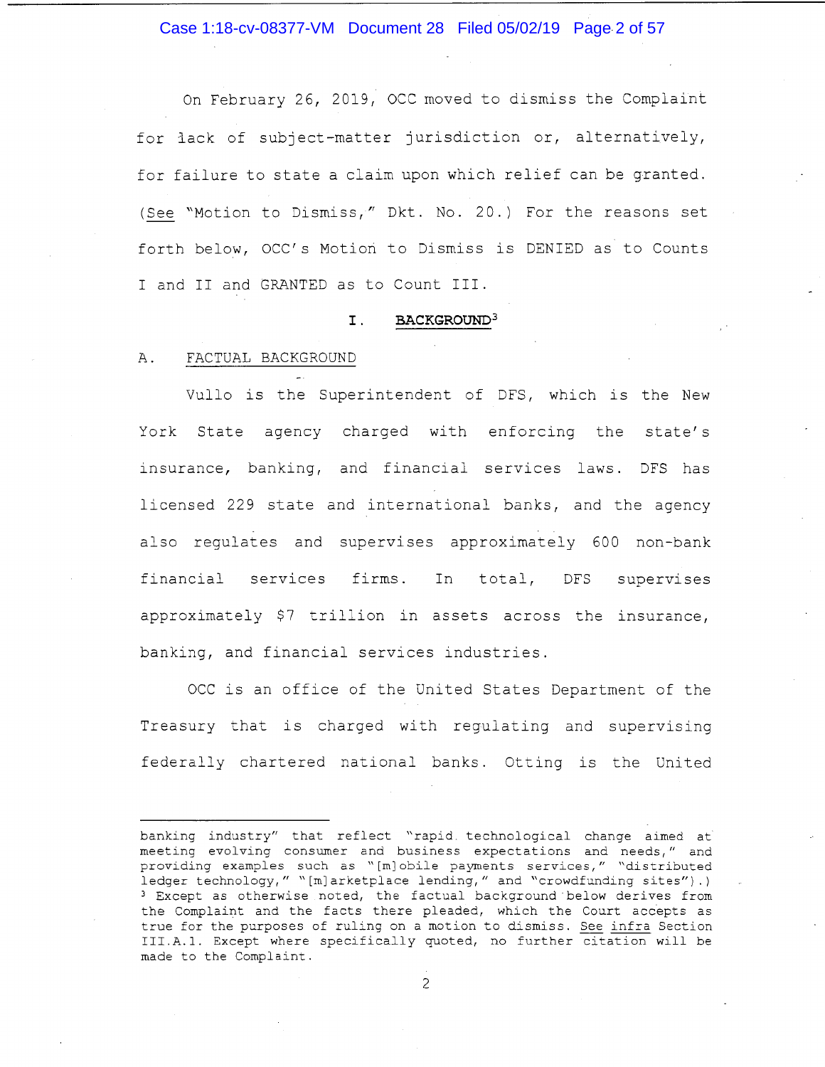On February 26, 2019, OCC moved to dismiss the Complaint for lack of subject-matter jurisdiction or, alternatively, for failure to state a claim upon which relief can be granted. (See "Motion to Dismiss," Dkt. No. 20.) For the reasons set forth below, OCC's Motion to Dismiss is DENIED as to Counts I and II and GRANTED as to Count III.

## I. BACKGROUND[3]

### A. FACTUAL BACKGROUND

Vullo is the Superintendent of DFS, which is the New York State agency charged with enforcing the state's insurance, banking, and financial services laws. DFS has licensed 229 state and international banks, and the agency also regulates and supervises approximately 600 non-bank financial services firms. In total, DFS supervises approximately $7 trillion in assets across the insurance, banking, and financial services industries.

OCC is an office of the United States Department of the Treasury that is charged with regulating and supervising federally chartered national banks. Otting is the United

---

banking industry" that reflect "rapid technological change aimed at meeting evolving consumer and business expectations and needs," and providing examples such as "[m]obile payments services," "distributed ledger technology," "[m]arketplace lending," and "crowdfunding sites").)

[3] Except as otherwise noted, the factual background below derives from the Complaint and the facts there pleaded, which the Court accepts as true for the purposes of ruling on a motion to dismiss. See infra Section III.A.1. Except where specifically quoted, no further citation will be made to the Complaint.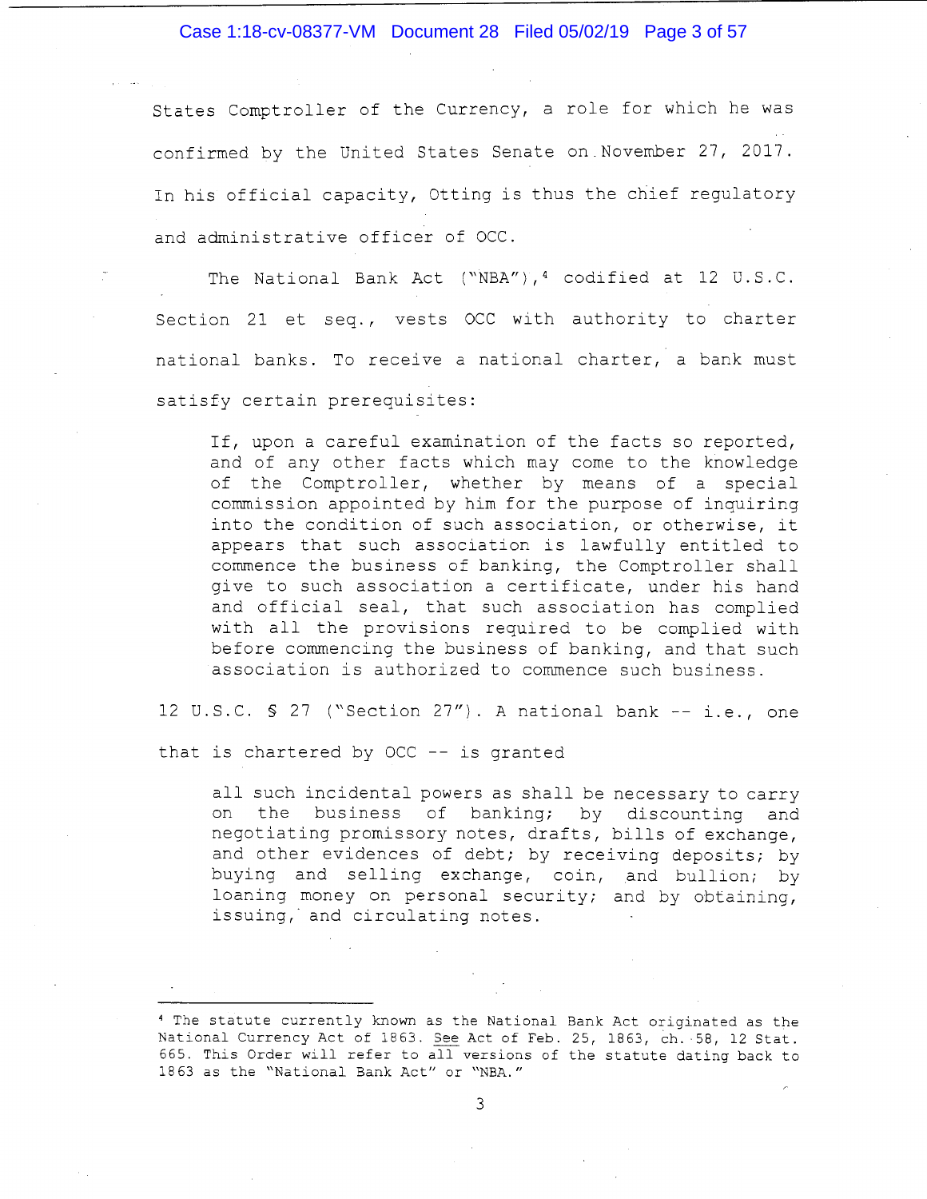States Comptroller of the Currency, a role for which he was confirmed by the United States Senate on November 27, 2017. In his official capacity, Otting is thus the chief regulatory and administrative officer of OCC.

The National Bank Act ("NBA"),[4] codified at 12 U.S.C. Section 21 et seq., vests OCC with authority to charter national banks. To receive a national charter, a bank must satisfy certain prerequisites:

> If, upon a careful examination of the facts so reported, and of any other facts which may come to the knowledge of the Comptroller, whether by means of a special commission appointed by him for the purpose of inquiring into the condition of such association, or otherwise, it appears that such association is lawfully entitled to commence the business of banking, the Comptroller shall give to such association a certificate, under his hand and official seal, that such association has complied with all the provisions required to be complied with before commencing the business of banking, and that such association is authorized to commence such business.

12 U.S.C. § 27 ("Section 27"). A national bank -- i.e., one that is chartered by OCC -- is granted

> all such incidental powers as shall be necessary to carry on the business of banking; by discounting and negotiating promissory notes, drafts, bills of exchange, and other evidences of debt; by receiving deposits; by buying and selling exchange, coin, and bullion; by loaning money on personal security; and by obtaining, issuing, and circulating notes.

---

[4] The statute currently known as the National Bank Act originated as the National Currency Act of 1863. See Act of Feb. 25, 1863, ch. 58, 12 Stat. 665. This Order will refer to all versions of the statute dating back to 1863 as the "National Bank Act" or "NBA."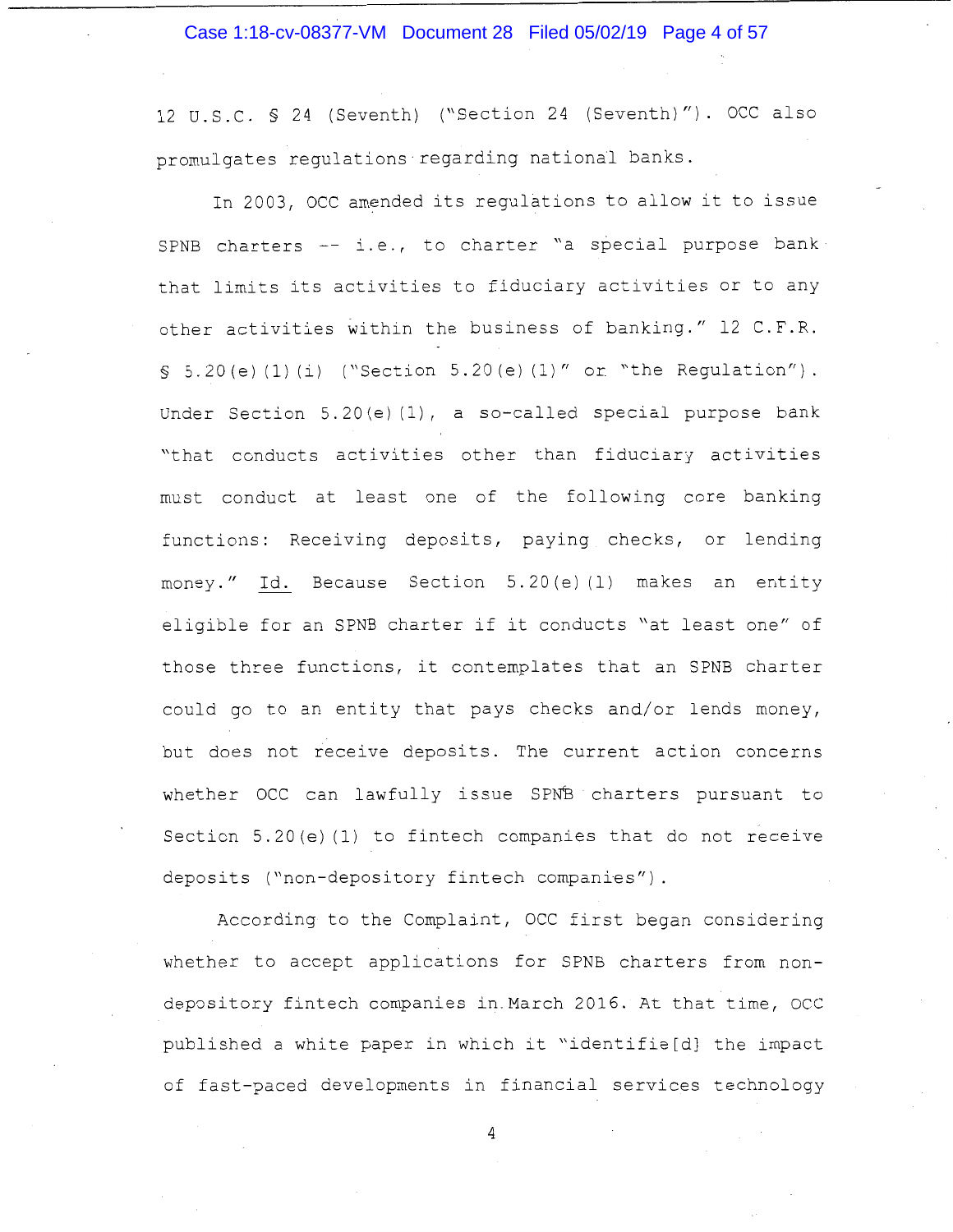12 U.S.C. § 24 (Seventh) ("Section 24 (Seventh)"). OCC also promulgates regulations regarding national banks.

In 2003, OCC amended its regulations to allow it to issue SPNB charters -- i.e., to charter "a special purpose bank that limits its activities to fiduciary activities or to any other activities within the business of banking." 12 C.F.R. § 5.20(e)(1)(i) ("Section 5.20(e)(1)" or "the Regulation"). Under Section 5.20(e)(1), a so-called special purpose bank "that conducts activities other than fiduciary activities must conduct at least one of the following core banking functions: Receiving deposits, paying checks, or lending money." Id. Because Section 5.20(e)(1) makes an entity eligible for an SPNB charter if it conducts "at least one" of those three functions, it contemplates that an SPNB charter could go to an entity that pays checks and/or lends money, but does not receive deposits. The current action concerns whether OCC can lawfully issue SPNB charters pursuant to Section 5.20(e)(1) to fintech companies that do not receive deposits ("non-depository fintech companies").

According to the Complaint, OCC first began considering whether to accept applications for SPNB charters from non-depository fintech companies in March 2016. At that time, OCC published a white paper in which it "identifie[d] the impact of fast-paced developments in financial services technology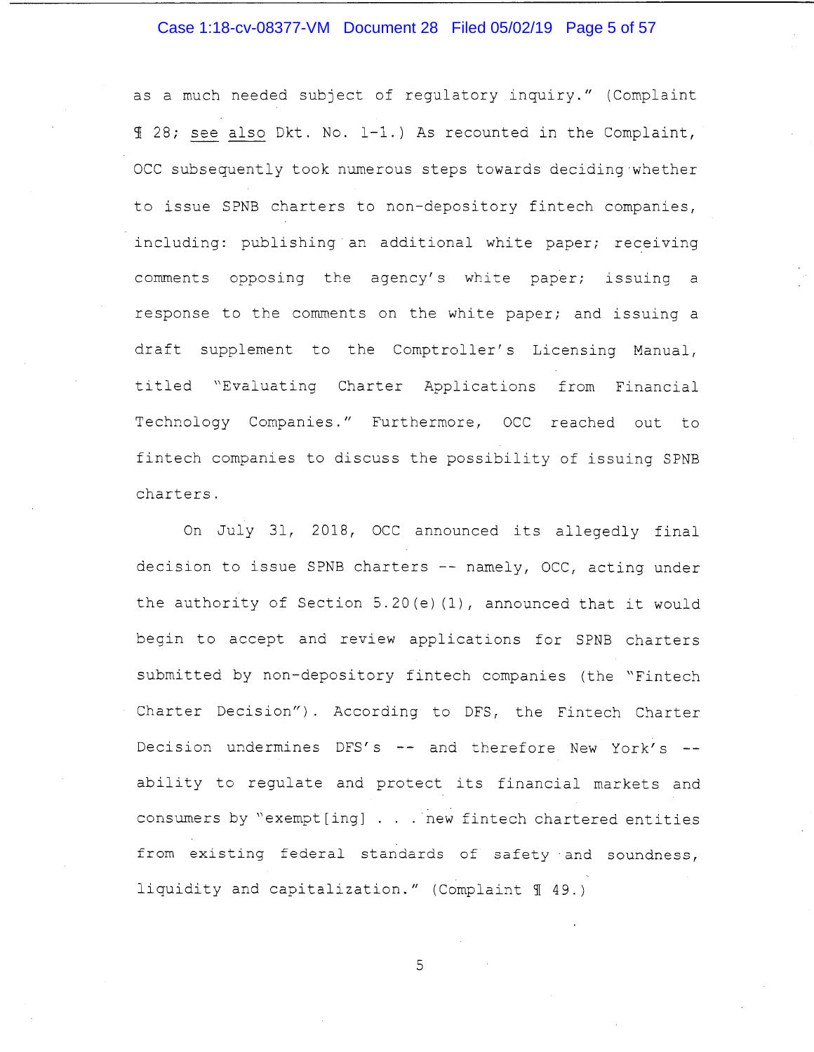as a much needed subject of regulatory inquiry." (Complaint ¶ 28; see also Dkt. No. 1-1.) As recounted in the Complaint, OCC subsequently took numerous steps towards deciding whether to issue SPNB charters to non-depository fintech companies, including: publishing an additional white paper; receiving comments opposing the agency's white paper; issuing a response to the comments on the white paper; and issuing a draft supplement to the Comptroller's Licensing Manual, titled "Evaluating Charter Applications from Financial Technology Companies." Furthermore, OCC reached out to fintech companies to discuss the possibility of issuing SPNB charters.

On July 31, 2018, OCC announced its allegedly final decision to issue SPNB charters -- namely, OCC, acting under the authority of Section 5.20(e)(1), announced that it would begin to accept and review applications for SPNB charters submitted by non-depository fintech companies (the "Fintech Charter Decision"). According to DFS, the Fintech Charter Decision undermines DFS's -- and therefore New York's -- ability to regulate and protect its financial markets and consumers by "exempt[ing] . . . new fintech chartered entities from existing federal standards of safety and soundness, liquidity and capitalization." (Complaint ¶ 49.)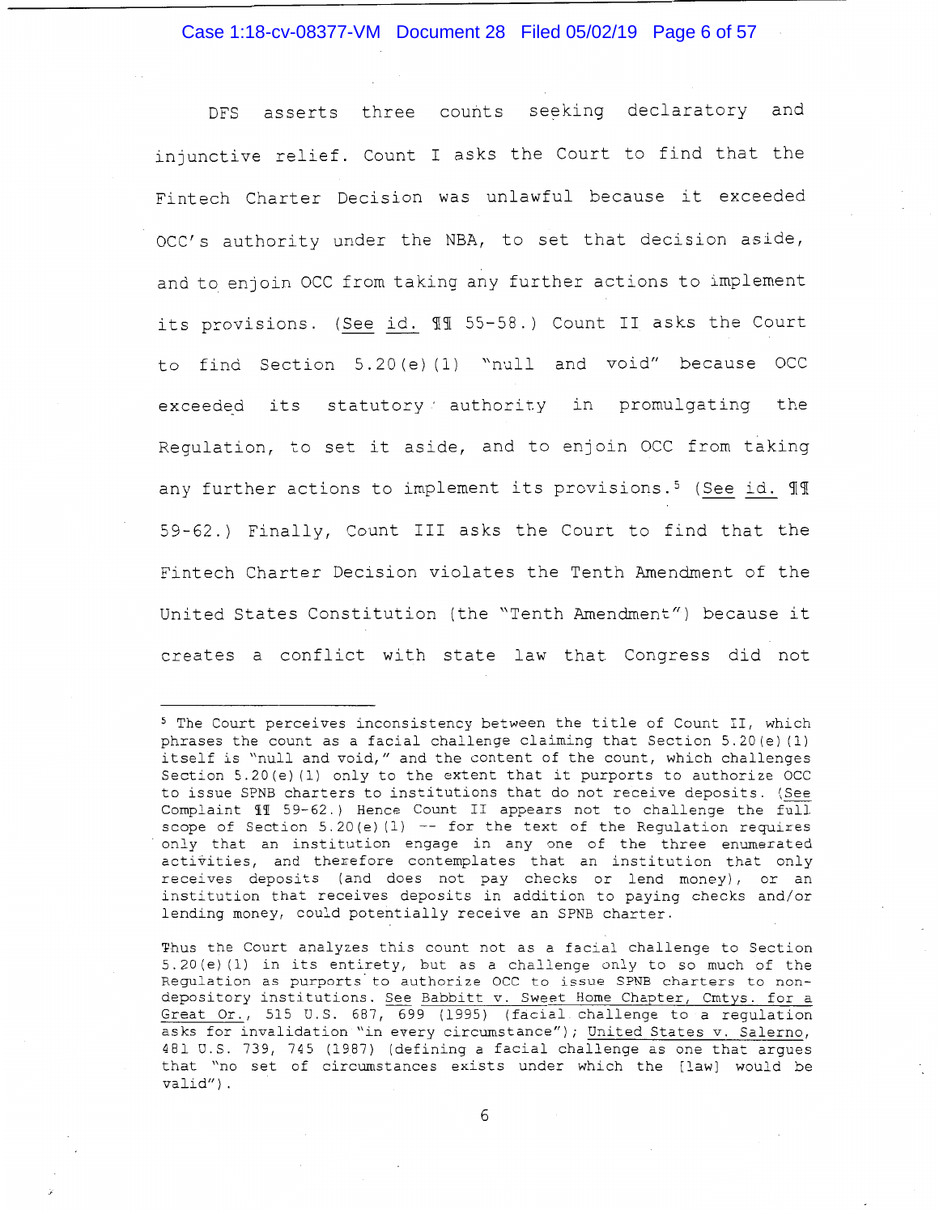DFS asserts three counts seeking declaratory and injunctive relief. Count I asks the Court to find that the Fintech Charter Decision was unlawful because it exceeded OCC's authority under the NBA, to set that decision aside, and to enjoin OCC from taking any further actions to implement its provisions. (See id. ¶¶ 55-58.) Count II asks the Court to find Section 5.20(e)(1) "null and void" because OCC exceeded its statutory authority in promulgating the Regulation, to set it aside, and to enjoin OCC from taking any further actions to implement its provisions.[5] (See id. ¶¶ 59-62.) Finally, Count III asks the Court to find that the Fintech Charter Decision violates the Tenth Amendment of the United States Constitution (the "Tenth Amendment") because it creates a conflict with state law that Congress did not

---

[5] The Court perceives inconsistency between the title of Count II, which phrases the count as a facial challenge claiming that Section 5.20(e)(1) itself is "null and void," and the content of the count, which challenges Section 5.20(e)(1) only to the extent that it purports to authorize OCC to issue SPNB charters to institutions that do not receive deposits. (See Complaint ¶¶ 59-62.) Hence Count II appears not to challenge the full scope of Section 5.20(e)(1) -- for the text of the Regulation requires only that an institution engage in any one of the three enumerated activities, and therefore contemplates that an institution that only receives deposits (and does not pay checks or lend money), or an institution that receives deposits in addition to paying checks and/or lending money, could potentially receive an SPNB charter.

Thus the Court analyzes this count not as a facial challenge to Section 5.20(e)(1) in its entirety, but as a challenge only to so much of the Regulation as purports to authorize OCC to issue SPNB charters to non-depository institutions. See Babbitt v. Sweet Home Chapter, Cmtys. for a Great Or., 515 U.S. 687, 699 (1995) (facial challenge to a regulation asks for invalidation "in every circumstance"); United States v. Salerno, 481 U.S. 739, 745 (1987) (defining a facial challenge as one that argues that "no set of circumstances exists under which the [law] would be valid").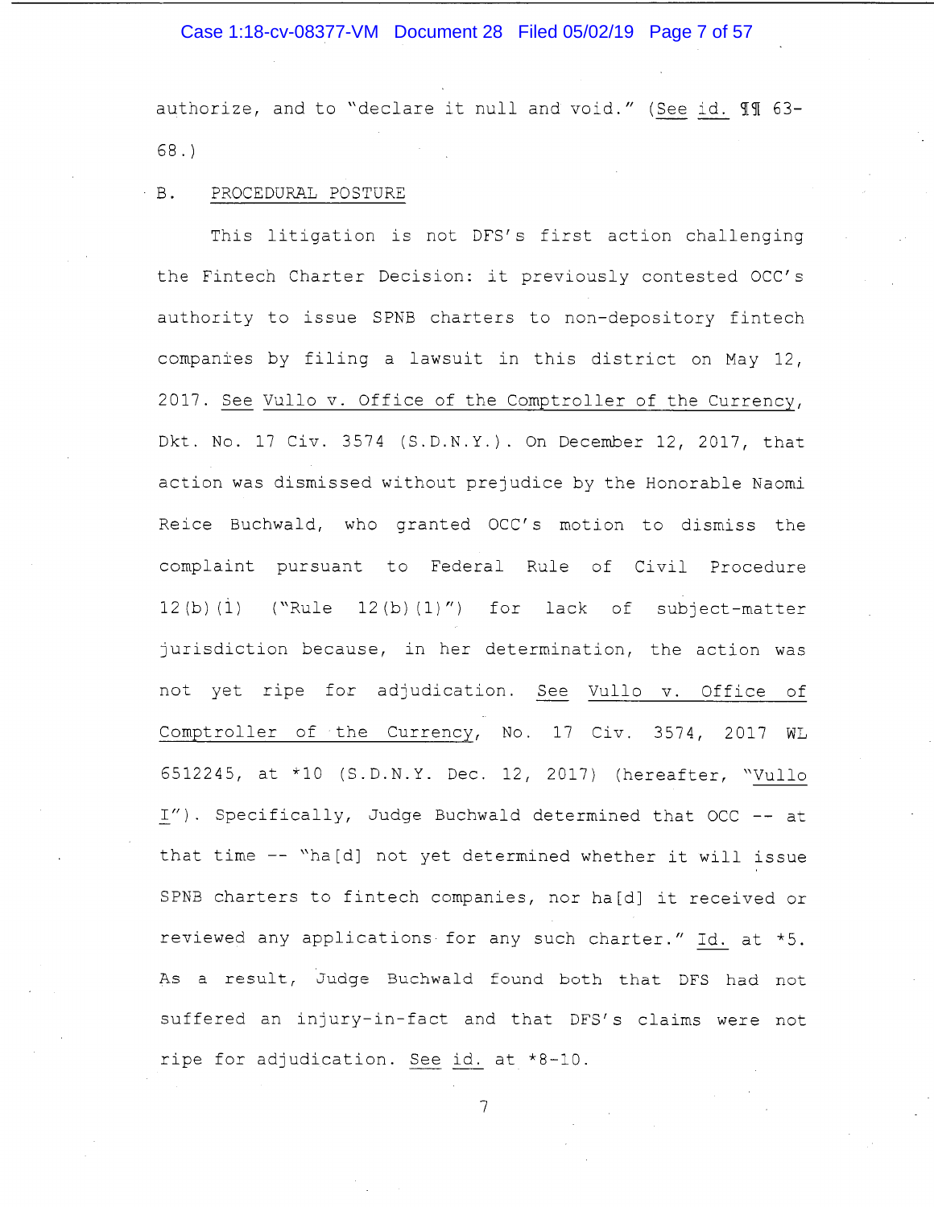authorize, and to "declare it null and void." (*See id.* ¶¶ 63-68.)

## B. PROCEDURAL POSTURE

This litigation is not DFS's first action challenging the Fintech Charter Decision: it previously contested OCC's authority to issue SPNB charters to non-depository fintech companies by filing a lawsuit in this district on May 12, 2017. *See* *Vullo v. Office of the Comptroller of the Currency*, Dkt. No. 17 Civ. 3574 (S.D.N.Y.). On December 12, 2017, that action was dismissed without prejudice by the Honorable Naomi Reice Buchwald, who granted OCC's motion to dismiss the complaint pursuant to Federal Rule of Civil Procedure 12(b)(1) ("Rule 12(b)(1)") for lack of subject-matter jurisdiction because, in her determination, the action was not yet ripe for adjudication. *See* *Vullo v. Office of Comptroller of the Currency*, No. 17 Civ. 3574, 2017 WL 6512245, at *10 (S.D.N.Y. Dec. 12, 2017) (hereafter, "*Vullo I*"). Specifically, Judge Buchwald determined that OCC -- at that time -- "ha[d] not yet determined whether it will issue SPNB charters to fintech companies, nor ha[d] it received or reviewed any applications for any such charter." *Id.* at *5. As a result, Judge Buchwald found both that DFS had not suffered an injury-in-fact and that DFS's claims were not ripe for adjudication. *See id.* at *8-10.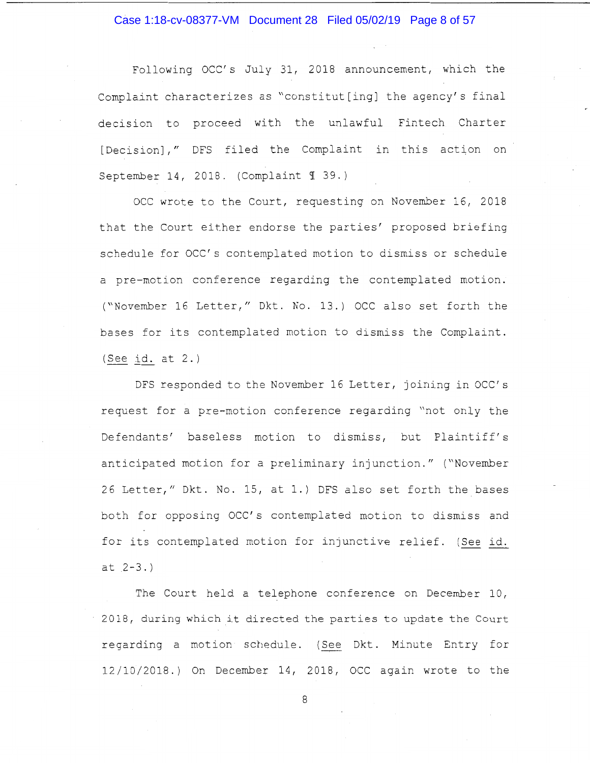Following OCC's July 31, 2018 announcement, which the Complaint characterizes as "constitut[ing] the agency's final decision to proceed with the unlawful Fintech Charter [Decision]," DFS filed the Complaint in this action on September 14, 2018. (Complaint ¶ 39.)

OCC wrote to the Court, requesting on November 16, 2018 that the Court either endorse the parties' proposed briefing schedule for OCC's contemplated motion to dismiss or schedule a pre-motion conference regarding the contemplated motion. ("November 16 Letter," Dkt. No. 13.) OCC also set forth the bases for its contemplated motion to dismiss the Complaint. (See id. at 2.)

DFS responded to the November 16 Letter, joining in OCC's request for a pre-motion conference regarding "not only the Defendants' baseless motion to dismiss, but Plaintiff's anticipated motion for a preliminary injunction." ("November 26 Letter," Dkt. No. 15, at 1.) DFS also set forth the bases both for opposing OCC's contemplated motion to dismiss and for its contemplated motion for injunctive relief. (See id. at 2-3.)

The Court held a telephone conference on December 10, 2018, during which it directed the parties to update the Court regarding a motion schedule. (See Dkt. Minute Entry for 12/10/2018.) On December 14, 2018, OCC again wrote to the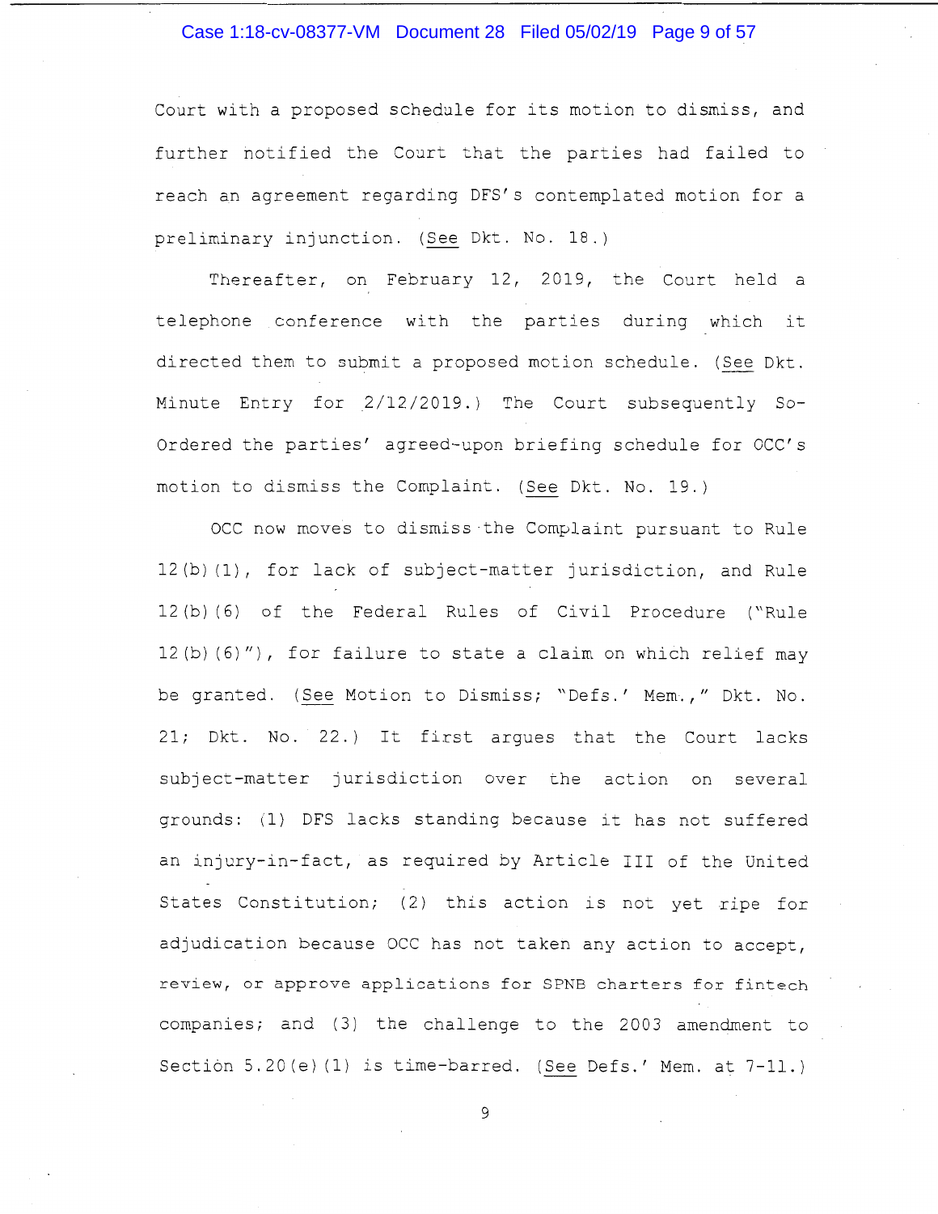Court with a proposed schedule for its motion to dismiss, and further notified the Court that the parties had failed to reach an agreement regarding DFS's contemplated motion for a preliminary injunction. (See Dkt. No. 18.)

Thereafter, on February 12, 2019, the Court held a telephone conference with the parties during which it directed them to submit a proposed motion schedule. (See Dkt. Minute Entry for 2/12/2019.) The Court subsequently So-Ordered the parties' agreed-upon briefing schedule for OCC's motion to dismiss the Complaint. (See Dkt. No. 19.)

OCC now moves to dismiss the Complaint pursuant to Rule 12(b)(1), for lack of subject-matter jurisdiction, and Rule 12(b)(6) of the Federal Rules of Civil Procedure ("Rule 12(b)(6)"), for failure to state a claim on which relief may be granted. (See Motion to Dismiss; "Defs.' Mem.," Dkt. No. 21; Dkt. No. 22.) It first argues that the Court lacks subject-matter jurisdiction over the action on several grounds: (1) DFS lacks standing because it has not suffered an injury-in-fact, as required by Article III of the United States Constitution; (2) this action is not yet ripe for adjudication because OCC has not taken any action to accept, review, or approve applications for SPNB charters for fintech companies; and (3) the challenge to the 2003 amendment to Section 5.20(e)(1) is time-barred. (See Defs.' Mem. at 7-11.)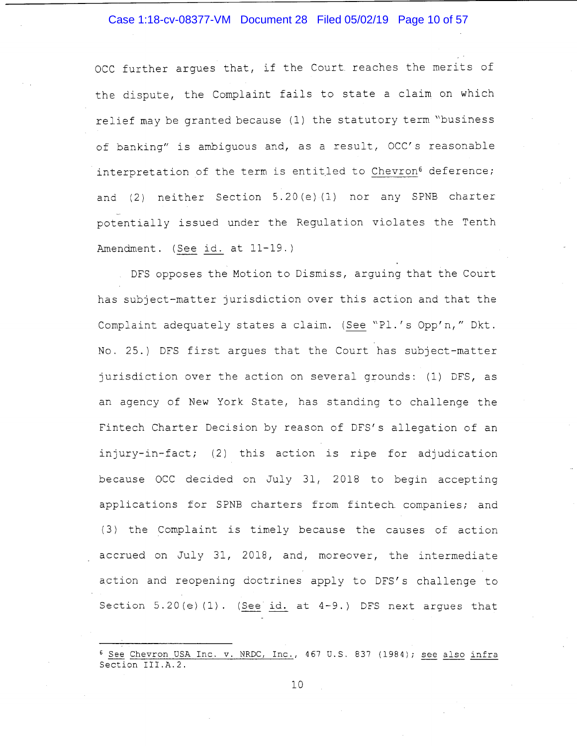OCC further argues that, if the Court reaches the merits of the dispute, the Complaint fails to state a claim on which relief may be granted because (1) the statutory term "business of banking" is ambiguous and, as a result, OCC's reasonable interpretation of the term is entitled to Chevron[6] deference; and (2) neither Section 5.20(e)(1) nor any SPNB charter potentially issued under the Regulation violates the Tenth Amendment. (See id. at 11-19.)

DFS opposes the Motion to Dismiss, arguing that the Court has subject-matter jurisdiction over this action and that the Complaint adequately states a claim. (See "Pl.'s Opp'n," Dkt. No. 25.) DFS first argues that the Court has subject-matter jurisdiction over the action on several grounds: (1) DFS, as an agency of New York State, has standing to challenge the Fintech Charter Decision by reason of DFS's allegation of an injury-in-fact; (2) this action is ripe for adjudication because OCC decided on July 31, 2018 to begin accepting applications for SPNB charters from fintech companies; and (3) the Complaint is timely because the causes of action accrued on July 31, 2018, and, moreover, the intermediate action and reopening doctrines apply to DFS's challenge to Section 5.20(e)(1). (See id. at 4-9.) DFS next argues that

---

[6] See Chevron USA Inc. v. NRDC, Inc., 467 U.S. 837 (1984); see also infra Section III.A.2.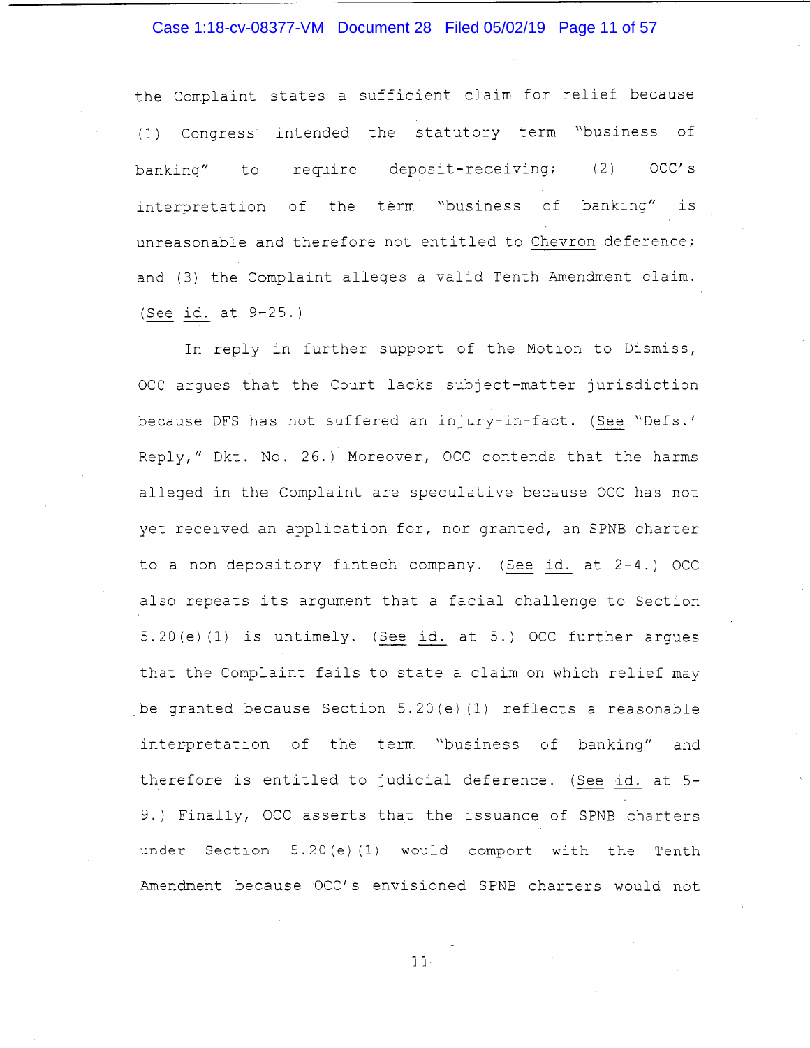the Complaint states a sufficient claim for relief because (1) Congress intended the statutory term "business of banking" to require deposit-receiving; (2) OCC's interpretation of the term "business of banking" is unreasonable and therefore not entitled to Chevron deference; and (3) the Complaint alleges a valid Tenth Amendment claim. (See id. at 9-25.)

In reply in further support of the Motion to Dismiss, OCC argues that the Court lacks subject-matter jurisdiction because DFS has not suffered an injury-in-fact. (See "Defs.' Reply," Dkt. No. 26.) Moreover, OCC contends that the harms alleged in the Complaint are speculative because OCC has not yet received an application for, nor granted, an SPNB charter to a non-depository fintech company. (See id. at 2-4.) OCC also repeats its argument that a facial challenge to Section 5.20(e)(1) is untimely. (See id. at 5.) OCC further argues that the Complaint fails to state a claim on which relief may be granted because Section 5.20(e)(1) reflects a reasonable interpretation of the term "business of banking" and therefore is entitled to judicial deference. (See id. at 5-9.) Finally, OCC asserts that the issuance of SPNB charters under Section 5.20(e)(1) would comport with the Tenth Amendment because OCC's envisioned SPNB charters would not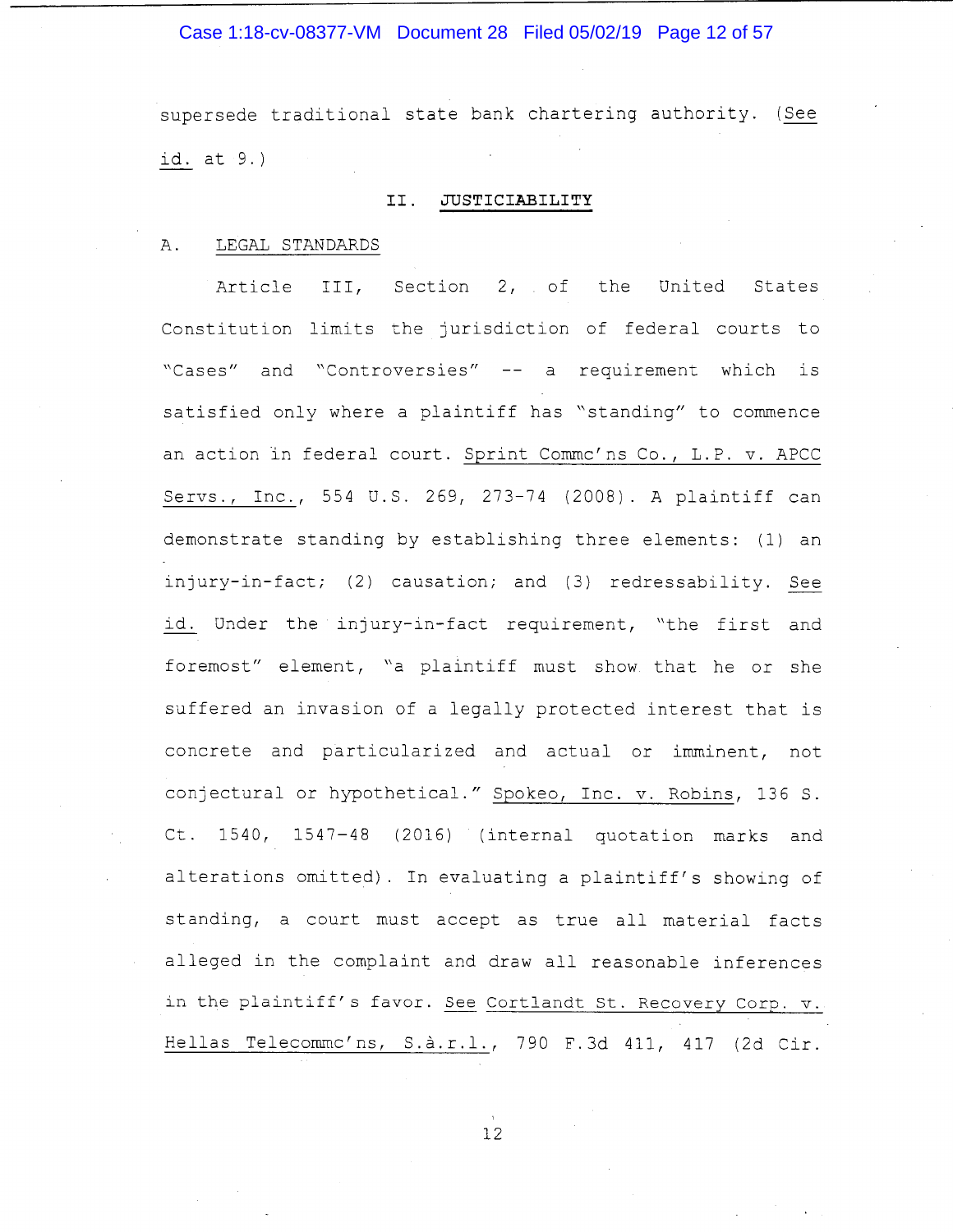supersede traditional state bank chartering authority. (See id. at 9.)

## II. JUSTICIABILITY

### A. LEGAL STANDARDS

Article III, Section 2, of the United States Constitution limits the jurisdiction of federal courts to "Cases" and "Controversies" -- a requirement which is satisfied only where a plaintiff has "standing" to commence an action in federal court. Sprint Commc'ns Co., L.P. v. APCC Servs., Inc., 554 U.S. 269, 273-74 (2008). A plaintiff can demonstrate standing by establishing three elements: (1) an injury-in-fact; (2) causation; and (3) redressability. See id. Under the injury-in-fact requirement, "the first and foremost" element, "a plaintiff must show that he or she suffered an invasion of a legally protected interest that is concrete and particularized and actual or imminent, not conjectural or hypothetical." Spokeo, Inc. v. Robins, 136 S. Ct. 1540, 1547-48 (2016) (internal quotation marks and alterations omitted). In evaluating a plaintiff's showing of standing, a court must accept as true all material facts alleged in the complaint and draw all reasonable inferences in the plaintiff's favor. See Cortlandt St. Recovery Corp. v. Hellas Telecommc'ns, S.à.r.l., 790 F.3d 411, 417 (2d Cir.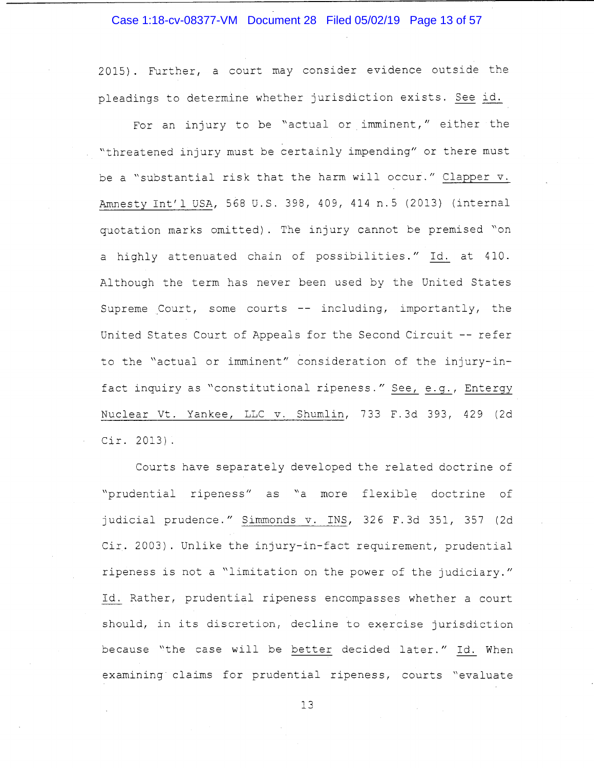2015). Further, a court may consider evidence outside the pleadings to determine whether jurisdiction exists. See id.

For an injury to be "actual or imminent," either the "threatened injury must be certainly impending" or there must be a "substantial risk that the harm will occur." Clapper v. Amnesty Int'l USA, 568 U.S. 398, 409, 414 n.5 (2013) (internal quotation marks omitted). The injury cannot be premised "on a highly attenuated chain of possibilities." Id. at 410. Although the term has never been used by the United States Supreme Court, some courts -- including, importantly, the United States Court of Appeals for the Second Circuit -- refer to the "actual or imminent" consideration of the injury-in-fact inquiry as "constitutional ripeness." See, e.g., Entergy Nuclear Vt. Yankee, LLC v. Shumlin, 733 F.3d 393, 429 (2d Cir. 2013).

Courts have separately developed the related doctrine of "prudential ripeness" as "a more flexible doctrine of judicial prudence." Simmonds v. INS, 326 F.3d 351, 357 (2d Cir. 2003). Unlike the injury-in-fact requirement, prudential ripeness is not a "limitation on the power of the judiciary." Id. Rather, prudential ripeness encompasses whether a court should, in its discretion, decline to exercise jurisdiction because "the case will be better decided later." Id. When examining claims for prudential ripeness, courts "evaluate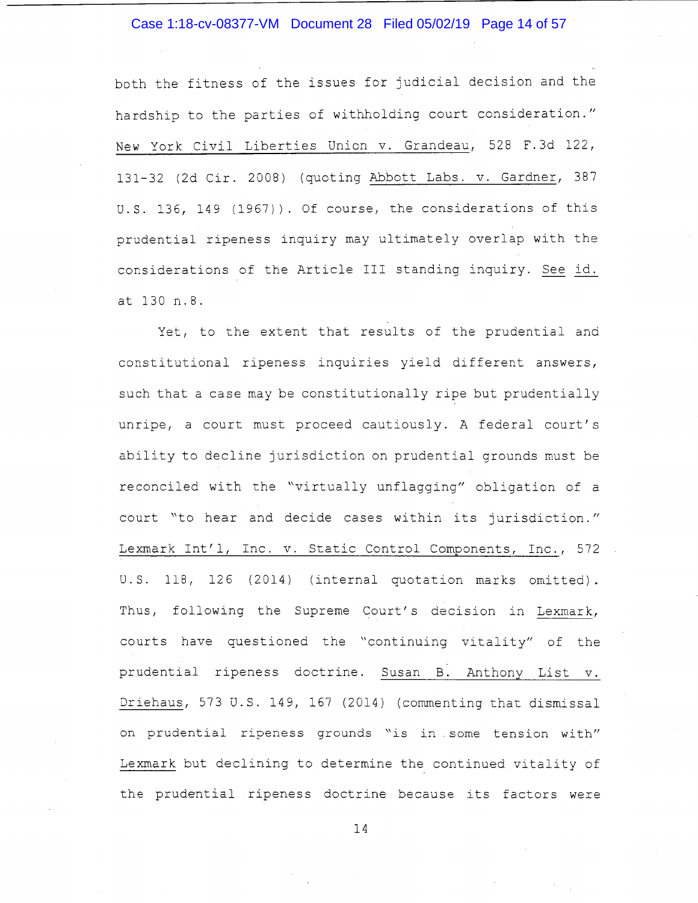both the fitness of the issues for judicial decision and the hardship to the parties of withholding court consideration." New York Civil Liberties Union v. Grandeau, 528 F.3d 122, 131-32 (2d Cir. 2008) (quoting Abbott Labs. v. Gardner, 387 U.S. 136, 149 (1967)). Of course, the considerations of this prudential ripeness inquiry may ultimately overlap with the considerations of the Article III standing inquiry. See id. at 130 n.8.

Yet, to the extent that results of the prudential and constitutional ripeness inquiries yield different answers, such that a case may be constitutionally ripe but prudentially unripe, a court must proceed cautiously. A federal court's ability to decline jurisdiction on prudential grounds must be reconciled with the "virtually unflagging" obligation of a court "to hear and decide cases within its jurisdiction." Lexmark Int'l, Inc. v. Static Control Components, Inc., 572 U.S. 118, 126 (2014) (internal quotation marks omitted). Thus, following the Supreme Court's decision in Lexmark, courts have questioned the "continuing vitality" of the prudential ripeness doctrine. Susan B. Anthony List v. Driehaus, 573 U.S. 149, 167 (2014) (commenting that dismissal on prudential ripeness grounds "is in some tension with" Lexmark but declining to determine the continued vitality of the prudential ripeness doctrine because its factors were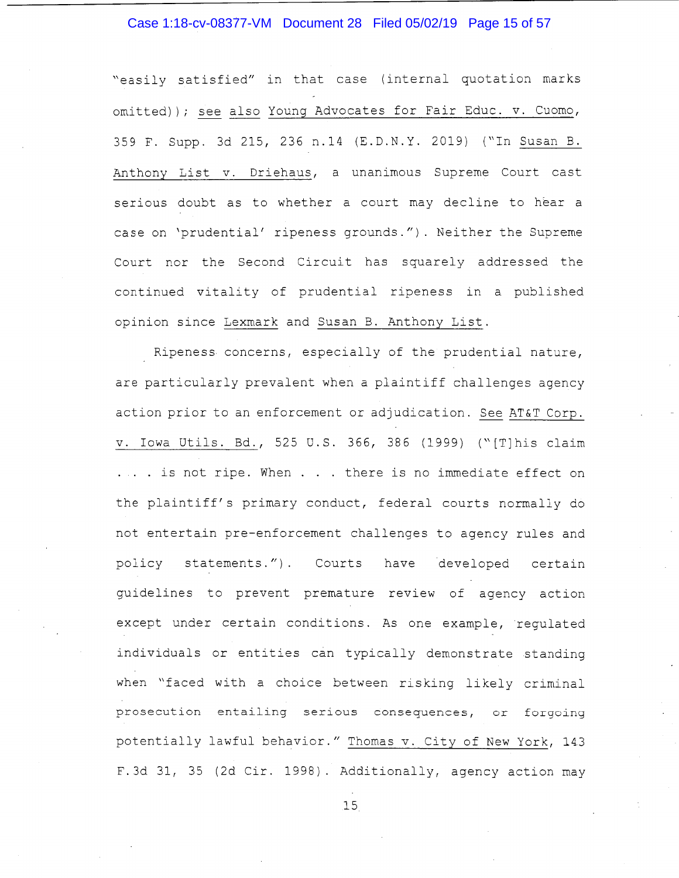"easily satisfied" in that case (internal quotation marks omitted)); see also Young Advocates for Fair Educ. v. Cuomo, 359 F. Supp. 3d 215, 236 n.14 (E.D.N.Y. 2019) ("In Susan B. Anthony List v. Driehaus, a unanimous Supreme Court cast serious doubt as to whether a court may decline to hear a case on 'prudential' ripeness grounds."). Neither the Supreme Court nor the Second Circuit has squarely addressed the continued vitality of prudential ripeness in a published opinion since Lexmark and Susan B. Anthony List.

Ripeness concerns, especially of the prudential nature, are particularly prevalent when a plaintiff challenges agency action prior to an enforcement or adjudication. See AT&T Corp. v. Iowa Utils. Bd., 525 U.S. 366, 386 (1999) ("[T]his claim . . . is not ripe. When . . . there is no immediate effect on the plaintiff's primary conduct, federal courts normally do not entertain pre-enforcement challenges to agency rules and policy statements."). Courts have developed certain guidelines to prevent premature review of agency action except under certain conditions. As one example, regulated individuals or entities can typically demonstrate standing when "faced with a choice between risking likely criminal prosecution entailing serious consequences, or forgoing potentially lawful behavior." Thomas v. City of New York, 143 F.3d 31, 35 (2d Cir. 1998). Additionally, agency action may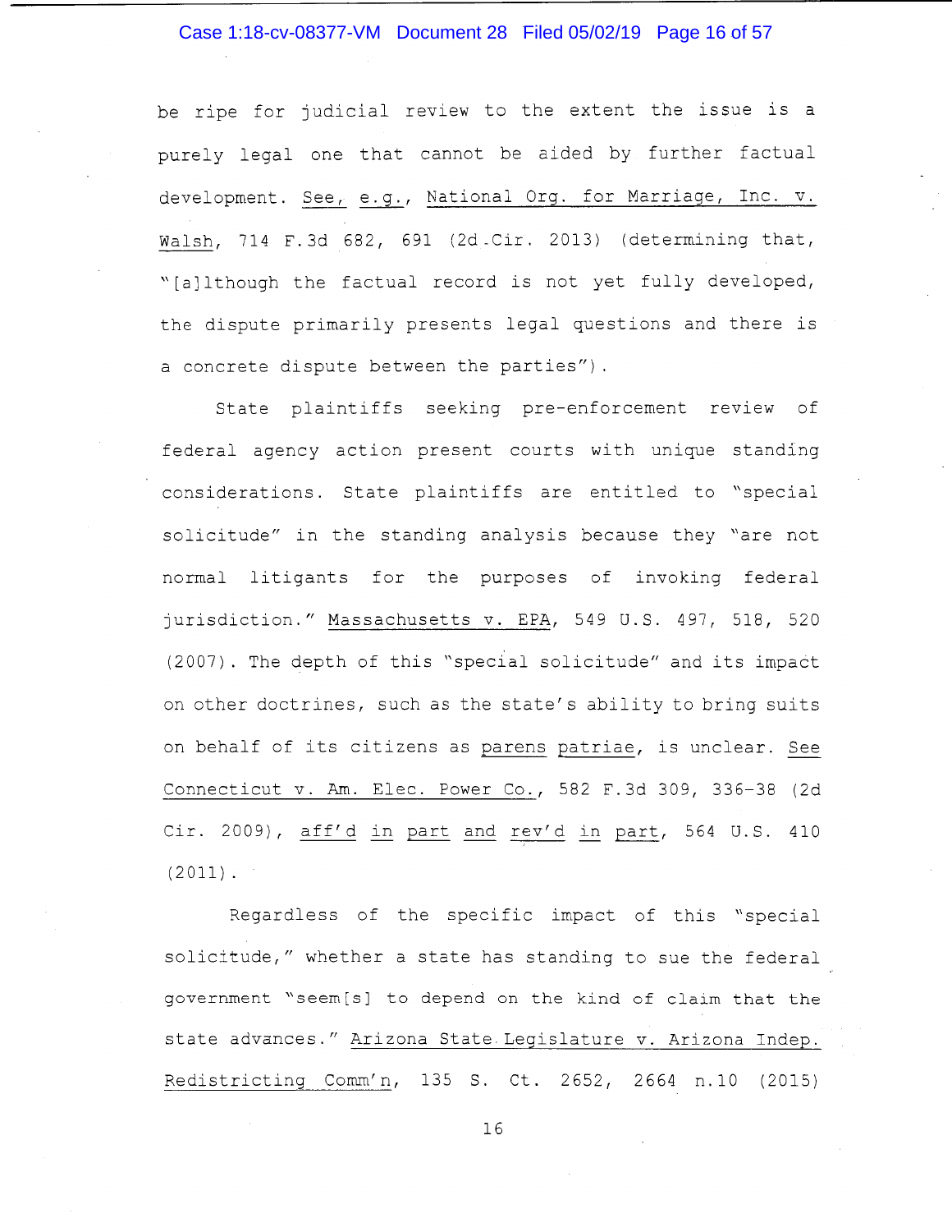be ripe for judicial review to the extent the issue is a purely legal one that cannot be aided by further factual development. See, e.g., National Org. for Marriage, Inc. v. Walsh, 714 F.3d 682, 691 (2d Cir. 2013) (determining that, "[a]lthough the factual record is not yet fully developed, the dispute primarily presents legal questions and there is a concrete dispute between the parties").

State plaintiffs seeking pre-enforcement review of federal agency action present courts with unique standing considerations. State plaintiffs are entitled to "special solicitude" in the standing analysis because they "are not normal litigants for the purposes of invoking federal jurisdiction." Massachusetts v. EPA, 549 U.S. 497, 518, 520 (2007). The depth of this "special solicitude" and its impact on other doctrines, such as the state's ability to bring suits on behalf of its citizens as parens patriae, is unclear. See Connecticut v. Am. Elec. Power Co., 582 F.3d 309, 336-38 (2d Cir. 2009), aff'd in part and rev'd in part, 564 U.S. 410 (2011).

Regardless of the specific impact of this "special solicitude," whether a state has standing to sue the federal government "seem[s] to depend on the kind of claim that the state advances." Arizona State Legislature v. Arizona Indep. Redistricting Comm'n, 135 S. Ct. 2652, 2664 n.10 (2015)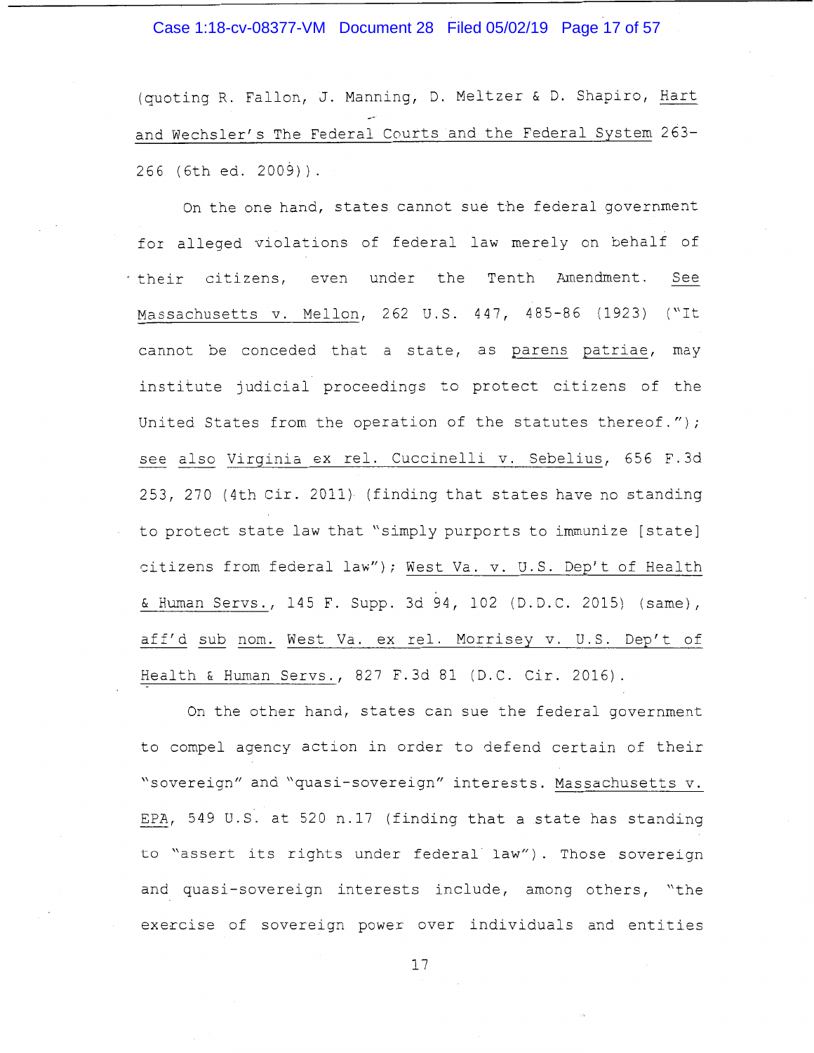(quoting R. Fallon, J. Manning, D. Meltzer & D. Shapiro, Hart and Wechsler's The Federal Courts and the Federal System 263-266 (6th ed. 2009)).

On the one hand, states cannot sue the federal government for alleged violations of federal law merely on behalf of their citizens, even under the Tenth Amendment. See Massachusetts v. Mellon, 262 U.S. 447, 485-86 (1923) ("It cannot be conceded that a state, as parens patriae, may institute judicial proceedings to protect citizens of the United States from the operation of the statutes thereof."); see also Virginia ex rel. Cuccinelli v. Sebelius, 656 F.3d 253, 270 (4th Cir. 2011) (finding that states have no standing to protect state law that "simply purports to immunize [state] citizens from federal law"); West Va. v. U.S. Dep't of Health & Human Servs., 145 F. Supp. 3d 94, 102 (D.D.C. 2015) (same), aff'd sub nom. West Va. ex rel. Morrisey v. U.S. Dep't of Health & Human Servs., 827 F.3d 81 (D.C. Cir. 2016).

On the other hand, states can sue the federal government to compel agency action in order to defend certain of their "sovereign" and "quasi-sovereign" interests. Massachusetts v. EPA, 549 U.S. at 520 n.17 (finding that a state has standing to "assert its rights under federal law"). Those sovereign and quasi-sovereign interests include, among others, "the exercise of sovereign power over individuals and entities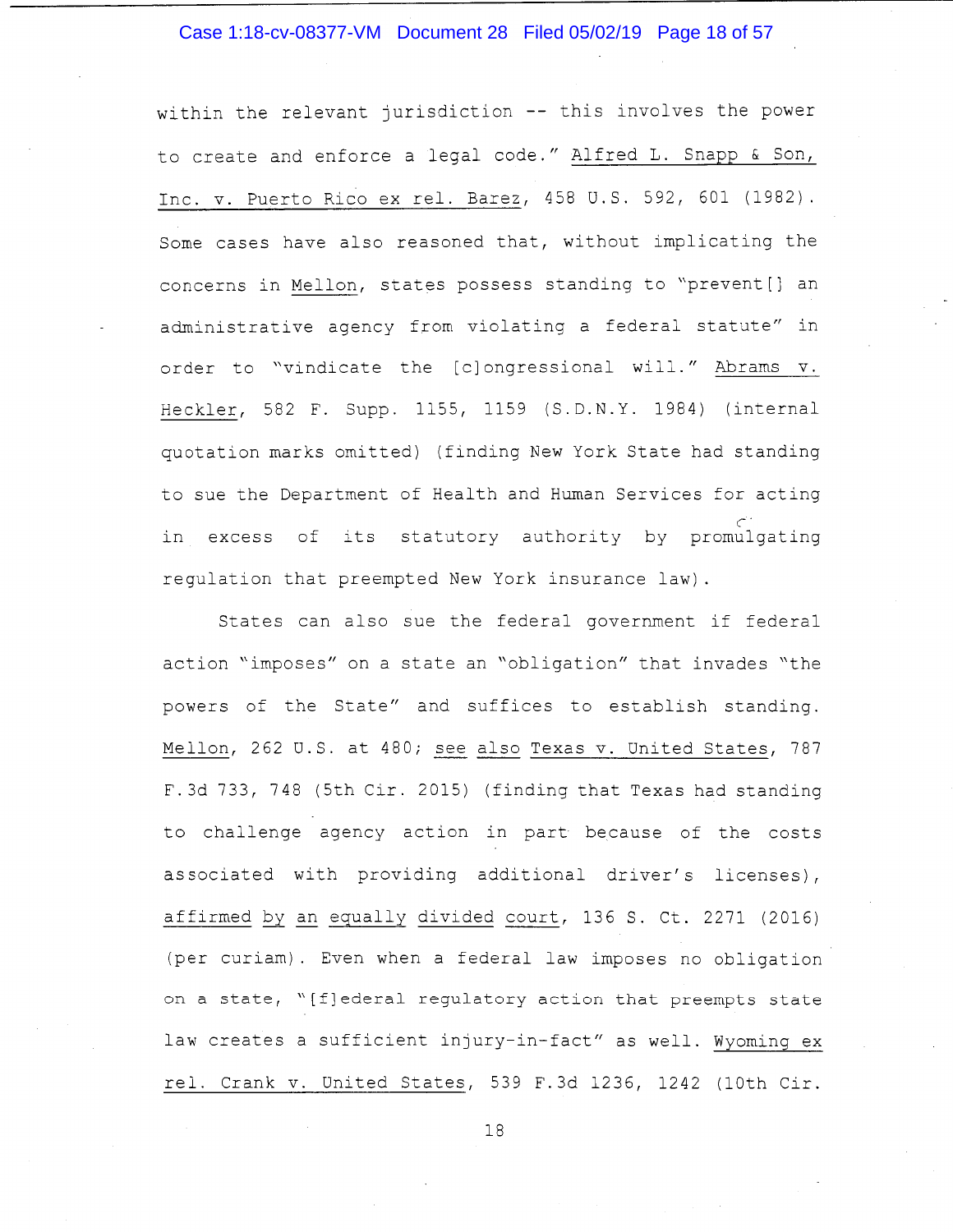within the relevant jurisdiction -- this involves the power to create and enforce a legal code." Alfred L. Snapp & Son, Inc. v. Puerto Rico ex rel. Barez, 458 U.S. 592, 601 (1982). Some cases have also reasoned that, without implicating the concerns in Mellon, states possess standing to "prevent[] an administrative agency from violating a federal statute" in order to "vindicate the [c]ongressional will." Abrams v. Heckler, 582 F. Supp. 1155, 1159 (S.D.N.Y. 1984) (internal quotation marks omitted) (finding New York State had standing to sue the Department of Health and Human Services for acting in excess of its statutory authority by promulgating regulation that preempted New York insurance law).

States can also sue the federal government if federal action "imposes" on a state an "obligation" that invades "the powers of the State" and suffices to establish standing. Mellon, 262 U.S. at 480; see also Texas v. United States, 787 F.3d 733, 748 (5th Cir. 2015) (finding that Texas had standing to challenge agency action in part because of the costs associated with providing additional driver's licenses), affirmed by an equally divided court, 136 S. Ct. 2271 (2016) (per curiam). Even when a federal law imposes no obligation on a state, "[f]ederal regulatory action that preempts state law creates a sufficient injury-in-fact" as well. Wyoming ex rel. Crank v. United States, 539 F.3d 1236, 1242 (10th Cir.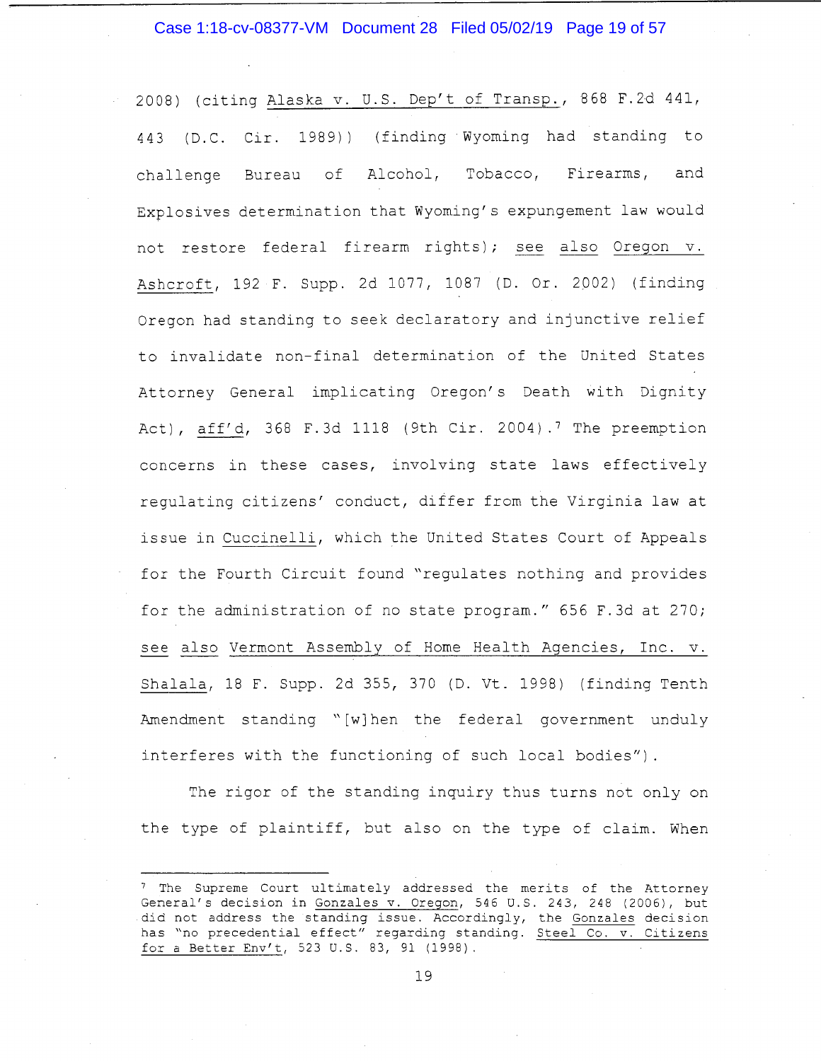2008) (citing Alaska v. U.S. Dep't of Transp., 868 F.2d 441, 443 (D.C. Cir. 1989)) (finding Wyoming had standing to challenge Bureau of Alcohol, Tobacco, Firearms, and Explosives determination that Wyoming's expungement law would not restore federal firearm rights); see also Oregon v. Ashcroft, 192 F. Supp. 2d 1077, 1087 (D. Or. 2002) (finding Oregon had standing to seek declaratory and injunctive relief to invalidate non-final determination of the United States Attorney General implicating Oregon's Death with Dignity Act), aff'd, 368 F.3d 1118 (9th Cir. 2004).[7] The preemption concerns in these cases, involving state laws effectively regulating citizens' conduct, differ from the Virginia law at issue in Cuccinelli, which the United States Court of Appeals for the Fourth Circuit found "regulates nothing and provides for the administration of no state program." 656 F.3d at 270; see also Vermont Assembly of Home Health Agencies, Inc. v. Shalala, 18 F. Supp. 2d 355, 370 (D. Vt. 1998) (finding Tenth Amendment standing "[w]hen the federal government unduly interferes with the functioning of such local bodies").

The rigor of the standing inquiry thus turns not only on the type of plaintiff, but also on the type of claim. When

---

[7] The Supreme Court ultimately addressed the merits of the Attorney General's decision in Gonzales v. Oregon, 546 U.S. 243, 248 (2006), but did not address the standing issue. Accordingly, the Gonzales decision has "no precedential effect" regarding standing. Steel Co. v. Citizens for a Better Env't, 523 U.S. 83, 91 (1998).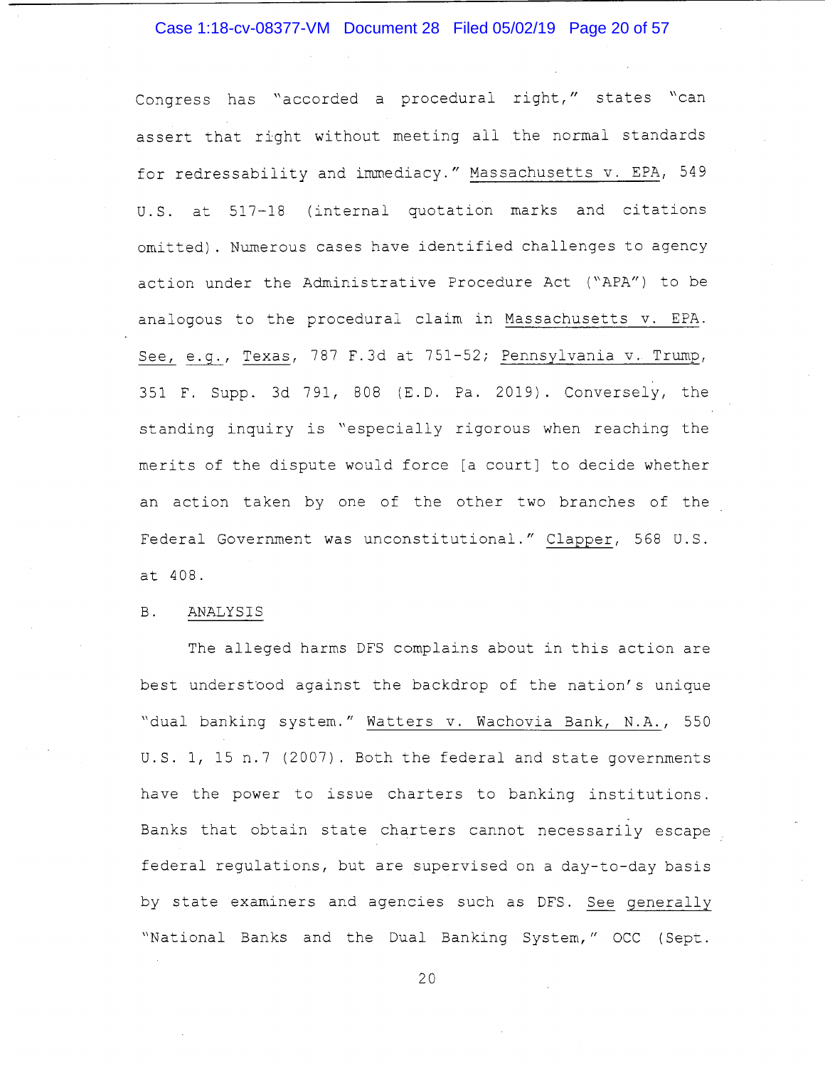Congress has "accorded a procedural right," states "can assert that right without meeting all the normal standards for redressability and immediacy." Massachusetts v. EPA, 549 U.S. at 517-18 (internal quotation marks and citations omitted). Numerous cases have identified challenges to agency action under the Administrative Procedure Act ("APA") to be analogous to the procedural claim in Massachusetts v. EPA. See, e.g., Texas, 787 F.3d at 751-52; Pennsylvania v. Trump, 351 F. Supp. 3d 791, 808 (E.D. Pa. 2019). Conversely, the standing inquiry is "especially rigorous when reaching the merits of the dispute would force [a court] to decide whether an action taken by one of the other two branches of the Federal Government was unconstitutional." Clapper, 568 U.S. at 408.

B. ANALYSIS

The alleged harms DFS complains about in this action are best understood against the backdrop of the nation's unique "dual banking system." Watters v. Wachovia Bank, N.A., 550 U.S. 1, 15 n.7 (2007). Both the federal and state governments have the power to issue charters to banking institutions. Banks that obtain state charters cannot necessarily escape federal regulations, but are supervised on a day-to-day basis by state examiners and agencies such as DFS. See generally "National Banks and the Dual Banking System," OCC (Sept.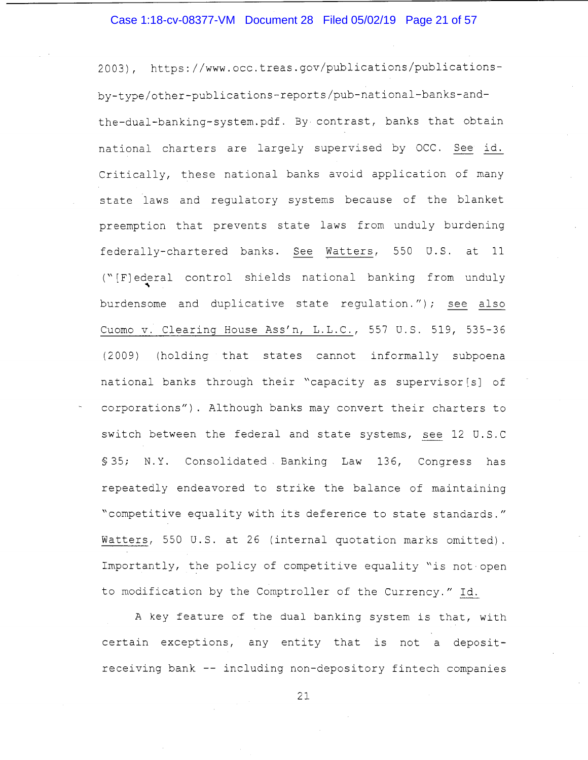2003), https://www.occ.treas.gov/publications/publications-by-type/other-publications-reports/pub-national-banks-and-the-dual-banking-system.pdf. By contrast, banks that obtain national charters are largely supervised by OCC. See id. Critically, these national banks avoid application of many state laws and regulatory systems because of the blanket preemption that prevents state laws from unduly burdening federally-chartered banks. See Watters, 550 U.S. at 11 ("[F]ederal control shields national banking from unduly burdensome and duplicative state regulation."); see also Cuomo v. Clearing House Ass'n, L.L.C., 557 U.S. 519, 535-36 (2009) (holding that states cannot informally subpoena national banks through their "capacity as supervisor[s] of corporations"). Although banks may convert their charters to switch between the federal and state systems, see 12 U.S.C § 35; N.Y. Consolidated Banking Law 136, Congress has repeatedly endeavored to strike the balance of maintaining "competitive equality with its deference to state standards." Watters, 550 U.S. at 26 (internal quotation marks omitted). Importantly, the policy of competitive equality "is not open to modification by the Comptroller of the Currency." Id.

A key feature of the dual banking system is that, with certain exceptions, any entity that is not a deposit-receiving bank -- including non-depository fintech companies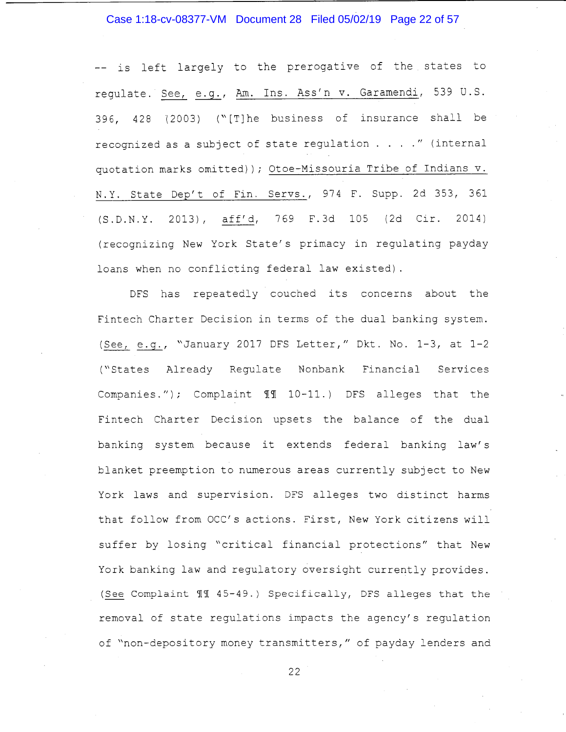-- is left largely to the prerogative of the states to regulate. See, e.g., Am. Ins. Ass'n v. Garamendi, 539 U.S. 396, 428 (2003) ("[T]he business of insurance shall be recognized as a subject of state regulation . . . ." (internal quotation marks omitted)); Otoe-Missouria Tribe of Indians v. N.Y. State Dep't of Fin. Servs., 974 F. Supp. 2d 353, 361 (S.D.N.Y. 2013), aff'd, 769 F.3d 105 (2d Cir. 2014) (recognizing New York State's primacy in regulating payday loans when no conflicting federal law existed).

DFS has repeatedly couched its concerns about the Fintech Charter Decision in terms of the dual banking system. (See, e.g., "January 2017 DFS Letter," Dkt. No. 1-3, at 1-2 ("States Already Regulate Nonbank Financial Services Companies."); Complaint ¶¶ 10-11.) DFS alleges that the Fintech Charter Decision upsets the balance of the dual banking system because it extends federal banking law's blanket preemption to numerous areas currently subject to New York laws and supervision. DFS alleges two distinct harms that follow from OCC's actions. First, New York citizens will suffer by losing "critical financial protections" that New York banking law and regulatory oversight currently provides. (See Complaint ¶¶ 45-49.) Specifically, DFS alleges that the removal of state regulations impacts the agency's regulation of "non-depository money transmitters," of payday lenders and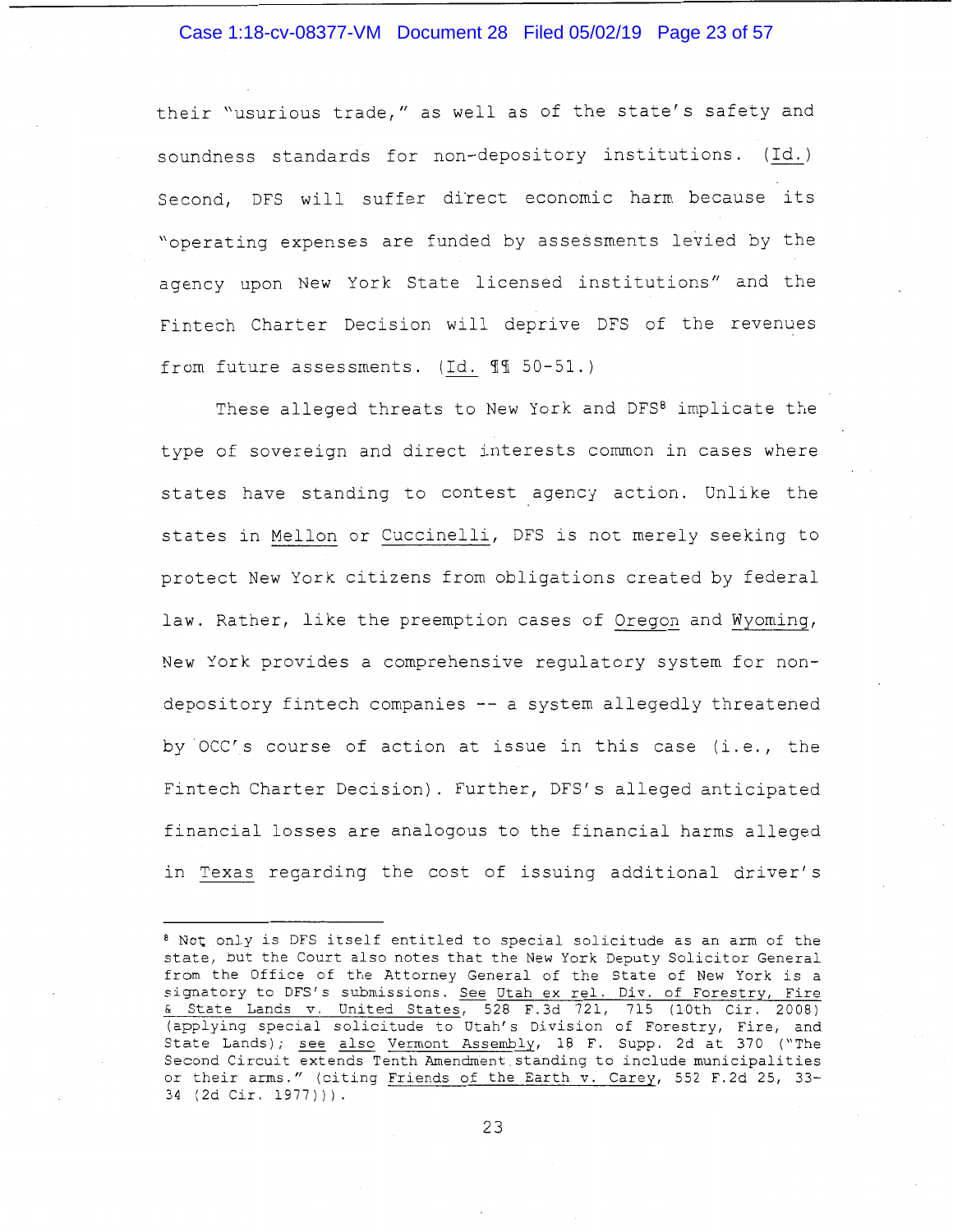their "usurious trade," as well as of the state's safety and soundness standards for non-depository institutions. (Id.) Second, DFS will suffer direct economic harm because its "operating expenses are funded by assessments levied by the agency upon New York State licensed institutions" and the Fintech Charter Decision will deprive DFS of the revenues from future assessments. (Id. ¶¶ 50-51.)

These alleged threats to New York and DFS[8] implicate the type of sovereign and direct interests common in cases where states have standing to contest agency action. Unlike the states in Mellon or Cuccinelli, DFS is not merely seeking to protect New York citizens from obligations created by federal law. Rather, like the preemption cases of Oregon and Wyoming, New York provides a comprehensive regulatory system for non-depository fintech companies -- a system allegedly threatened by OCC's course of action at issue in this case (i.e., the Fintech Charter Decision). Further, DFS's alleged anticipated financial losses are analogous to the financial harms alleged in Texas regarding the cost of issuing additional driver's

---

[8] Not only is DFS itself entitled to special solicitude as an arm of the state, but the Court also notes that the New York Deputy Solicitor General from the Office of the Attorney General of the State of New York is a signatory to DFS's submissions. See Utah ex rel. Div. of Forestry, Fire & State Lands v. United States, 528 F.3d 721, 715 (10th Cir. 2008) (applying special solicitude to Utah's Division of Forestry, Fire, and State Lands); see also Vermont Assembly, 18 F. Supp. 2d at 370 ("The Second Circuit extends Tenth Amendment standing to include municipalities or their arms." (citing Friends of the Earth v. Carey, 552 F.2d 25, 33-34 (2d Cir. 1977))).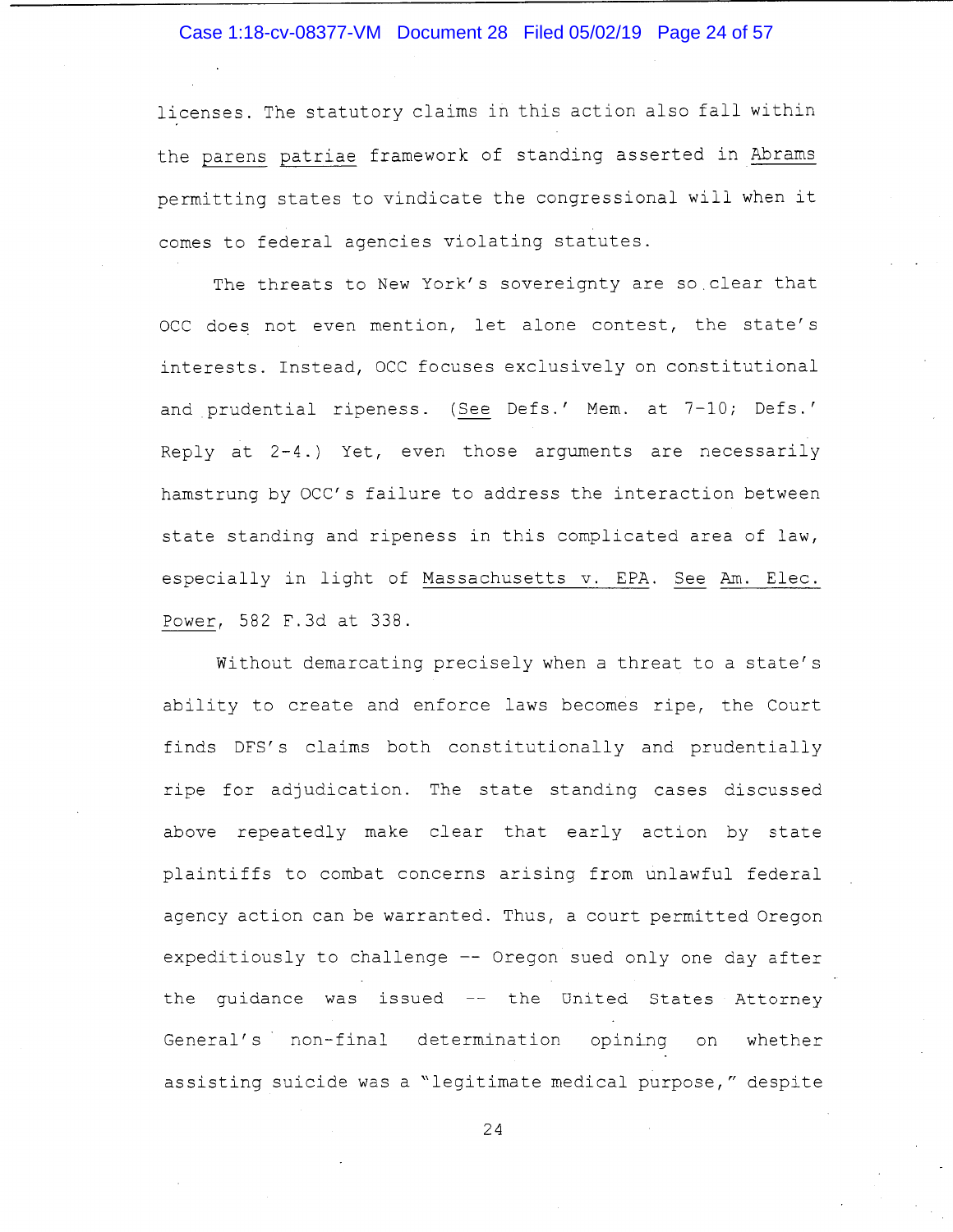licenses. The statutory claims in this action also fall within the _parens patriae_ framework of standing asserted in _Abrams_ permitting states to vindicate the congressional will when it comes to federal agencies violating statutes.

The threats to New York's sovereignty are so clear that OCC does not even mention, let alone contest, the state's interests. Instead, OCC focuses exclusively on constitutional and prudential ripeness. (_See_ Defs.' Mem. at 7-10; Defs.' Reply at 2-4.) Yet, even those arguments are necessarily hamstrung by OCC's failure to address the interaction between state standing and ripeness in this complicated area of law, especially in light of _Massachusetts v. EPA_. _See_ _Am. Elec. Power_, 582 F.3d at 338.

Without demarcating precisely when a threat to a state's ability to create and enforce laws becomes ripe, the Court finds DFS's claims both constitutionally and prudentially ripe for adjudication. The state standing cases discussed above repeatedly make clear that early action by state plaintiffs to combat concerns arising from unlawful federal agency action can be warranted. Thus, a court permitted Oregon expeditiously to challenge -- Oregon sued only one day after the guidance was issued -- the United States Attorney General's non-final determination opining on whether assisting suicide was a "legitimate medical purpose," despite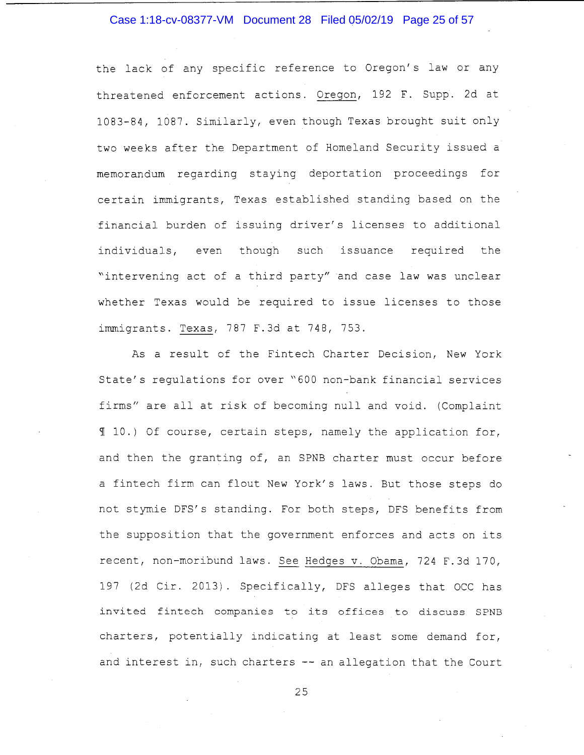the lack of any specific reference to Oregon's law or any threatened enforcement actions. Oregon, 192 F. Supp. 2d at 1083-84, 1087. Similarly, even though Texas brought suit only two weeks after the Department of Homeland Security issued a memorandum regarding staying deportation proceedings for certain immigrants, Texas established standing based on the financial burden of issuing driver's licenses to additional individuals, even though such issuance required the "intervening act of a third party" and case law was unclear whether Texas would be required to issue licenses to those immigrants. Texas, 787 F.3d at 748, 753.

As a result of the Fintech Charter Decision, New York State's regulations for over "600 non-bank financial services firms" are all at risk of becoming null and void. (Complaint ¶ 10.) Of course, certain steps, namely the application for, and then the granting of, an SPNB charter must occur before a fintech firm can flout New York's laws. But those steps do not stymie DFS's standing. For both steps, DFS benefits from the supposition that the government enforces and acts on its recent, non-moribund laws. See Hedges v. Obama, 724 F.3d 170, 197 (2d Cir. 2013). Specifically, DFS alleges that OCC has invited fintech companies to its offices to discuss SPNB charters, potentially indicating at least some demand for, and interest in, such charters -- an allegation that the Court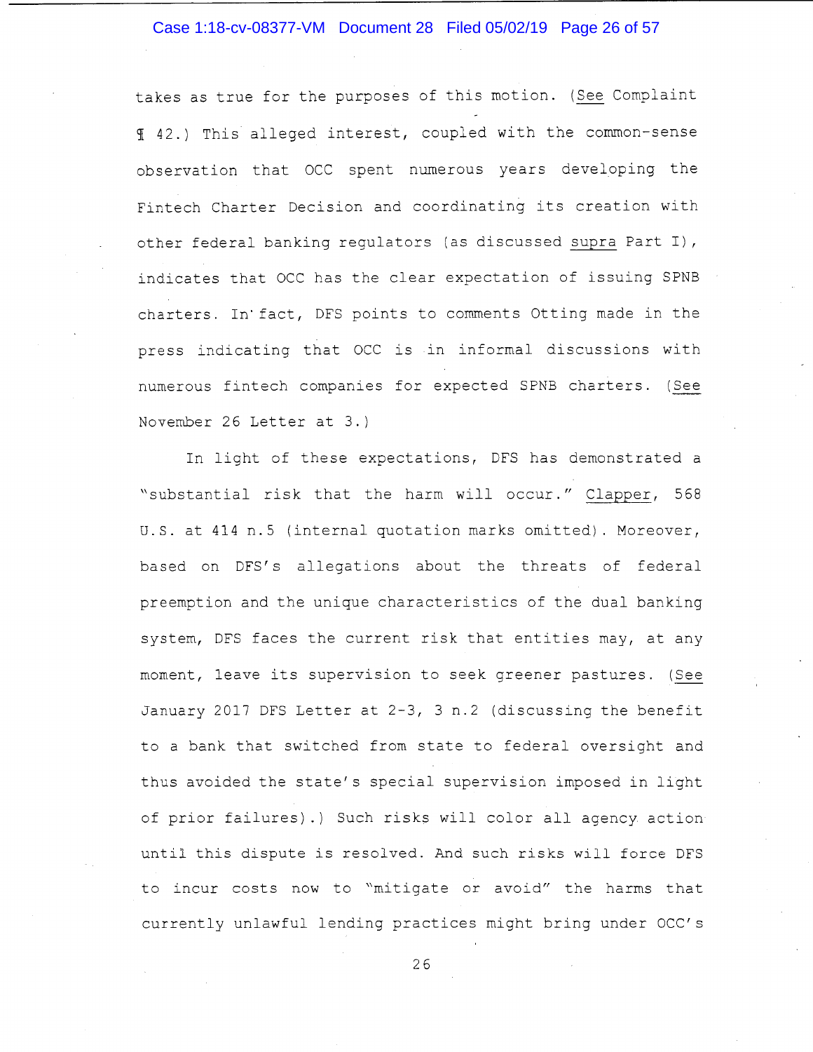takes as true for the purposes of this motion. (*See* Complaint ¶ 42.) This alleged interest, coupled with the common-sense observation that OCC spent numerous years developing the Fintech Charter Decision and coordinating its creation with other federal banking regulators (as discussed *supra* Part I), indicates that OCC has the clear expectation of issuing SPNB charters. In fact, DFS points to comments Otting made in the press indicating that OCC is in informal discussions with numerous fintech companies for expected SPNB charters. (*See* November 26 Letter at 3.)

In light of these expectations, DFS has demonstrated a "substantial risk that the harm will occur." *Clapper*, 568 U.S. at 414 n.5 (internal quotation marks omitted). Moreover, based on DFS's allegations about the threats of federal preemption and the unique characteristics of the dual banking system, DFS faces the current risk that entities may, at any moment, leave its supervision to seek greener pastures. (*See* January 2017 DFS Letter at 2-3, 3 n.2 (discussing the benefit to a bank that switched from state to federal oversight and thus avoided the state's special supervision imposed in light of prior failures).) Such risks will color all agency action until this dispute is resolved. And such risks will force DFS to incur costs now to "mitigate or avoid" the harms that currently unlawful lending practices might bring under OCC's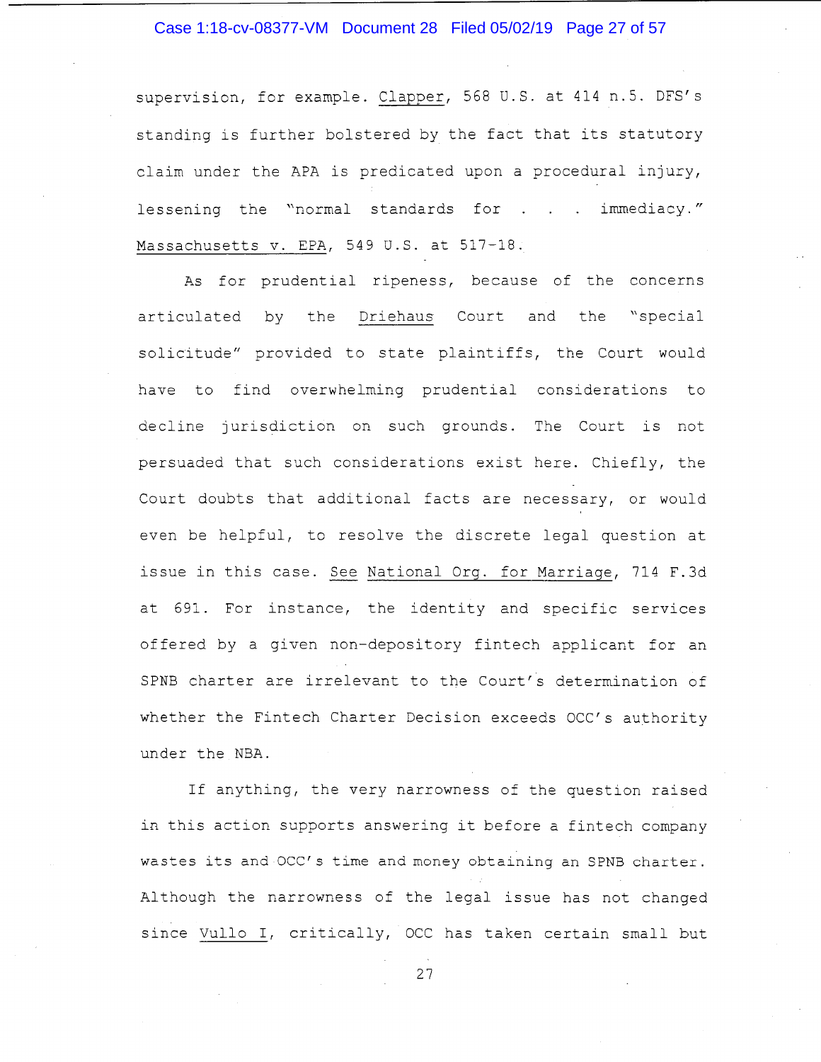supervision, for example. Clapper, 568 U.S. at 414 n.5. DFS's standing is further bolstered by the fact that its statutory claim under the APA is predicated upon a procedural injury, lessening the "normal standards for . . . immediacy." Massachusetts v. EPA, 549 U.S. at 517-18.

As for prudential ripeness, because of the concerns articulated by the Driehaus Court and the "special solicitude" provided to state plaintiffs, the Court would have to find overwhelming prudential considerations to decline jurisdiction on such grounds. The Court is not persuaded that such considerations exist here. Chiefly, the Court doubts that additional facts are necessary, or would even be helpful, to resolve the discrete legal question at issue in this case. See National Org. for Marriage, 714 F.3d at 691. For instance, the identity and specific services offered by a given non-depository fintech applicant for an SPNB charter are irrelevant to the Court's determination of whether the Fintech Charter Decision exceeds OCC's authority under the NBA.

If anything, the very narrowness of the question raised in this action supports answering it before a fintech company wastes its and OCC's time and money obtaining an SPNB charter. Although the narrowness of the legal issue has not changed since Vullo I, critically, OCC has taken certain small but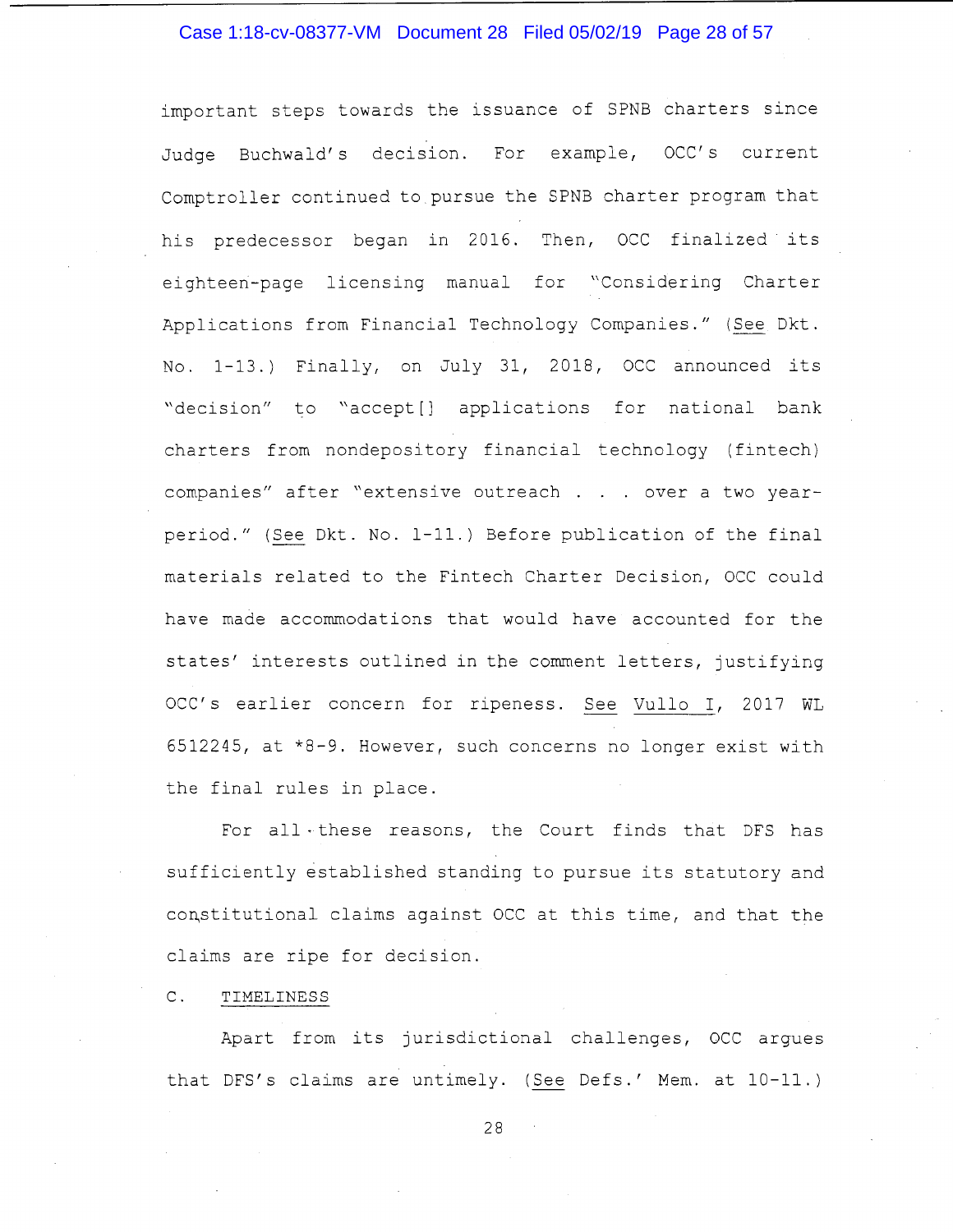important steps towards the issuance of SPNB charters since Judge Buchwald's decision. For example, OCC's current Comptroller continued to pursue the SPNB charter program that his predecessor began in 2016. Then, OCC finalized its eighteen-page licensing manual for "Considering Charter Applications from Financial Technology Companies." (See Dkt. No. 1-13.) Finally, on July 31, 2018, OCC announced its "decision" to "accept[] applications for national bank charters from nondepository financial technology (fintech) companies" after "extensive outreach . . . over a two year-period." (See Dkt. No. 1-11.) Before publication of the final materials related to the Fintech Charter Decision, OCC could have made accommodations that would have accounted for the states' interests outlined in the comment letters, justifying OCC's earlier concern for ripeness. See Vullo I, 2017 WL 6512245, at *8-9. However, such concerns no longer exist with the final rules in place.

For all these reasons, the Court finds that DFS has sufficiently established standing to pursue its statutory and constitutional claims against OCC at this time, and that the claims are ripe for decision.

C. TIMELINESS

Apart from its jurisdictional challenges, OCC argues that DFS's claims are untimely. (See Defs.' Mem. at 10-11.)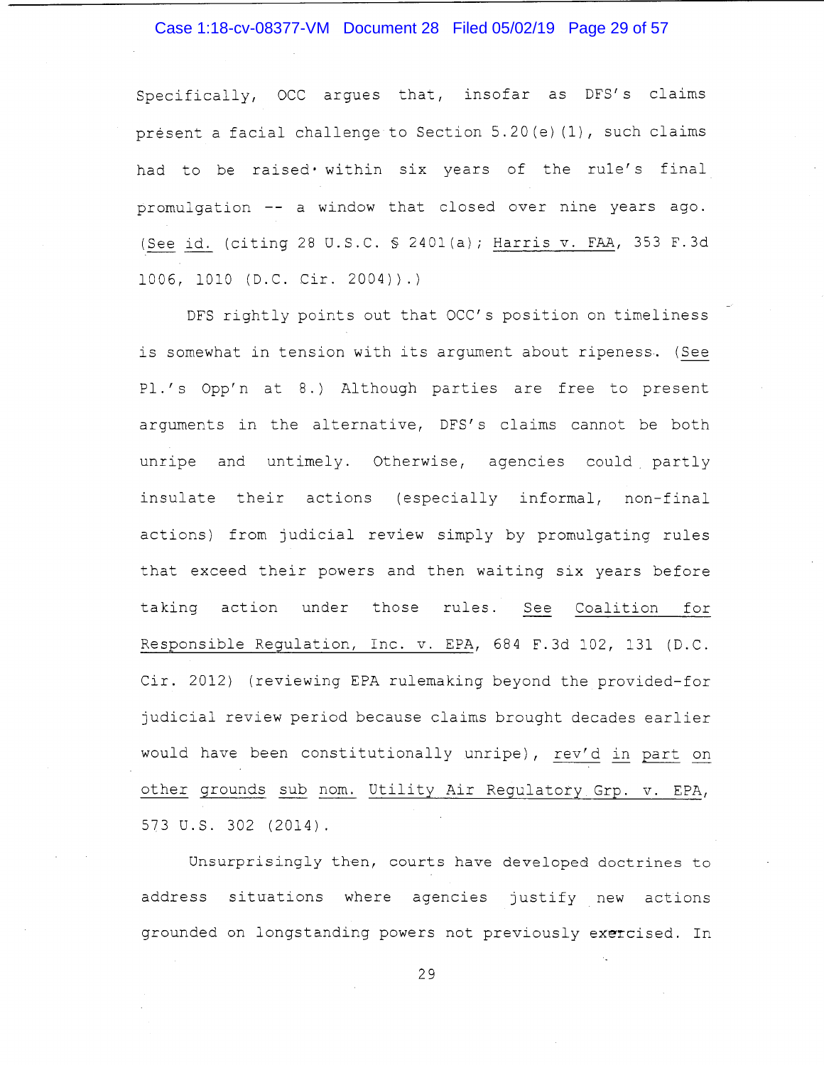Specifically, OCC argues that, insofar as DFS's claims present a facial challenge to Section 5.20(e)(1), such claims had to be raised within six years of the rule's final promulgation -- a window that closed over nine years ago. (*See id.* (citing 28 U.S.C. § 2401(a); *Harris v. FAA*, 353 F.3d 1006, 1010 (D.C. Cir. 2004)).)

DFS rightly points out that OCC's position on timeliness is somewhat in tension with its argument about ripeness. (*See* Pl.'s Opp'n at 8.) Although parties are free to present arguments in the alternative, DFS's claims cannot be both unripe and untimely. Otherwise, agencies could partly insulate their actions (especially informal, non-final actions) from judicial review simply by promulgating rules that exceed their powers and then waiting six years before taking action under those rules. *See Coalition for Responsible Regulation, Inc. v. EPA*, 684 F.3d 102, 131 (D.C. Cir. 2012) (reviewing EPA rulemaking beyond the provided-for judicial review period because claims brought decades earlier would have been constitutionally unripe), *rev'd in part on other grounds sub nom. Utility Air Regulatory Grp. v. EPA*, 573 U.S. 302 (2014).

Unsurprisingly then, courts have developed doctrines to address situations where agencies justify new actions grounded on longstanding powers not previously exercised. In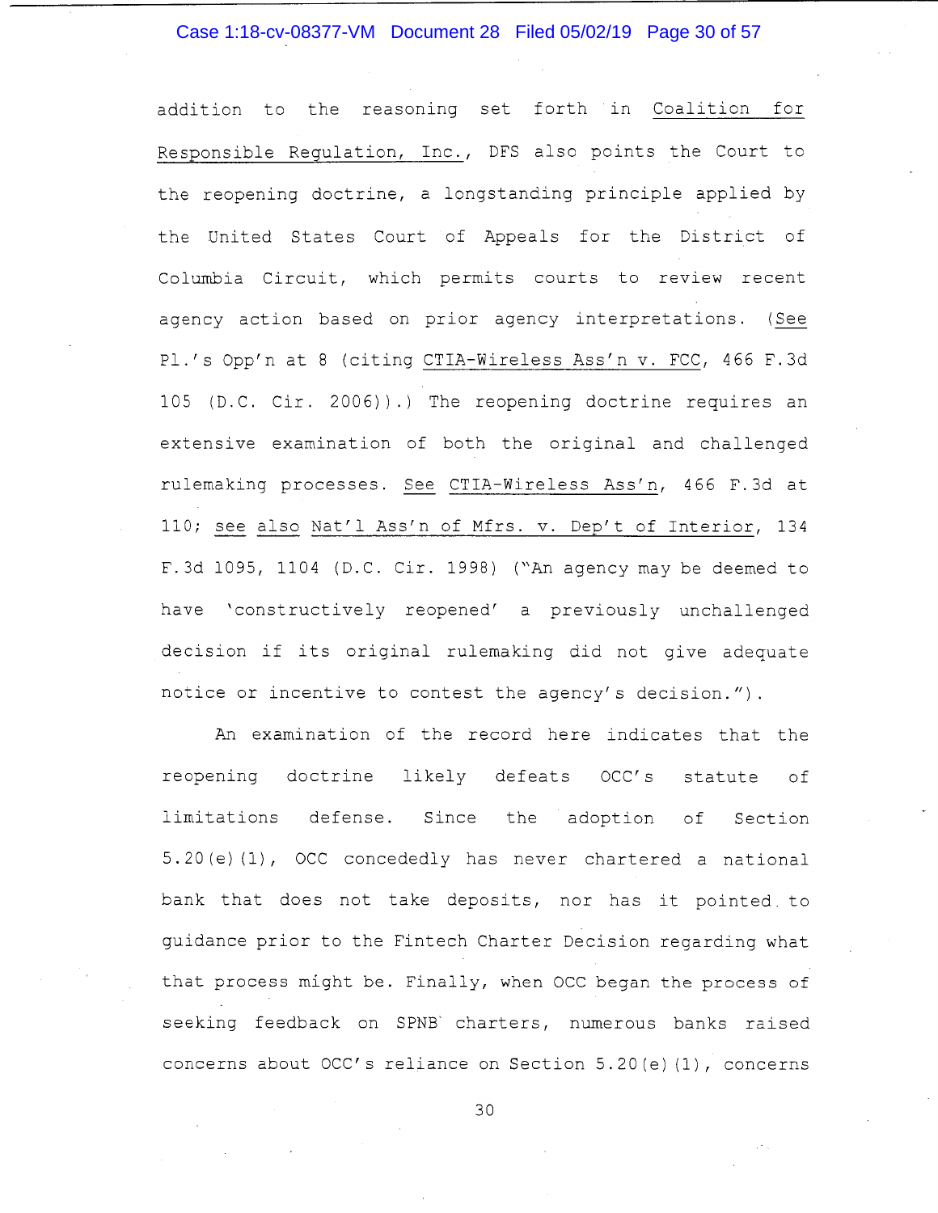addition to the reasoning set forth in Coalition for Responsible Regulation, Inc., DFS also points the Court to the reopening doctrine, a longstanding principle applied by the United States Court of Appeals for the District of Columbia Circuit, which permits courts to review recent agency action based on prior agency interpretations. (See Pl.'s Opp'n at 8 (citing CTIA-Wireless Ass'n v. FCC, 466 F.3d 105 (D.C. Cir. 2006)).) The reopening doctrine requires an extensive examination of both the original and challenged rulemaking processes. See CTIA-Wireless Ass'n, 466 F.3d at 110; see also Nat'l Ass'n of Mfrs. v. Dep't of Interior, 134 F.3d 1095, 1104 (D.C. Cir. 1998) ("An agency may be deemed to have 'constructively reopened' a previously unchallenged decision if its original rulemaking did not give adequate notice or incentive to contest the agency's decision.").

An examination of the record here indicates that the reopening doctrine likely defeats OCC's statute of limitations defense. Since the adoption of Section 5.20(e)(1), OCC concededly has never chartered a national bank that does not take deposits, nor has it pointed to guidance prior to the Fintech Charter Decision regarding what that process might be. Finally, when OCC began the process of seeking feedback on SPNB charters, numerous banks raised concerns about OCC's reliance on Section 5.20(e)(1), concerns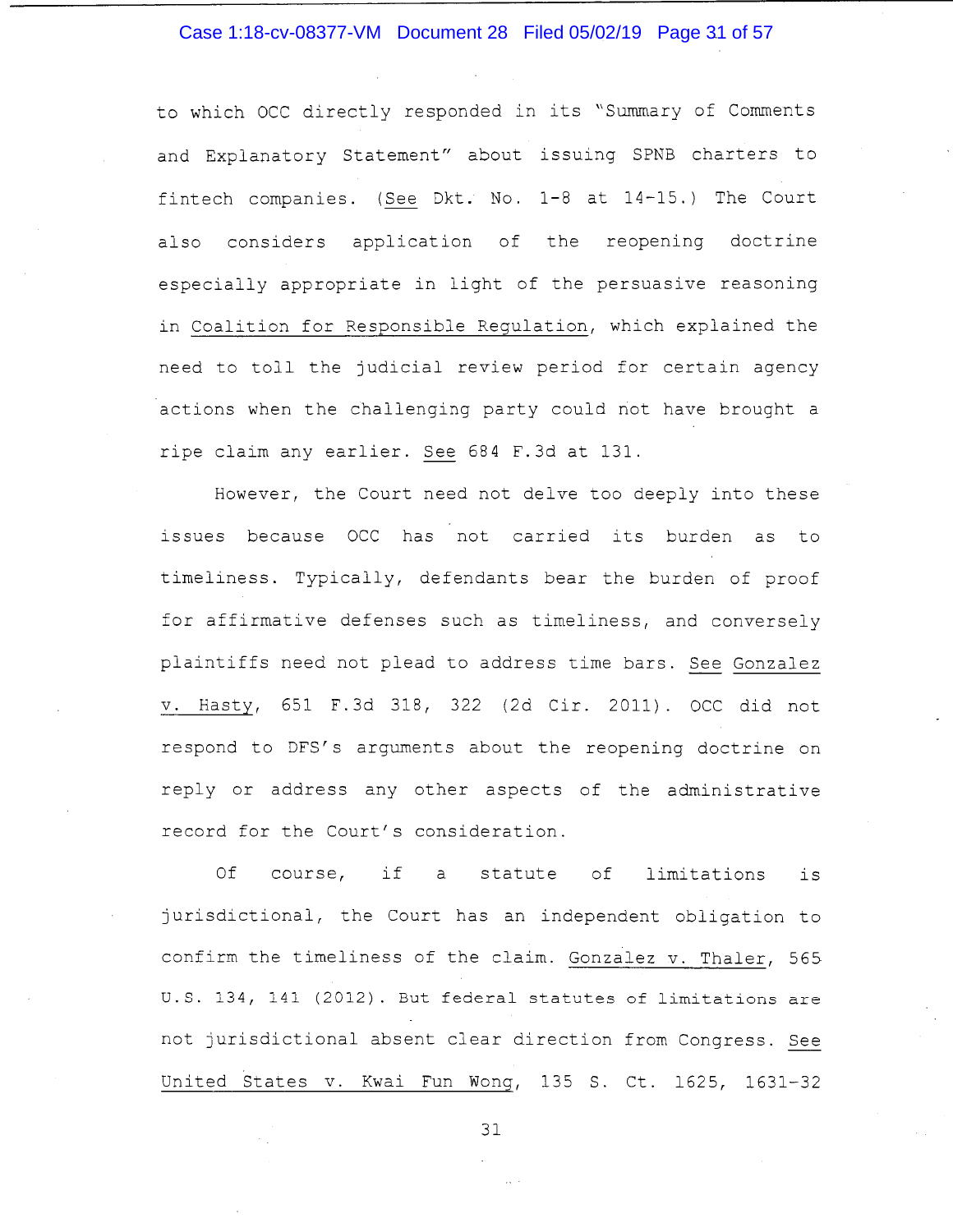to which OCC directly responded in its "Summary of Comments and Explanatory Statement" about issuing SPNB charters to fintech companies. (See Dkt. No. 1-8 at 14-15.) The Court also considers application of the reopening doctrine especially appropriate in light of the persuasive reasoning in Coalition for Responsible Regulation, which explained the need to toll the judicial review period for certain agency actions when the challenging party could not have brought a ripe claim any earlier. See 684 F.3d at 131.

However, the Court need not delve too deeply into these issues because OCC has not carried its burden as to timeliness. Typically, defendants bear the burden of proof for affirmative defenses such as timeliness, and conversely plaintiffs need not plead to address time bars. See Gonzalez v. Hasty, 651 F.3d 318, 322 (2d Cir. 2011). OCC did not respond to DFS's arguments about the reopening doctrine on reply or address any other aspects of the administrative record for the Court's consideration.

Of course, if a statute of limitations is jurisdictional, the Court has an independent obligation to confirm the timeliness of the claim. Gonzalez v. Thaler, 565 U.S. 134, 141 (2012). But federal statutes of limitations are not jurisdictional absent clear direction from Congress. See United States v. Kwai Fun Wong, 135 S. Ct. 1625, 1631-32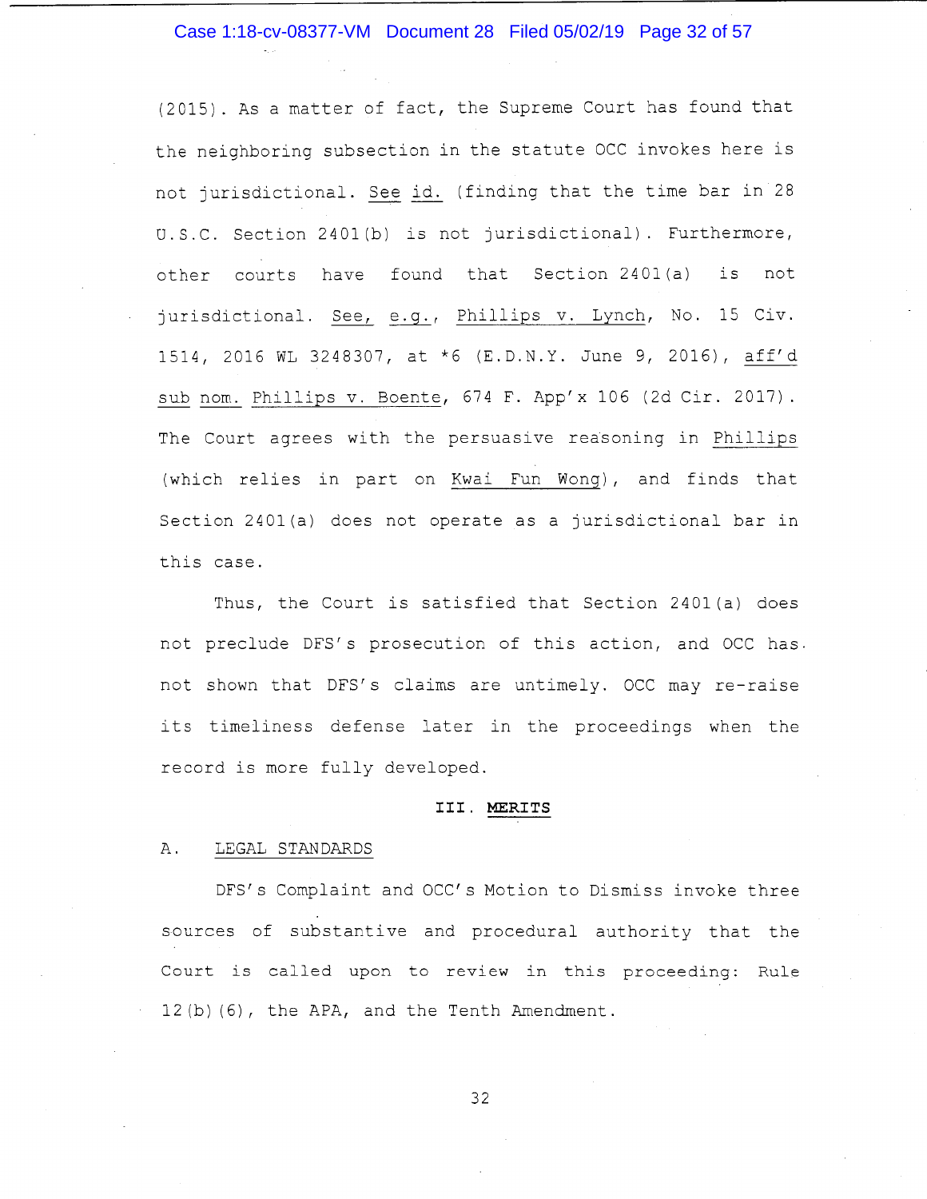(2015). As a matter of fact, the Supreme Court has found that the neighboring subsection in the statute OCC invokes here is not jurisdictional. See id. (finding that the time bar in 28 U.S.C. Section 2401(b) is not jurisdictional). Furthermore, other courts have found that Section 2401(a) is not jurisdictional. See, e.g., Phillips v. Lynch, No. 15 Civ. 1514, 2016 WL 3248307, at *6 (E.D.N.Y. June 9, 2016), aff'd sub nom. Phillips v. Boente, 674 F. App'x 106 (2d Cir. 2017). The Court agrees with the persuasive reasoning in Phillips (which relies in part on Kwai Fun Wong), and finds that Section 2401(a) does not operate as a jurisdictional bar in this case.

Thus, the Court is satisfied that Section 2401(a) does not preclude DFS's prosecution of this action, and OCC has not shown that DFS's claims are untimely. OCC may re-raise its timeliness defense later in the proceedings when the record is more fully developed.

## III. MERITS

### A. LEGAL STANDARDS

DFS's Complaint and OCC's Motion to Dismiss invoke three sources of substantive and procedural authority that the Court is called upon to review in this proceeding: Rule 12(b)(6), the APA, and the Tenth Amendment.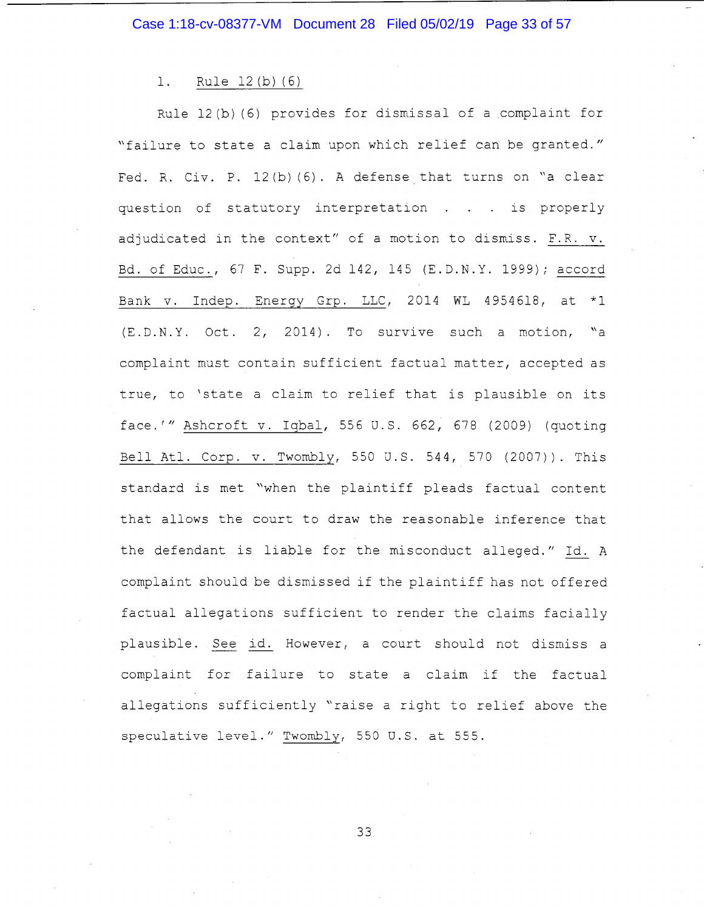1. Rule 12(b)(6)

Rule 12(b)(6) provides for dismissal of a complaint for "failure to state a claim upon which relief can be granted." Fed. R. Civ. P. 12(b)(6). A defense that turns on "a clear question of statutory interpretation . . . is properly adjudicated in the context" of a motion to dismiss. F.R. v. Bd. of Educ., 67 F. Supp. 2d 142, 145 (E.D.N.Y. 1999); accord Bank v. Indep. Energy Grp. LLC, 2014 WL 4954618, at *1 (E.D.N.Y. Oct. 2, 2014). To survive such a motion, "a complaint must contain sufficient factual matter, accepted as true, to 'state a claim to relief that is plausible on its face.'" Ashcroft v. Iqbal, 556 U.S. 662, 678 (2009) (quoting Bell Atl. Corp. v. Twombly, 550 U.S. 544, 570 (2007)). This standard is met "when the plaintiff pleads factual content that allows the court to draw the reasonable inference that the defendant is liable for the misconduct alleged." Id. A complaint should be dismissed if the plaintiff has not offered factual allegations sufficient to render the claims facially plausible. See id. However, a court should not dismiss a complaint for failure to state a claim if the factual allegations sufficiently "raise a right to relief above the speculative level." Twombly, 550 U.S. at 555.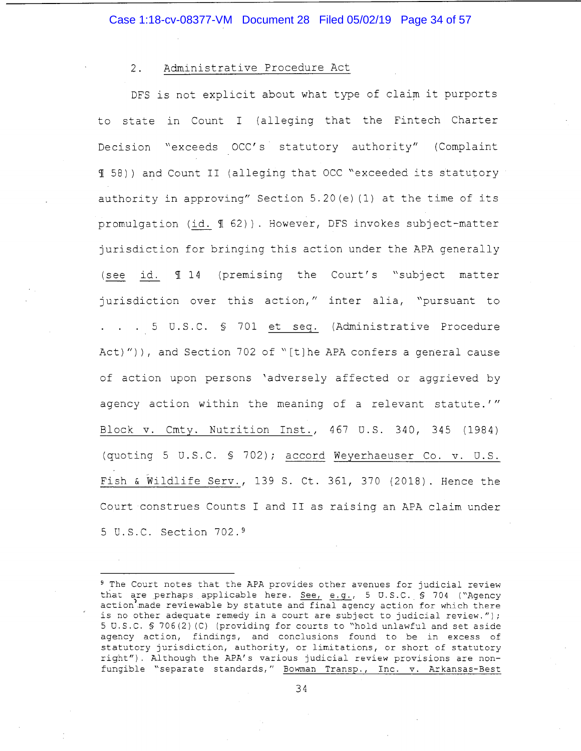## 2. Administrative Procedure Act

DFS is not explicit about what type of claim it purports to state in Count I (alleging that the Fintech Charter Decision "exceeds OCC's statutory authority" (Complaint ¶ 58)) and Count II (alleging that OCC "exceeded its statutory authority in approving" Section 5.20(e)(1) at the time of its promulgation (id. ¶ 62)). However, DFS invokes subject-matter jurisdiction for bringing this action under the APA generally (see id. ¶ 14 (premising the Court's "subject matter jurisdiction over this action," inter alia, "pursuant to . . . 5 U.S.C. § 701 et seq. (Administrative Procedure Act)")), and Section 702 of "[t]he APA confers a general cause of action upon persons 'adversely affected or aggrieved by agency action within the meaning of a relevant statute.'" Block v. Cmty. Nutrition Inst., 467 U.S. 340, 345 (1984) (quoting 5 U.S.C. § 702); accord Weyerhaeuser Co. v. U.S. Fish & Wildlife Serv., 139 S. Ct. 361, 370 (2018). Hence the Court construes Counts I and II as raising an APA claim under 5 U.S.C. Section 702.[9]

---

[9] The Court notes that the APA provides other avenues for judicial review that are perhaps applicable here. See, e.g., 5 U.S.C. § 704 ("Agency action made reviewable by statute and final agency action for which there is no other adequate remedy in a court are subject to judicial review."); 5 U.S.C. § 706(2)(C) (providing for courts to "hold unlawful and set aside agency action, findings, and conclusions found to be in excess of statutory jurisdiction, authority, or limitations, or short of statutory right"). Although the APA's various judicial review provisions are non-fungible "separate standards," Bowman Transp., Inc. v. Arkansas-Best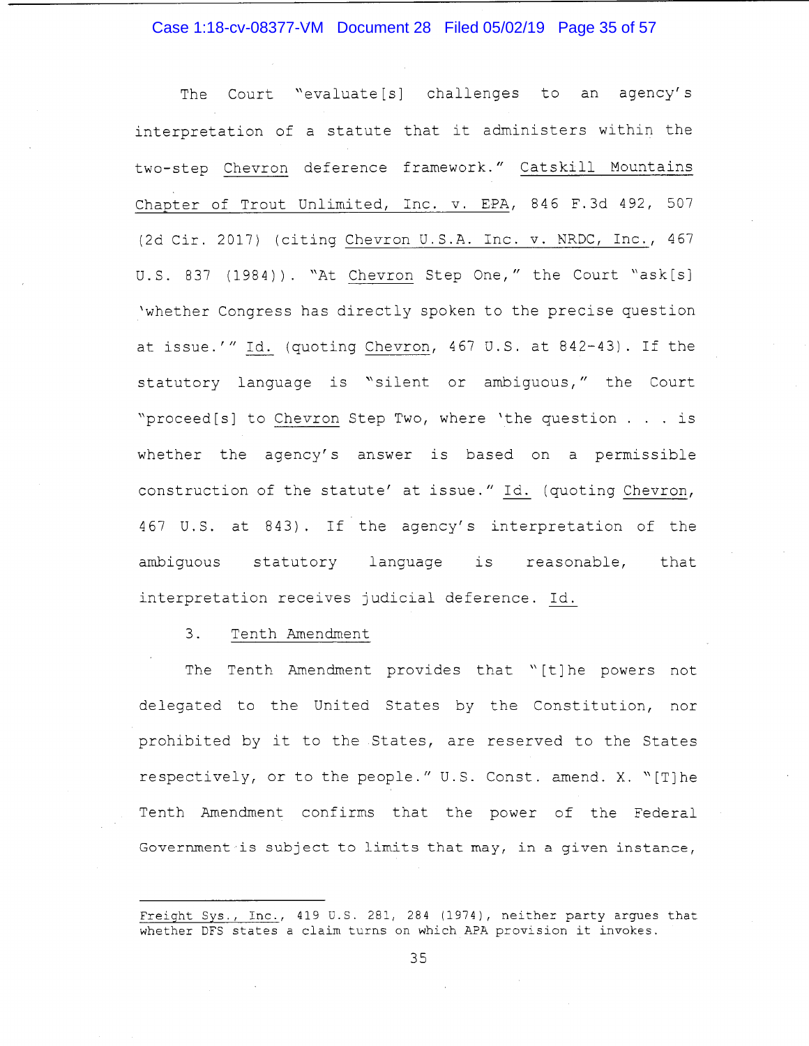The Court "evaluate[s] challenges to an agency's interpretation of a statute that it administers within the two-step Chevron deference framework." Catskill Mountains Chapter of Trout Unlimited, Inc. v. EPA, 846 F.3d 492, 507 (2d Cir. 2017) (citing Chevron U.S.A. Inc. v. NRDC, Inc., 467 U.S. 837 (1984)). "At Chevron Step One," the Court "ask[s] 'whether Congress has directly spoken to the precise question at issue.'" Id. (quoting Chevron, 467 U.S. at 842-43). If the statutory language is "silent or ambiguous," the Court "proceed[s] to Chevron Step Two, where 'the question . . . is whether the agency's answer is based on a permissible construction of the statute' at issue." Id. (quoting Chevron, 467 U.S. at 843). If the agency's interpretation of the ambiguous statutory language is reasonable, that interpretation receives judicial deference. Id.

3. Tenth Amendment

The Tenth Amendment provides that "[t]he powers not delegated to the United States by the Constitution, nor prohibited by it to the States, are reserved to the States respectively, or to the people." U.S. Const. amend. X. "[T]he Tenth Amendment confirms that the power of the Federal Government is subject to limits that may, in a given instance,

---

Freight Sys., Inc., 419 U.S. 281, 284 (1974), neither party argues that whether DFS states a claim turns on which APA provision it invokes.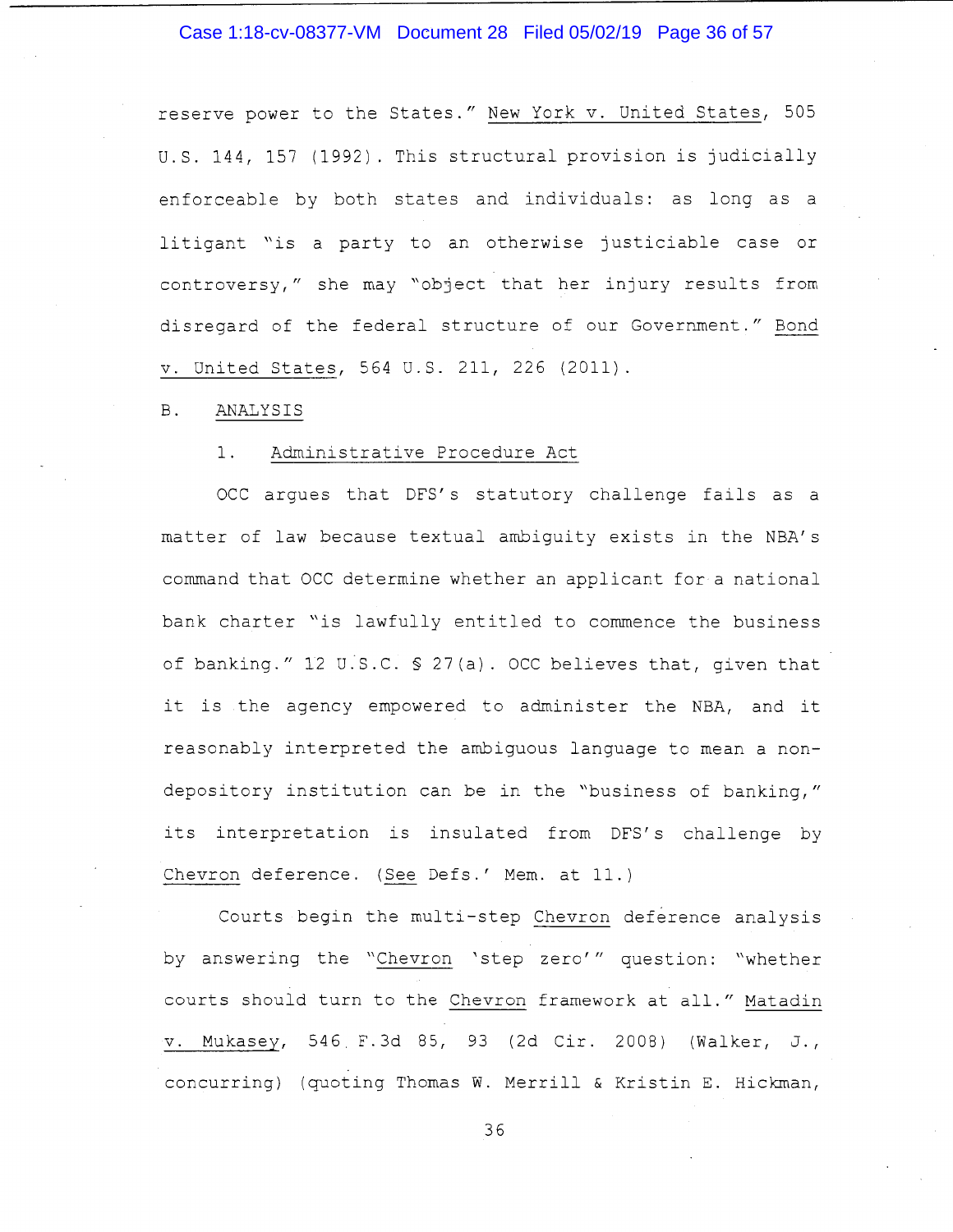reserve power to the States." New York v. United States, 505 U.S. 144, 157 (1992). This structural provision is judicially enforceable by both states and individuals: as long as a litigant "is a party to an otherwise justiciable case or controversy," she may "object that her injury results from disregard of the federal structure of our Government." Bond v. United States, 564 U.S. 211, 226 (2011).

B. ANALYSIS

1. Administrative Procedure Act

OCC argues that DFS's statutory challenge fails as a matter of law because textual ambiguity exists in the NBA's command that OCC determine whether an applicant for a national bank charter "is lawfully entitled to commence the business of banking." 12 U.S.C. § 27(a). OCC believes that, given that it is the agency empowered to administer the NBA, and it reasonably interpreted the ambiguous language to mean a non-depository institution can be in the "business of banking," its interpretation is insulated from DFS's challenge by Chevron deference. (See Defs.' Mem. at 11.)

Courts begin the multi-step Chevron deference analysis by answering the "Chevron 'step zero'" question: "whether courts should turn to the Chevron framework at all." Matadin v. Mukasey, 546 F.3d 85, 93 (2d Cir. 2008) (Walker, J., concurring) (quoting Thomas W. Merrill & Kristin E. Hickman,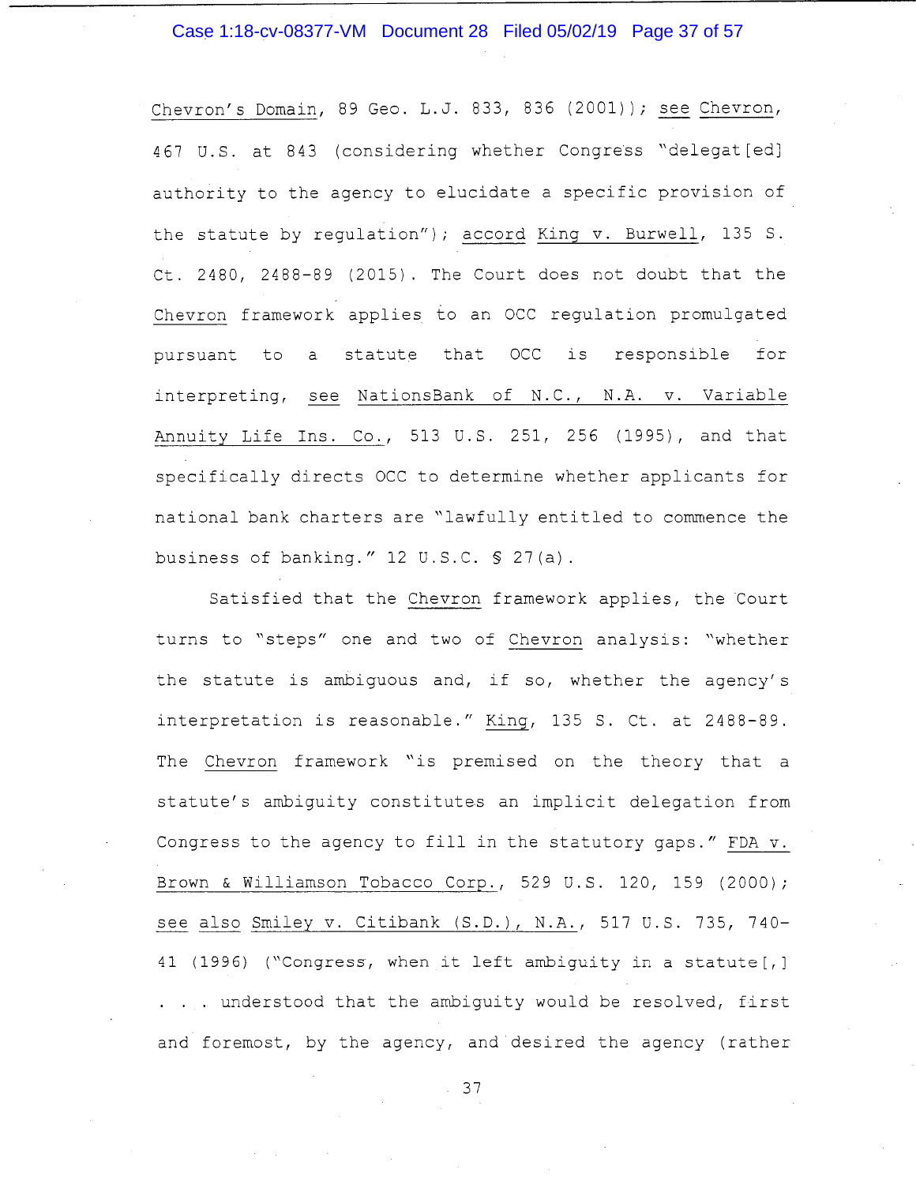Chevron's Domain, 89 Geo. L.J. 833, 836 (2001)); see Chevron, 467 U.S. at 843 (considering whether Congress "delegat[ed] authority to the agency to elucidate a specific provision of the statute by regulation"); accord King v. Burwell, 135 S. Ct. 2480, 2488-89 (2015). The Court does not doubt that the Chevron framework applies to an OCC regulation promulgated pursuant to a statute that OCC is responsible for interpreting, see NationsBank of N.C., N.A. v. Variable Annuity Life Ins. Co., 513 U.S. 251, 256 (1995), and that specifically directs OCC to determine whether applicants for national bank charters are "lawfully entitled to commence the business of banking." 12 U.S.C. § 27(a).

Satisfied that the Chevron framework applies, the Court turns to "steps" one and two of Chevron analysis: "whether the statute is ambiguous and, if so, whether the agency's interpretation is reasonable." King, 135 S. Ct. at 2488-89. The Chevron framework "is premised on the theory that a statute's ambiguity constitutes an implicit delegation from Congress to the agency to fill in the statutory gaps." FDA v. Brown & Williamson Tobacco Corp., 529 U.S. 120, 159 (2000); see also Smiley v. Citibank (S.D.), N.A., 517 U.S. 735, 740-41 (1996) ("Congress, when it left ambiguity in a statute[,] . . . understood that the ambiguity would be resolved, first and foremost, by the agency, and desired the agency (rather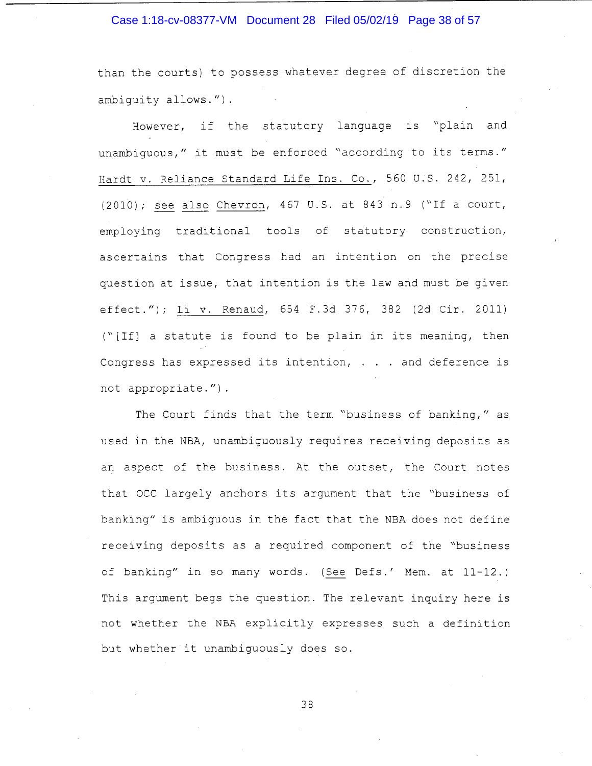than the courts) to possess whatever degree of discretion the ambiguity allows.").

However, if the statutory language is "plain and unambiguous," it must be enforced "according to its terms." Hardt v. Reliance Standard Life Ins. Co., 560 U.S. 242, 251, (2010); *see also* Chevron, 467 U.S. at 843 n.9 ("If a court, employing traditional tools of statutory construction, ascertains that Congress had an intention on the precise question at issue, that intention is the law and must be given effect."); Li v. Renaud, 654 F.3d 376, 382 (2d Cir. 2011) ("[If] a statute is found to be plain in its meaning, then Congress has expressed its intention, . . . and deference is not appropriate.").

The Court finds that the term "business of banking," as used in the NBA, unambiguously requires receiving deposits as an aspect of the business. At the outset, the Court notes that OCC largely anchors its argument that the "business of banking" is ambiguous in the fact that the NBA does not define receiving deposits as a required component of the "business of banking" in so many words. (*See* Defs.' Mem. at 11-12.) This argument begs the question. The relevant inquiry here is not whether the NBA explicitly expresses such a definition but whether it unambiguously does so.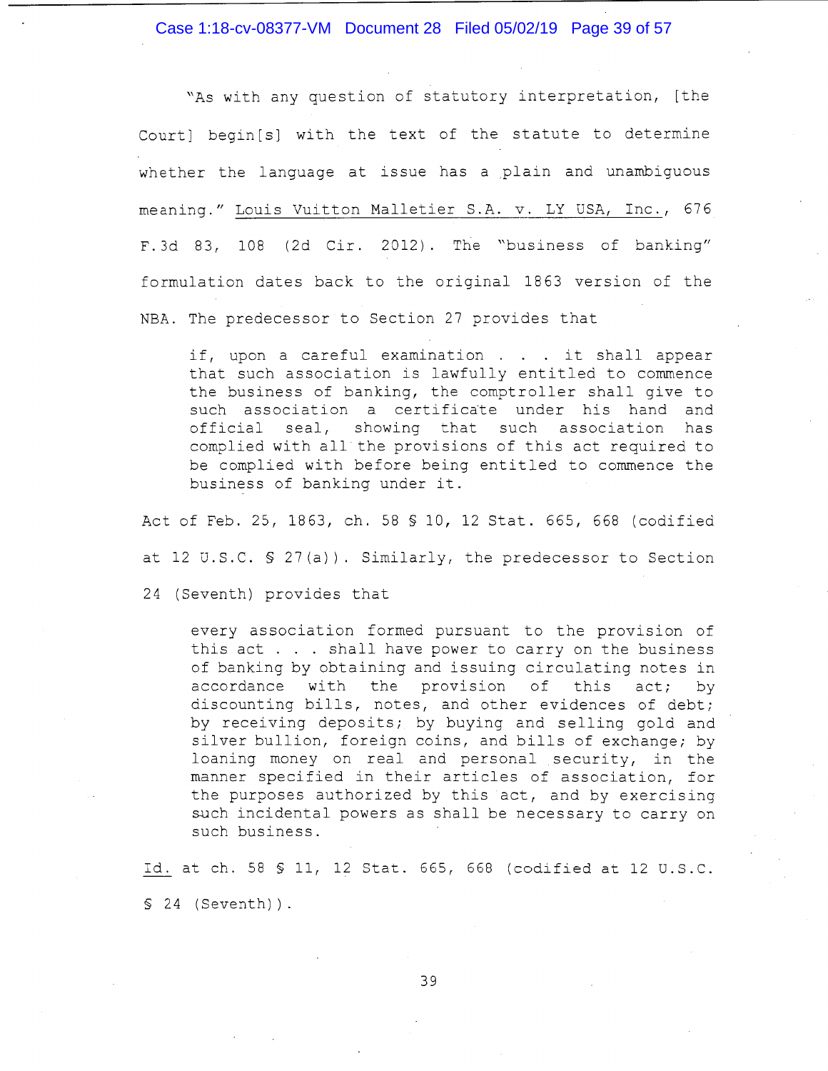"As with any question of statutory interpretation, [the Court] begin[s] with the text of the statute to determine whether the language at issue has a plain and unambiguous meaning." Louis Vuitton Malletier S.A. v. LY USA, Inc., 676 F.3d 83, 108 (2d Cir. 2012). The "business of banking" formulation dates back to the original 1863 version of the NBA. The predecessor to Section 27 provides that

> if, upon a careful examination . . . it shall appear that such association is lawfully entitled to commence the business of banking, the comptroller shall give to such association a certificate under his hand and official seal, showing that such association has complied with all the provisions of this act required to be complied with before being entitled to commence the business of banking under it.

Act of Feb. 25, 1863, ch. 58 § 10, 12 Stat. 665, 668 (codified at 12 U.S.C. § 27(a)). Similarly, the predecessor to Section 24 (Seventh) provides that

> every association formed pursuant to the provision of this act . . . shall have power to carry on the business of banking by obtaining and issuing circulating notes in accordance with the provision of this act; by discounting bills, notes, and other evidences of debt; by receiving deposits; by buying and selling gold and silver bullion, foreign coins, and bills of exchange; by loaning money on real and personal security, in the manner specified in their articles of association, for the purposes authorized by this act, and by exercising such incidental powers as shall be necessary to carry on such business.

Id. at ch. 58 § 11, 12 Stat. 665, 668 (codified at 12 U.S.C. § 24 (Seventh)).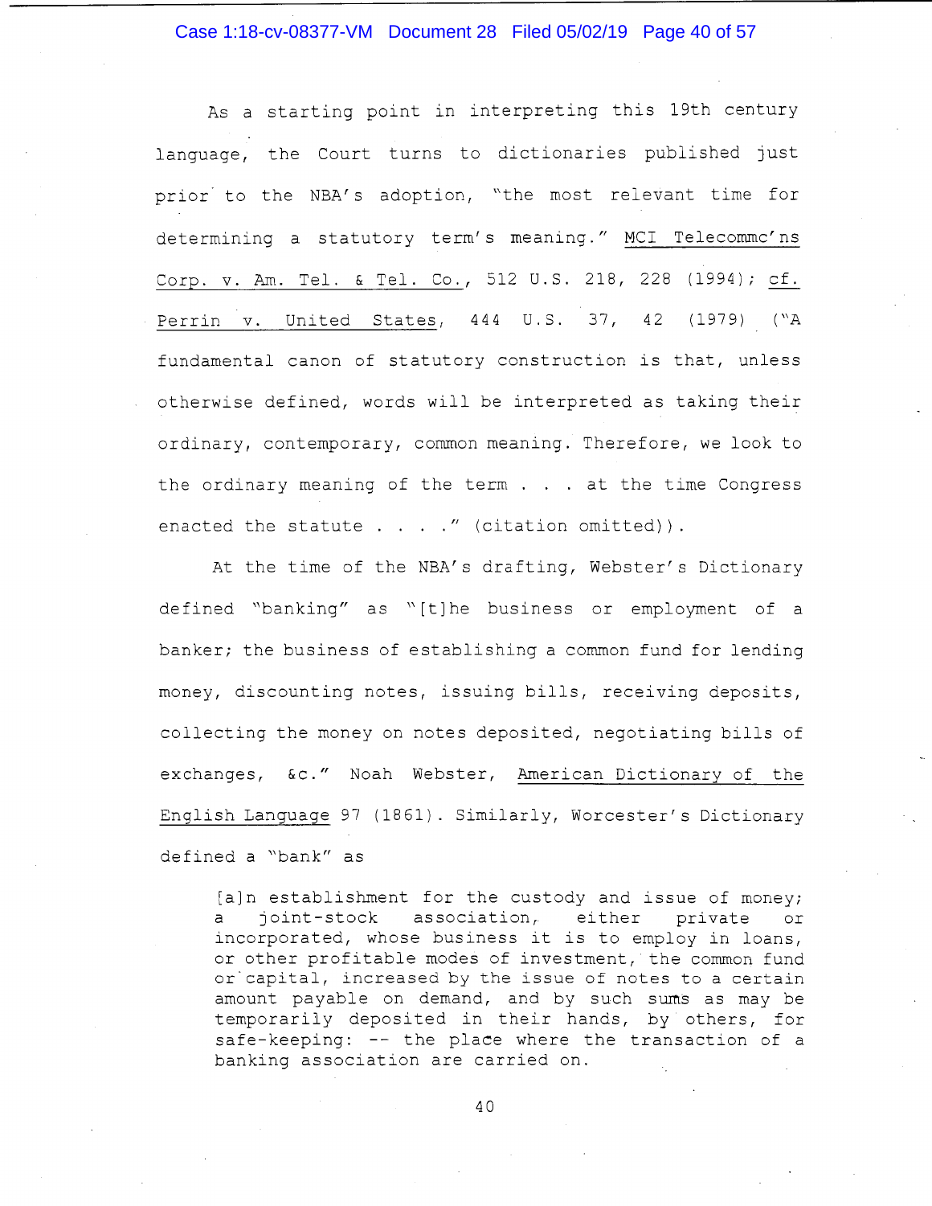As a starting point in interpreting this 19th century language, the Court turns to dictionaries published just prior to the NBA's adoption, "the most relevant time for determining a statutory term's meaning." MCI Telecommc'ns Corp. v. Am. Tel. & Tel. Co., 512 U.S. 218, 228 (1994); cf. Perrin v. United States, 444 U.S. 37, 42 (1979) ("A fundamental canon of statutory construction is that, unless otherwise defined, words will be interpreted as taking their ordinary, contemporary, common meaning. Therefore, we look to the ordinary meaning of the term . . . at the time Congress enacted the statute . . . ." (citation omitted)).

At the time of the NBA's drafting, Webster's Dictionary defined "banking" as "[t]he business or employment of a banker; the business of establishing a common fund for lending money, discounting notes, issuing bills, receiving deposits, collecting the money on notes deposited, negotiating bills of exchanges, &c." Noah Webster, American Dictionary of the English Language 97 (1861). Similarly, Worcester's Dictionary defined a "bank" as

> [a]n establishment for the custody and issue of money; a joint-stock association, either private or incorporated, whose business it is to employ in loans, or other profitable modes of investment, the common fund or capital, increased by the issue of notes to a certain amount payable on demand, and by such sums as may be temporarily deposited in their hands, by others, for safe-keeping: -- the place where the transaction of a banking association are carried on.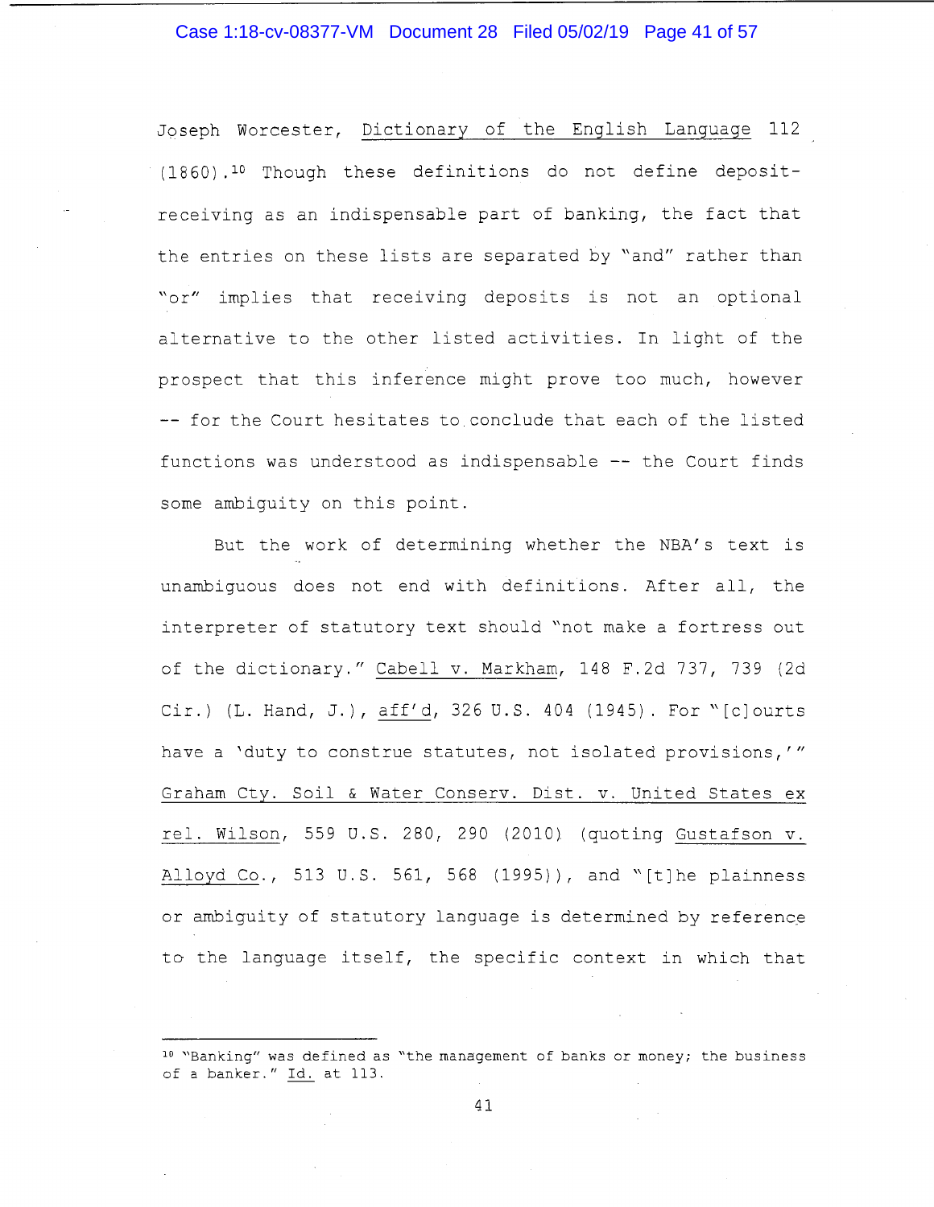Joseph Worcester, Dictionary of the English Language 112 (1860).[10] Though these definitions do not define deposit-receiving as an indispensable part of banking, the fact that the entries on these lists are separated by "and" rather than "or" implies that receiving deposits is not an optional alternative to the other listed activities. In light of the prospect that this inference might prove too much, however -- for the Court hesitates to conclude that each of the listed functions was understood as indispensable -- the Court finds some ambiguity on this point.

But the work of determining whether the NBA's text is unambiguous does not end with definitions. After all, the interpreter of statutory text should "not make a fortress out of the dictionary." Cabell v. Markham, 148 F.2d 737, 739 (2d Cir.) (L. Hand, J.), aff'd, 326 U.S. 404 (1945). For "[c]ourts have a 'duty to construe statutes, not isolated provisions,'" Graham Cty. Soil & Water Conserv. Dist. v. United States ex rel. Wilson, 559 U.S. 280, 290 (2010) (quoting Gustafson v. Alloyd Co., 513 U.S. 561, 568 (1995)), and "[t]he plainness or ambiguity of statutory language is determined by reference to the language itself, the specific context in which that

---

[10] "Banking" was defined as "the management of banks or money; the business of a banker." Id. at 113.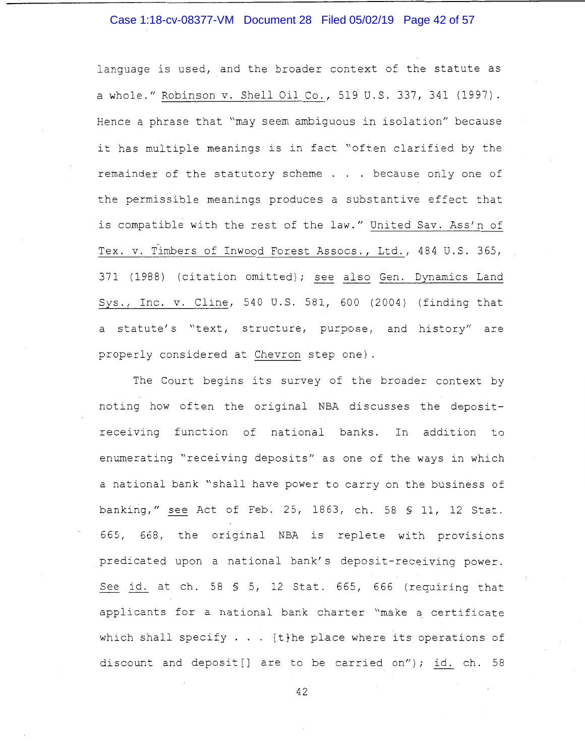language is used, and the broader context of the statute as a whole." Robinson v. Shell Oil Co., 519 U.S. 337, 341 (1997). Hence a phrase that "may seem ambiguous in isolation" because it has multiple meanings is in fact "often clarified by the remainder of the statutory scheme . . . because only one of the permissible meanings produces a substantive effect that is compatible with the rest of the law." United Sav. Ass'n of Tex. v. Timbers of Inwood Forest Assocs., Ltd., 484 U.S. 365, 371 (1988) (citation omitted); see also Gen. Dynamics Land Sys., Inc. v. Cline, 540 U.S. 581, 600 (2004) (finding that a statute's "text, structure, purpose, and history" are properly considered at Chevron step one).

The Court begins its survey of the broader context by noting how often the original NBA discusses the deposit-receiving function of national banks. In addition to enumerating "receiving deposits" as one of the ways in which a national bank "shall have power to carry on the business of banking," see Act of Feb. 25, 1863, ch. 58 § 11, 12 Stat. 665, 668, the original NBA is replete with provisions predicated upon a national bank's deposit-receiving power. See id. at ch. 58 § 5, 12 Stat. 665, 666 (requiring that applicants for a national bank charter "make a certificate which shall specify . . . [t]he place where its operations of discount and deposit[] are to be carried on"); id. ch. 58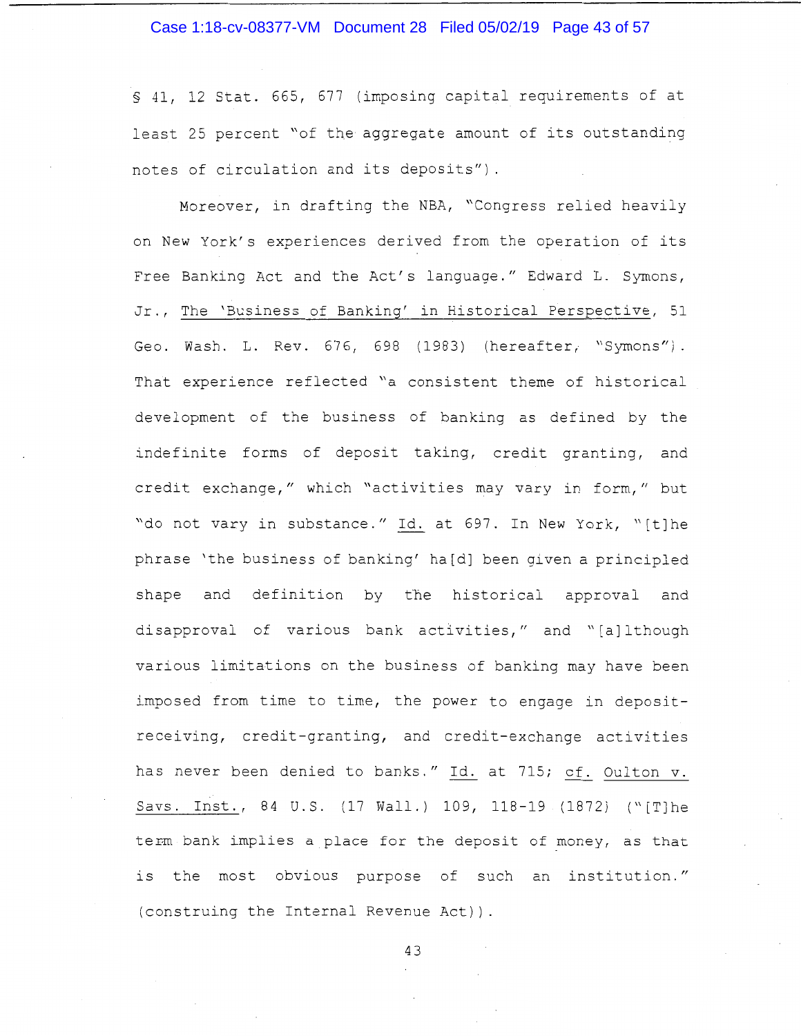§ 41, 12 Stat. 665, 677 (imposing capital requirements of at least 25 percent "of the aggregate amount of its outstanding notes of circulation and its deposits").

Moreover, in drafting the NBA, "Congress relied heavily on New York's experiences derived from the operation of its Free Banking Act and the Act's language." Edward L. Symons, Jr., The 'Business of Banking' in Historical Perspective, 51 Geo. Wash. L. Rev. 676, 698 (1983) (hereafter, "Symons"). That experience reflected "a consistent theme of historical development of the business of banking as defined by the indefinite forms of deposit taking, credit granting, and credit exchange," which "activities may vary in form," but "do not vary in substance." Id. at 697. In New York, "[t]he phrase 'the business of banking' ha[d] been given a principled shape and definition by the historical approval and disapproval of various bank activities," and "[a]lthough various limitations on the business of banking may have been imposed from time to time, the power to engage in deposit-receiving, credit-granting, and credit-exchange activities has never been denied to banks." Id. at 715; cf. Oulton v. Savs. Inst., 84 U.S. (17 Wall.) 109, 118-19 (1872) ("[T]he term bank implies a place for the deposit of money, as that is the most obvious purpose of such an institution." (construing the Internal Revenue Act)).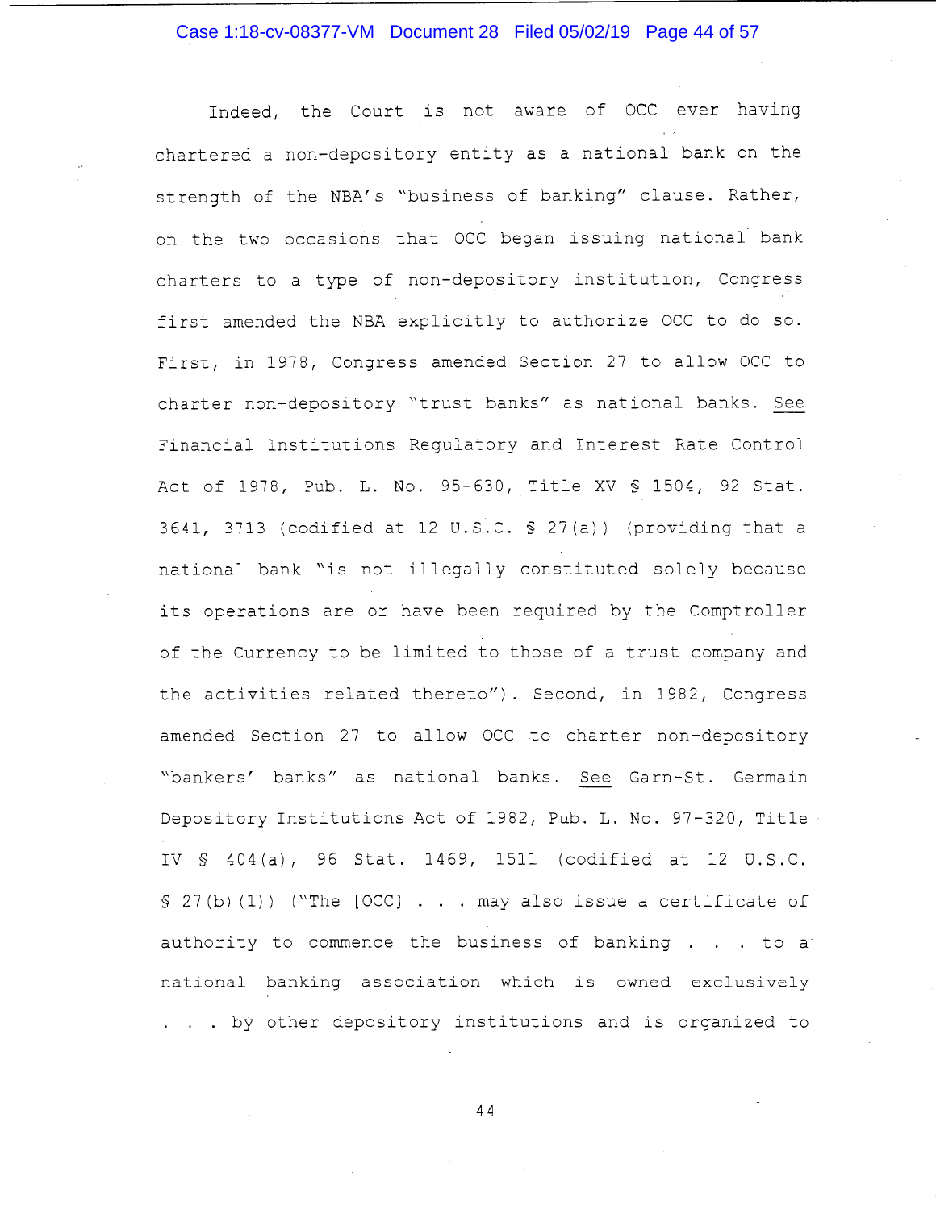Indeed, the Court is not aware of OCC ever having chartered a non-depository entity as a national bank on the strength of the NBA's "business of banking" clause. Rather, on the two occasions that OCC began issuing national bank charters to a type of non-depository institution, Congress first amended the NBA explicitly to authorize OCC to do so. First, in 1978, Congress amended Section 27 to allow OCC to charter non-depository "trust banks" as national banks. See Financial Institutions Regulatory and Interest Rate Control Act of 1978, Pub. L. No. 95-630, Title XV § 1504, 92 Stat. 3641, 3713 (codified at 12 U.S.C. § 27(a)) (providing that a national bank "is not illegally constituted solely because its operations are or have been required by the Comptroller of the Currency to be limited to those of a trust company and the activities related thereto"). Second, in 1982, Congress amended Section 27 to allow OCC to charter non-depository "bankers' banks" as national banks. See Garn-St. Germain Depository Institutions Act of 1982, Pub. L. No. 97-320, Title IV § 404(a), 96 Stat. 1469, 1511 (codified at 12 U.S.C. § 27(b)(1)) ("The [OCC] . . . may also issue a certificate of authority to commence the business of banking . . . to a national banking association which is owned exclusively . . . by other depository institutions and is organized to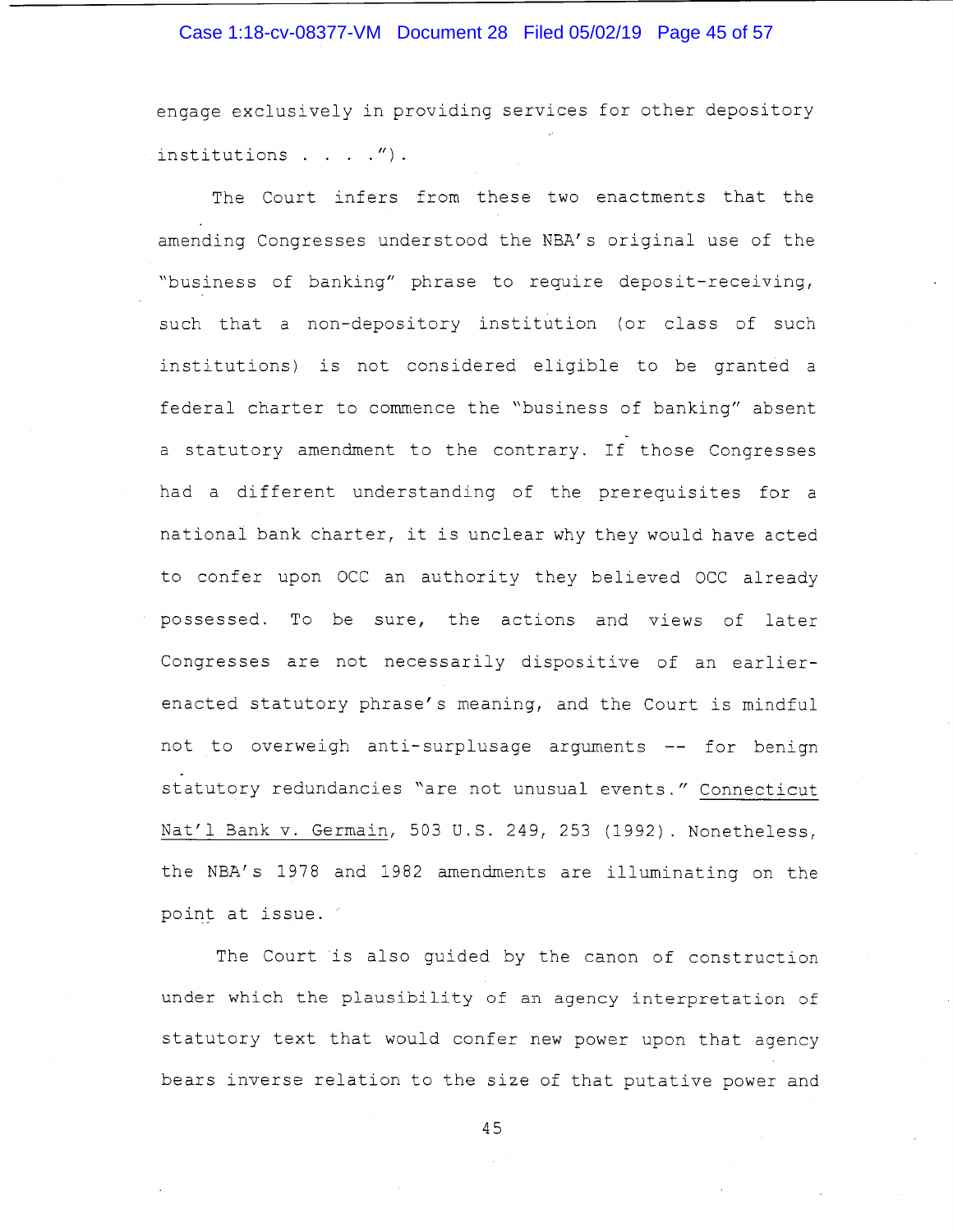engage exclusively in providing services for other depository institutions . . . .").

The Court infers from these two enactments that the amending Congresses understood the NBA's original use of the "business of banking" phrase to require deposit-receiving, such that a non-depository institution (or class of such institutions) is not considered eligible to be granted a federal charter to commence the "business of banking" absent a statutory amendment to the contrary. If those Congresses had a different understanding of the prerequisites for a national bank charter, it is unclear why they would have acted to confer upon OCC an authority they believed OCC already possessed. To be sure, the actions and views of later Congresses are not necessarily dispositive of an earlier-enacted statutory phrase's meaning, and the Court is mindful not to overweigh anti-surplusage arguments -- for benign statutory redundancies "are not unusual events." Connecticut Nat'l Bank v. Germain, 503 U.S. 249, 253 (1992). Nonetheless, the NBA's 1978 and 1982 amendments are illuminating on the point at issue.

The Court is also guided by the canon of construction under which the plausibility of an agency interpretation of statutory text that would confer new power upon that agency bears inverse relation to the size of that putative power and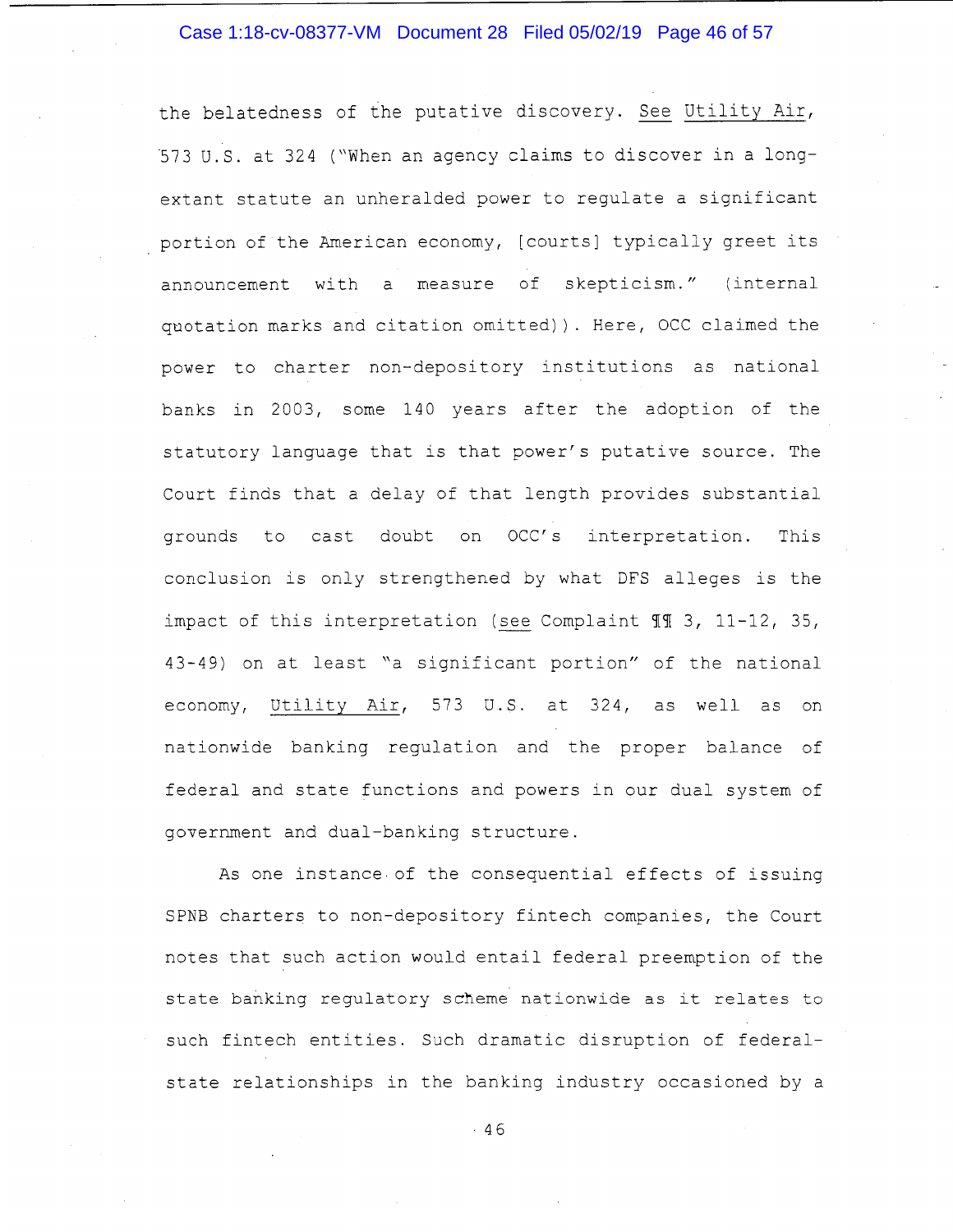the belatedness of the putative discovery. See Utility Air, 573 U.S. at 324 ("When an agency claims to discover in a long-extant statute an unheralded power to regulate a significant portion of the American economy, [courts] typically greet its announcement with a measure of skepticism." (internal quotation marks and citation omitted)). Here, OCC claimed the power to charter non-depository institutions as national banks in 2003, some 140 years after the adoption of the statutory language that is that power's putative source. The Court finds that a delay of that length provides substantial grounds to cast doubt on OCC's interpretation. This conclusion is only strengthened by what DFS alleges is the impact of this interpretation (see Complaint ¶¶ 3, 11-12, 35, 43-49) on at least "a significant portion" of the national economy, Utility Air, 573 U.S. at 324, as well as on nationwide banking regulation and the proper balance of federal and state functions and powers in our dual system of government and dual-banking structure.

As one instance of the consequential effects of issuing SPNB charters to non-depository fintech companies, the Court notes that such action would entail federal preemption of the state banking regulatory scheme nationwide as it relates to such fintech entities. Such dramatic disruption of federal-state relationships in the banking industry occasioned by a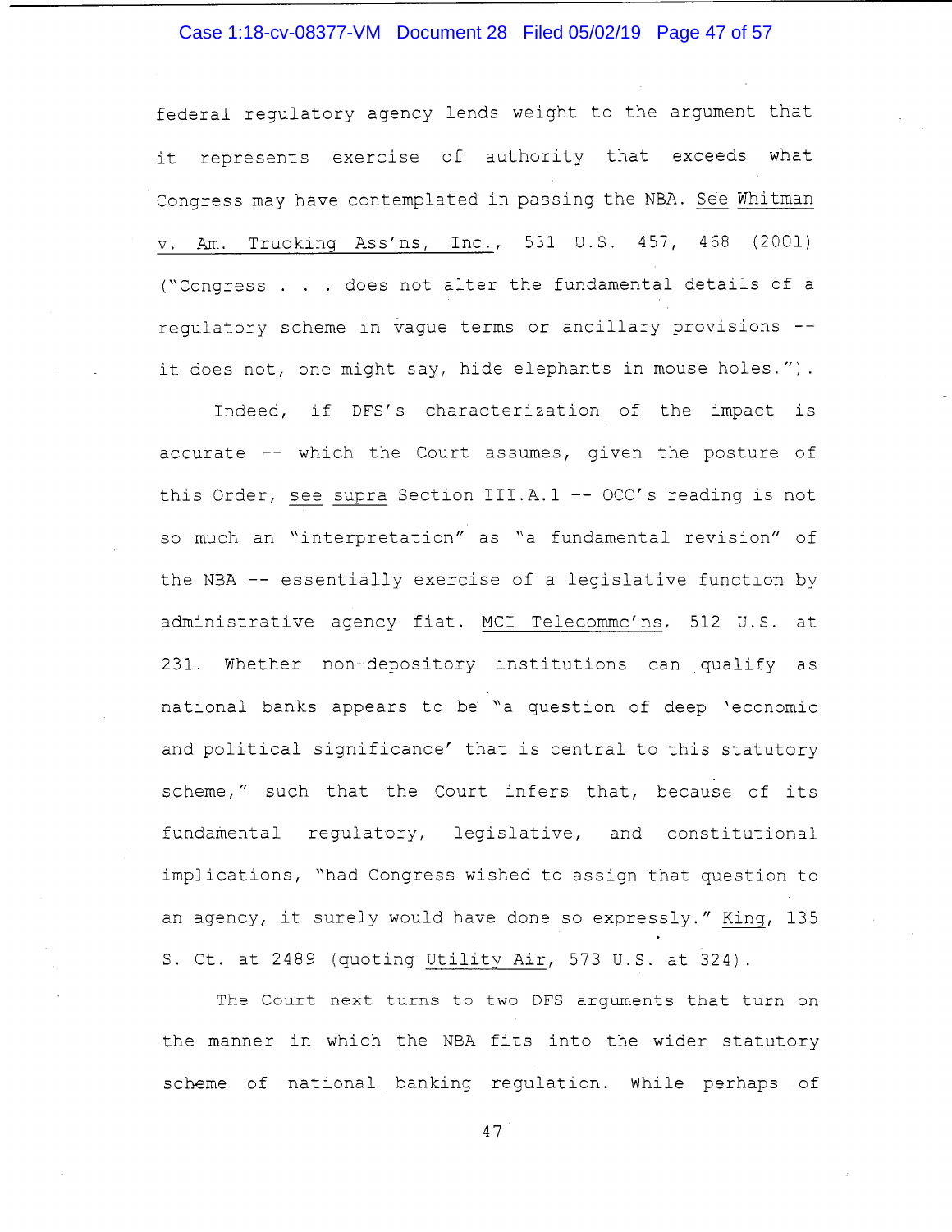federal regulatory agency lends weight to the argument that it represents exercise of authority that exceeds what Congress may have contemplated in passing the NBA. See Whitman v. Am. Trucking Ass'ns, Inc., 531 U.S. 457, 468 (2001) ("Congress . . . does not alter the fundamental details of a regulatory scheme in vague terms or ancillary provisions -- it does not, one might say, hide elephants in mouse holes.").

Indeed, if DFS's characterization of the impact is accurate -- which the Court assumes, given the posture of this Order, see supra Section III.A.1 -- OCC's reading is not so much an "interpretation" as "a fundamental revision" of the NBA -- essentially exercise of a legislative function by administrative agency fiat. MCI Telecommc'ns, 512 U.S. at 231. Whether non-depository institutions can qualify as national banks appears to be "a question of deep 'economic and political significance' that is central to this statutory scheme," such that the Court infers that, because of its fundamental regulatory, legislative, and constitutional implications, "had Congress wished to assign that question to an agency, it surely would have done so expressly." King, 135 S. Ct. at 2489 (quoting Utility Air, 573 U.S. at 324).

The Court next turns to two DFS arguments that turn on the manner in which the NBA fits into the wider statutory scheme of national banking regulation. While perhaps of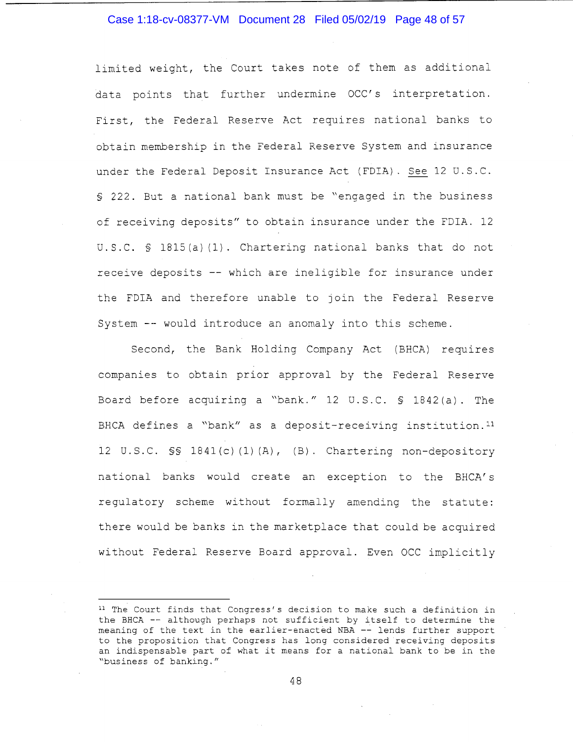limited weight, the Court takes note of them as additional data points that further undermine OCC's interpretation. First, the Federal Reserve Act requires national banks to obtain membership in the Federal Reserve System and insurance under the Federal Deposit Insurance Act (FDIA). See 12 U.S.C. § 222. But a national bank must be "engaged in the business of receiving deposits" to obtain insurance under the FDIA. 12 U.S.C. § 1815(a)(1). Chartering national banks that do not receive deposits -- which are ineligible for insurance under the FDIA and therefore unable to join the Federal Reserve System -- would introduce an anomaly into this scheme.

Second, the Bank Holding Company Act (BHCA) requires companies to obtain prior approval by the Federal Reserve Board before acquiring a "bank." 12 U.S.C. § 1842(a). The BHCA defines a "bank" as a deposit-receiving institution.[11] 12 U.S.C. §§ 1841(c)(1)(A), (B). Chartering non-depository national banks would create an exception to the BHCA's regulatory scheme without formally amending the statute: there would be banks in the marketplace that could be acquired without Federal Reserve Board approval. Even OCC implicitly

---

[11] The Court finds that Congress's decision to make such a definition in the BHCA -- although perhaps not sufficient by itself to determine the meaning of the text in the earlier-enacted NBA -- lends further support to the proposition that Congress has long considered receiving deposits an indispensable part of what it means for a national bank to be in the "business of banking."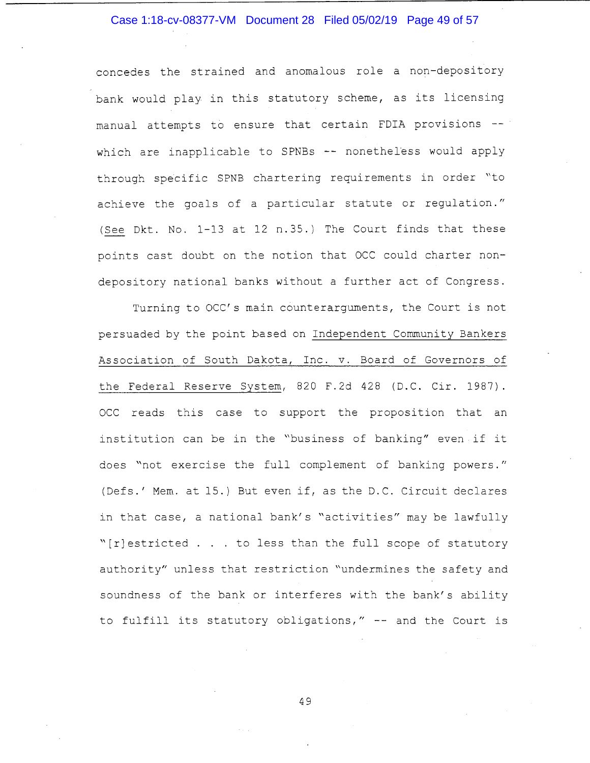concedes the strained and anomalous role a non-depository bank would play in this statutory scheme, as its licensing manual attempts to ensure that certain FDIA provisions -- which are inapplicable to SPNBs -- nonetheless would apply through specific SPNB chartering requirements in order "to achieve the goals of a particular statute or regulation." (See Dkt. No. 1-13 at 12 n.35.) The Court finds that these points cast doubt on the notion that OCC could charter non-depository national banks without a further act of Congress.

Turning to OCC's main counterarguments, the Court is not persuaded by the point based on Independent Community Bankers Association of South Dakota, Inc. v. Board of Governors of the Federal Reserve System, 820 F.2d 428 (D.C. Cir. 1987). OCC reads this case to support the proposition that an institution can be in the "business of banking" even if it does "not exercise the full complement of banking powers." (Defs.' Mem. at 15.) But even if, as the D.C. Circuit declares in that case, a national bank's "activities" may be lawfully "[r]estricted . . . to less than the full scope of statutory authority" unless that restriction "undermines the safety and soundness of the bank or interferes with the bank's ability to fulfill its statutory obligations," -- and the Court is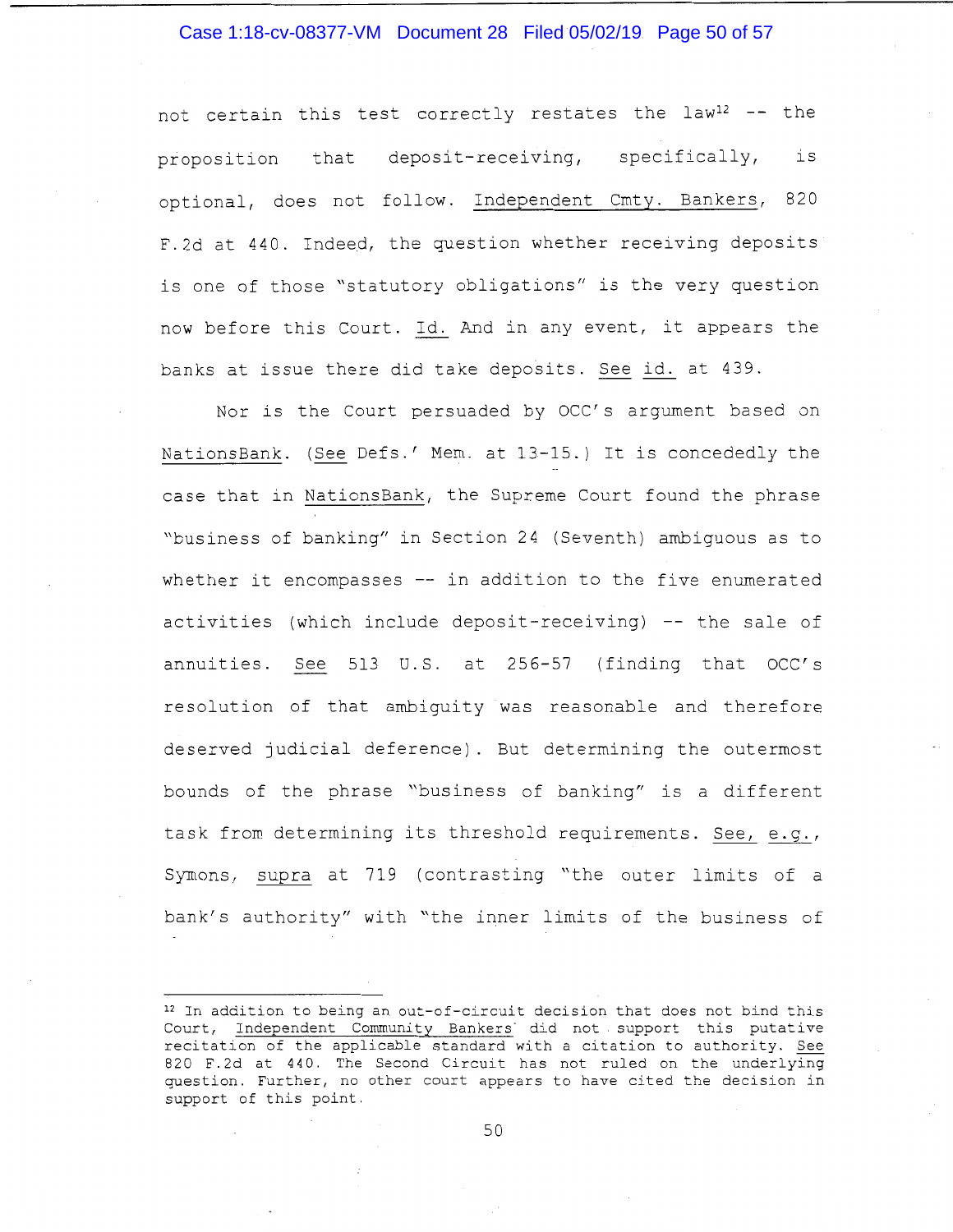not certain this test correctly restates the law[12] -- the proposition that deposit-receiving, specifically, is optional, does not follow. Independent Cmty. Bankers, 820 F.2d at 440. Indeed, the question whether receiving deposits is one of those "statutory obligations" is the very question now before this Court. Id. And in any event, it appears the banks at issue there did take deposits. See id. at 439.

Nor is the Court persuaded by OCC's argument based on NationsBank. (See Defs.' Mem. at 13-15.) It is concededly the case that in NationsBank, the Supreme Court found the phrase "business of banking" in Section 24 (Seventh) ambiguous as to whether it encompasses -- in addition to the five enumerated activities (which include deposit-receiving) -- the sale of annuities. See 513 U.S. at 256-57 (finding that OCC's resolution of that ambiguity was reasonable and therefore deserved judicial deference). But determining the outermost bounds of the phrase "business of banking" is a different task from determining its threshold requirements. See, e.g., Symons, supra at 719 (contrasting "the outer limits of a bank's authority" with "the inner limits of the business of

---

[12] In addition to being an out-of-circuit decision that does not bind this Court, Independent Community Bankers did not support this putative recitation of the applicable standard with a citation to authority. See 820 F.2d at 440. The Second Circuit has not ruled on the underlying question. Further, no other court appears to have cited the decision in support of this point.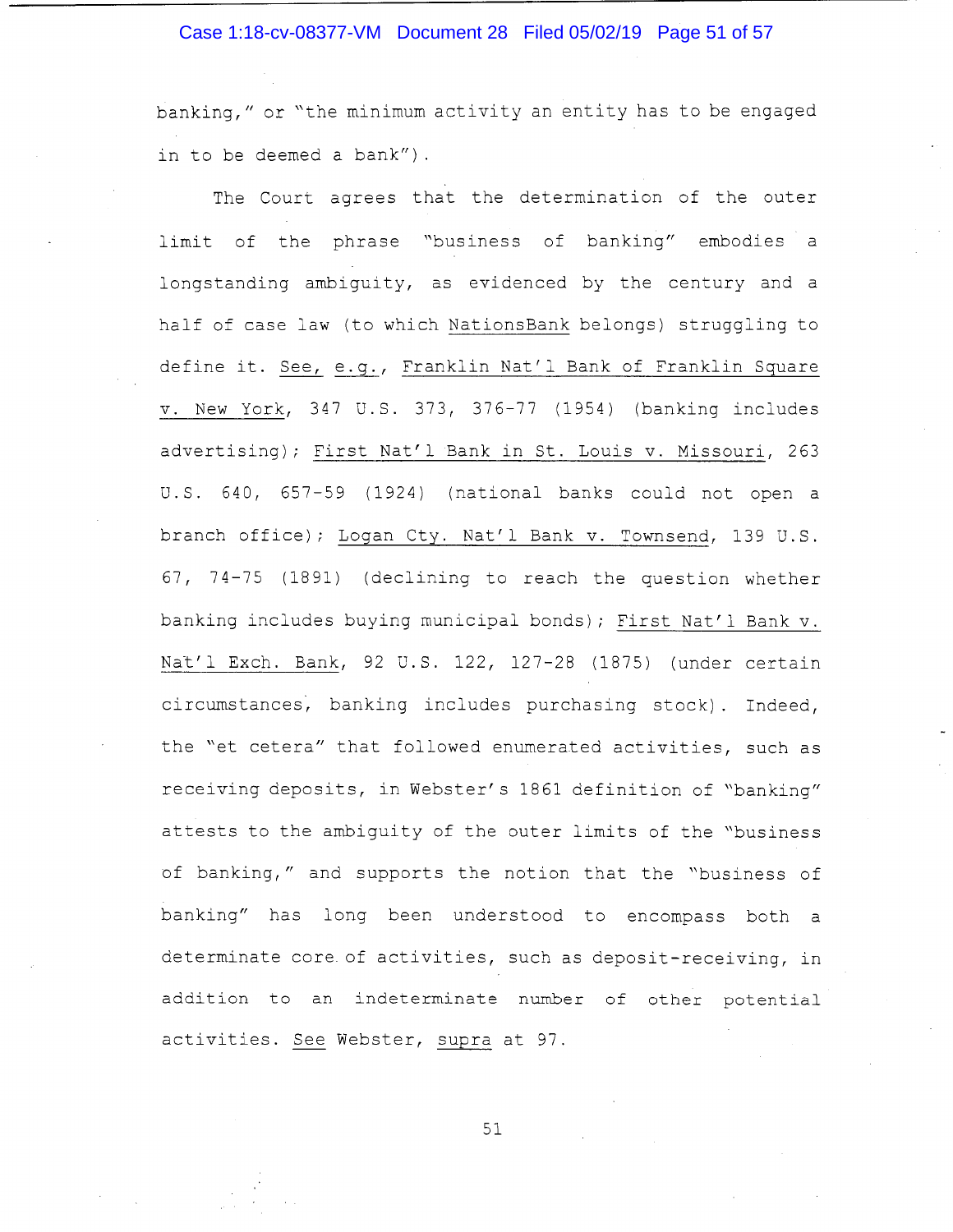banking," or "the minimum activity an entity has to be engaged in to be deemed a bank").

The Court agrees that the determination of the outer limit of the phrase "business of banking" embodies a longstanding ambiguity, as evidenced by the century and a half of case law (to which <u>NationsBank</u> belongs) struggling to define it. <u>See, e.g.</u>, <u>Franklin Nat'l Bank of Franklin Square v. New York</u>, 347 U.S. 373, 376-77 (1954) (banking includes advertising); <u>First Nat'l Bank in St. Louis v. Missouri</u>, 263 U.S. 640, 657-59 (1924) (national banks could not open a branch office); <u>Logan Cty. Nat'l Bank v. Townsend</u>, 139 U.S. 67, 74-75 (1891) (declining to reach the question whether banking includes buying municipal bonds); <u>First Nat'l Bank v. Nat'l Exch. Bank</u>, 92 U.S. 122, 127-28 (1875) (under certain circumstances, banking includes purchasing stock). Indeed, the "et cetera" that followed enumerated activities, such as receiving deposits, in Webster's 1861 definition of "banking" attests to the ambiguity of the outer limits of the "business of banking," and supports the notion that the "business of banking" has long been understood to encompass both a determinate core of activities, such as deposit-receiving, in addition to an indeterminate number of other potential activities. <u>See</u> Webster, <u>supra</u> at 97.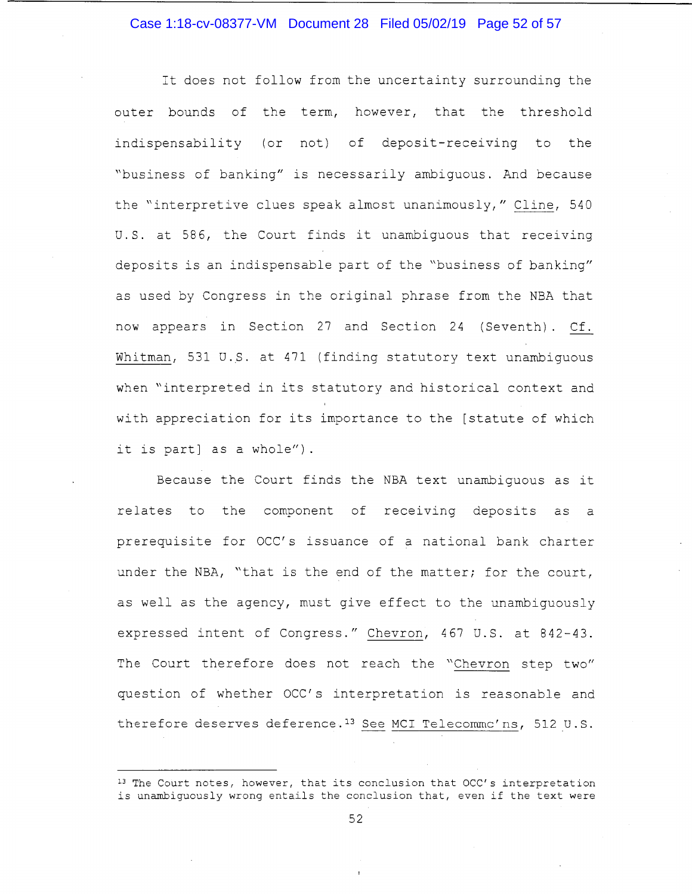It does not follow from the uncertainty surrounding the outer bounds of the term, however, that the threshold indispensability (or not) of deposit-receiving to the "business of banking" is necessarily ambiguous. And because the "interpretive clues speak almost unanimously," Cline, 540 U.S. at 586, the Court finds it unambiguous that receiving deposits is an indispensable part of the "business of banking" as used by Congress in the original phrase from the NBA that now appears in Section 27 and Section 24 (Seventh). Cf. Whitman, 531 U.S. at 471 (finding statutory text unambiguous when "interpreted in its statutory and historical context and with appreciation for its importance to the [statute of which it is part] as a whole").

Because the Court finds the NBA text unambiguous as it relates to the component of receiving deposits as a prerequisite for OCC's issuance of a national bank charter under the NBA, "that is the end of the matter; for the court, as well as the agency, must give effect to the unambiguously expressed intent of Congress." Chevron, 467 U.S. at 842-43. The Court therefore does not reach the "Chevron step two" question of whether OCC's interpretation is reasonable and therefore deserves deference.[13] See MCI Telecommc'ns, 512 U.S.

[13] The Court notes, however, that its conclusion that OCC's interpretation is unambiguously wrong entails the conclusion that, even if the text were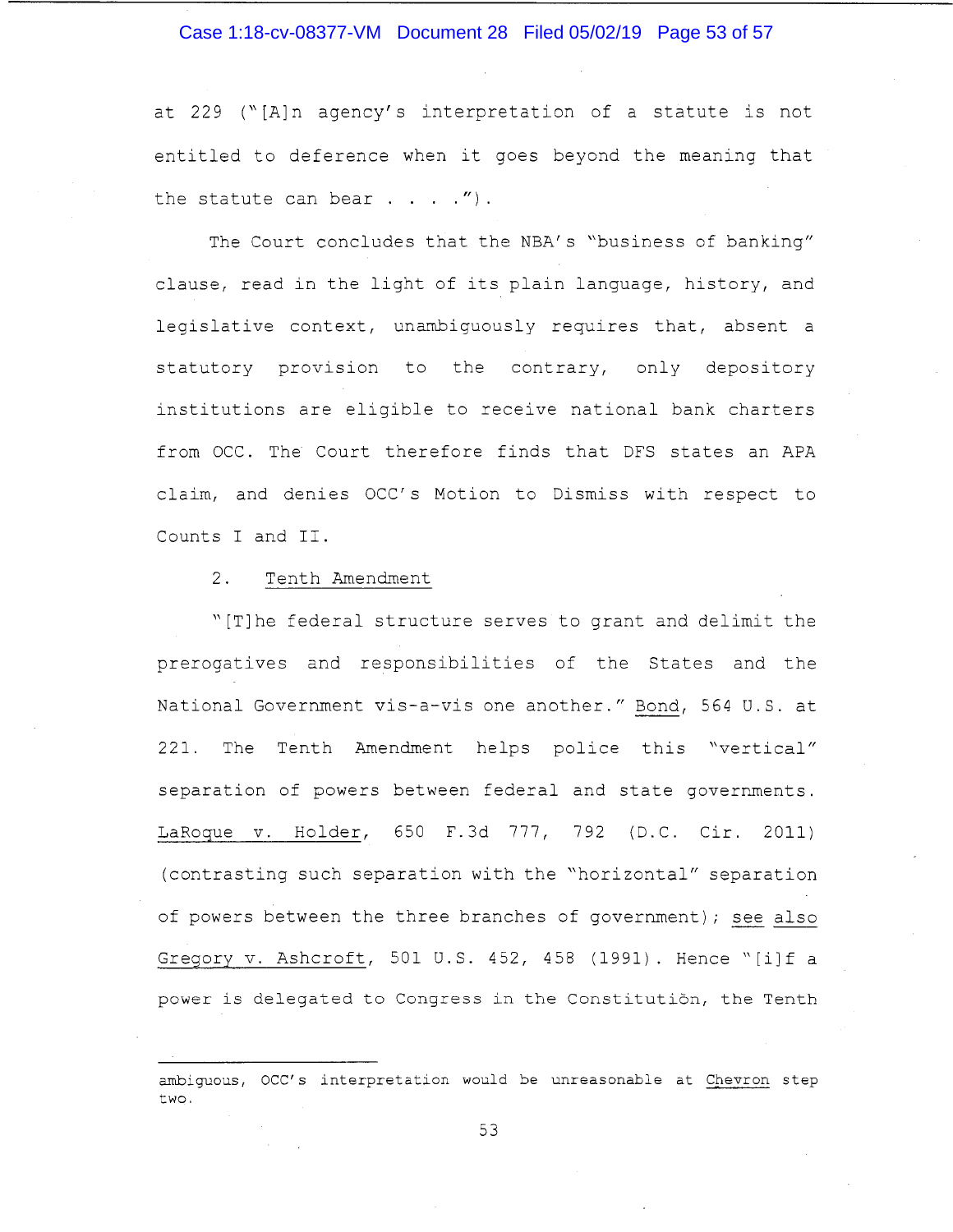at 229 ("[A]n agency's interpretation of a statute is not entitled to deference when it goes beyond the meaning that the statute can bear . . . .").

The Court concludes that the NBA's "business of banking" clause, read in the light of its plain language, history, and legislative context, unambiguously requires that, absent a statutory provision to the contrary, only depository institutions are eligible to receive national bank charters from OCC. The Court therefore finds that DFS states an APA claim, and denies OCC's Motion to Dismiss with respect to Counts I and II.

2. <u>Tenth Amendment</u>

"[T]he federal structure serves to grant and delimit the prerogatives and responsibilities of the States and the National Government vis-a-vis one another." <u>Bond</u>, 564 U.S. at 221. The Tenth Amendment helps police this "vertical" separation of powers between federal and state governments. <u>LaRoque v. Holder</u>, 650 F.3d 777, 792 (D.C. Cir. 2011) (contrasting such separation with the "horizontal" separation of powers between the three branches of government); <u>see also</u> <u>Gregory v. Ashcroft</u>, 501 U.S. 452, 458 (1991). Hence "[i]f a power is delegated to Congress in the Constitution, the Tenth

---

ambiguous, OCC's interpretation would be unreasonable at <u>Chevron</u> step two.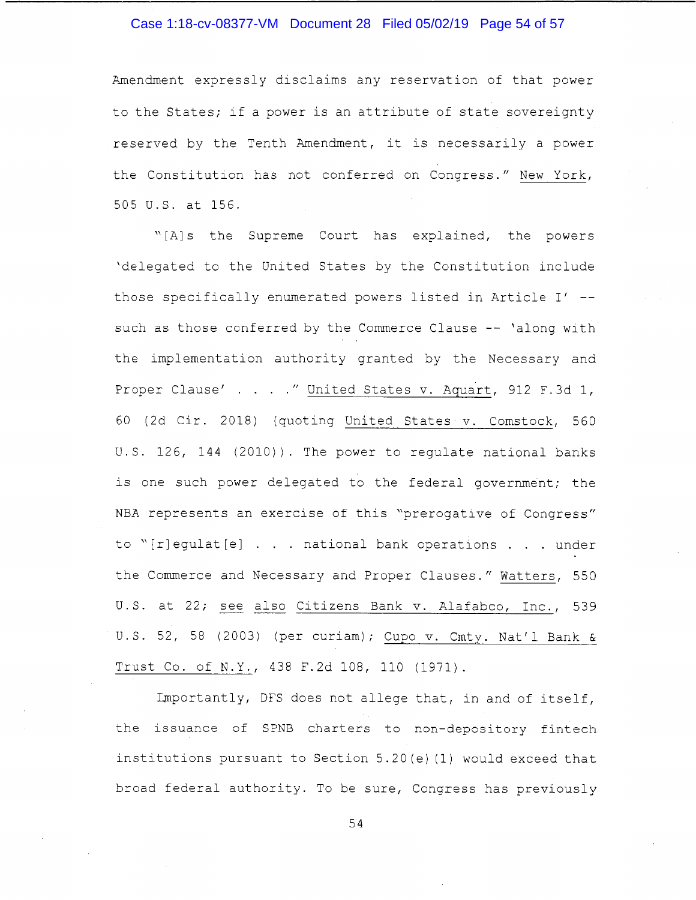Amendment expressly disclaims any reservation of that power to the States; if a power is an attribute of state sovereignty reserved by the Tenth Amendment, it is necessarily a power the Constitution has not conferred on Congress." New York, 505 U.S. at 156.

"[A]s the Supreme Court has explained, the powers 'delegated to the United States by the Constitution include those specifically enumerated powers listed in Article I' -- such as those conferred by the Commerce Clause -- 'along with the implementation authority granted by the Necessary and Proper Clause' . . . ." United States v. Aquart, 912 F.3d 1, 60 (2d Cir. 2018) (quoting United States v. Comstock, 560 U.S. 126, 144 (2010)). The power to regulate national banks is one such power delegated to the federal government; the NBA represents an exercise of this "prerogative of Congress" to "[r]egulat[e] . . . national bank operations . . . under the Commerce and Necessary and Proper Clauses." Watters, 550 U.S. at 22; see also Citizens Bank v. Alafabco, Inc., 539 U.S. 52, 58 (2003) (per curiam); Cupo v. Cmty. Nat'l Bank & Trust Co. of N.Y., 438 F.2d 108, 110 (1971).

Importantly, DFS does not allege that, in and of itself, the issuance of SPNB charters to non-depository fintech institutions pursuant to Section 5.20(e)(1) would exceed that broad federal authority. To be sure, Congress has previously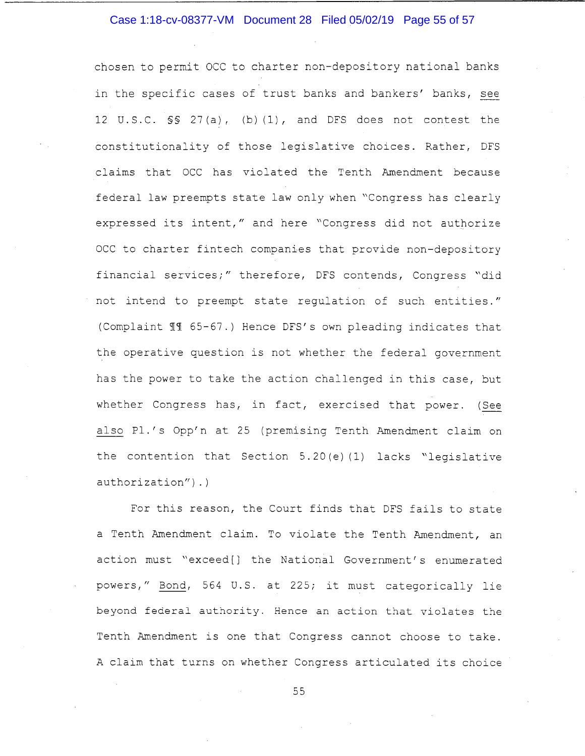chosen to permit OCC to charter non-depository national banks in the specific cases of trust banks and bankers' banks, see 12 U.S.C. §§ 27(a), (b)(1), and DFS does not contest the constitutionality of those legislative choices. Rather, DFS claims that OCC has violated the Tenth Amendment because federal law preempts state law only when "Congress has clearly expressed its intent," and here "Congress did not authorize OCC to charter fintech companies that provide non-depository financial services;" therefore, DFS contends, Congress "did not intend to preempt state regulation of such entities." (Complaint ¶¶ 65-67.) Hence DFS's own pleading indicates that the operative question is not whether the federal government has the power to take the action challenged in this case, but whether Congress has, in fact, exercised that power. (See also Pl.'s Opp'n at 25 (premising Tenth Amendment claim on the contention that Section 5.20(e)(1) lacks "legislative authorization").)

For this reason, the Court finds that DFS fails to state a Tenth Amendment claim. To violate the Tenth Amendment, an action must "exceed[] the National Government's enumerated powers," Bond, 564 U.S. at 225; it must categorically lie beyond federal authority. Hence an action that violates the Tenth Amendment is one that Congress cannot choose to take. A claim that turns on whether Congress articulated its choice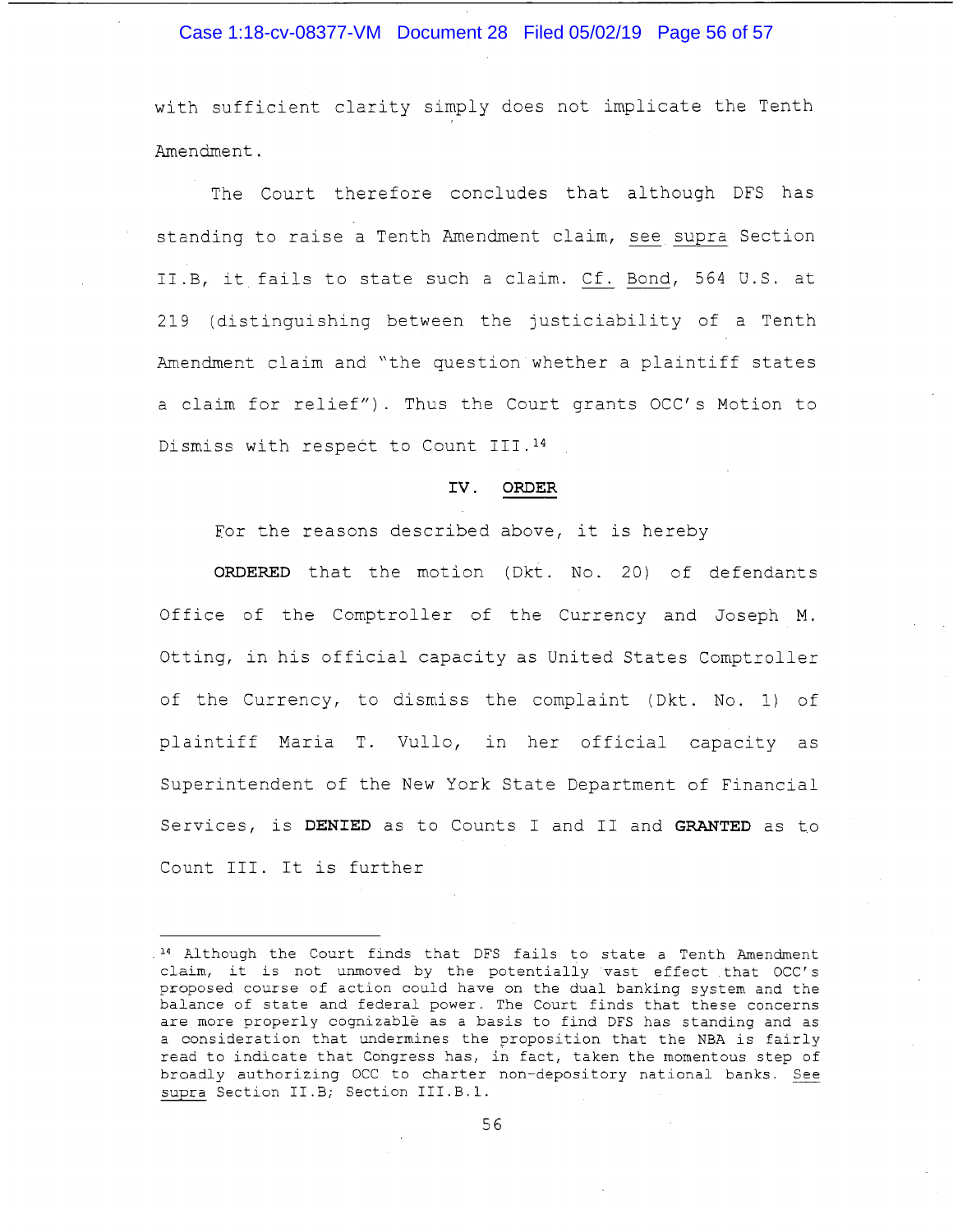with sufficient clarity simply does not implicate the Tenth Amendment.

The Court therefore concludes that although DFS has standing to raise a Tenth Amendment claim, see supra Section II.B, it fails to state such a claim. Cf. Bond, 564 U.S. at 219 (distinguishing between the justiciability of a Tenth Amendment claim and "the question whether a plaintiff states a claim for relief"). Thus the Court grants OCC's Motion to Dismiss with respect to Count III.[14]

## IV. ORDER

For the reasons described above, it is hereby

**ORDERED** that the motion (Dkt. No. 20) of defendants Office of the Comptroller of the Currency and Joseph M. Otting, in his official capacity as United States Comptroller of the Currency, to dismiss the complaint (Dkt. No. 1) of plaintiff Maria T. Vullo, in her official capacity as Superintendent of the New York State Department of Financial Services, is **DENIED** as to Counts I and II and **GRANTED** as to Count III. It is further

---

[14] Although the Court finds that DFS fails to state a Tenth Amendment claim, it is not unmoved by the potentially vast effect that OCC's proposed course of action could have on the dual banking system and the balance of state and federal power. The Court finds that these concerns are more properly cognizable as a basis to find DFS has standing and as a consideration that undermines the proposition that the NBA is fairly read to indicate that Congress has, in fact, taken the momentous step of broadly authorizing OCC to charter non-depository national banks. See supra Section II.B; Section III.B.1.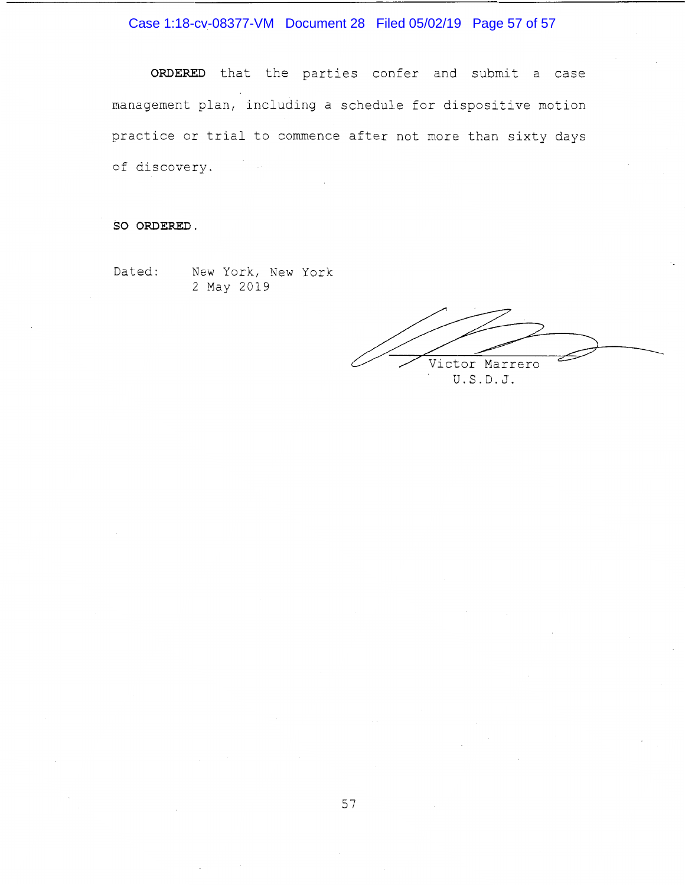**ORDERED** that the parties confer and submit a case management plan, including a schedule for dispositive motion practice or trial to commence after not more than sixty days of discovery.

**SO ORDERED.**

Dated: New York, New York
2 May 2019

Victor Marrero
U.S.D.J.